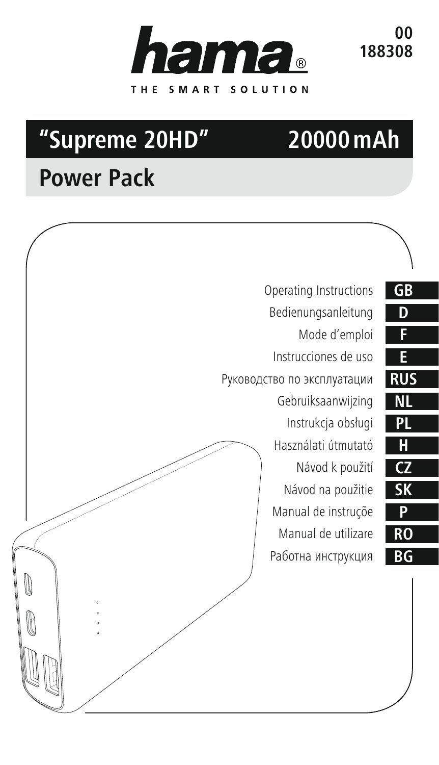hama®

THE SMART SOLUTION

00
188308

# "Supreme 20HD" 20000 mAh

## Power Pack

| | |
|---|---|
| Operating Instructions | GB |
| Bedienungsanleitung | D |
| Mode d'emploi | F |
| Instrucciones de uso | E |
| Руководство по эксплуатации | RUS |
| Gebruiksaanwijzing | NL |
| Instrukcja obsługi | PL |
| Használati útmutató | H |
| Návod k použití | CZ |
| Návod na použitie | SK |
| Manual de instrução | P |
| Manual de utilizare | RO |
| Работна инструкция | BG |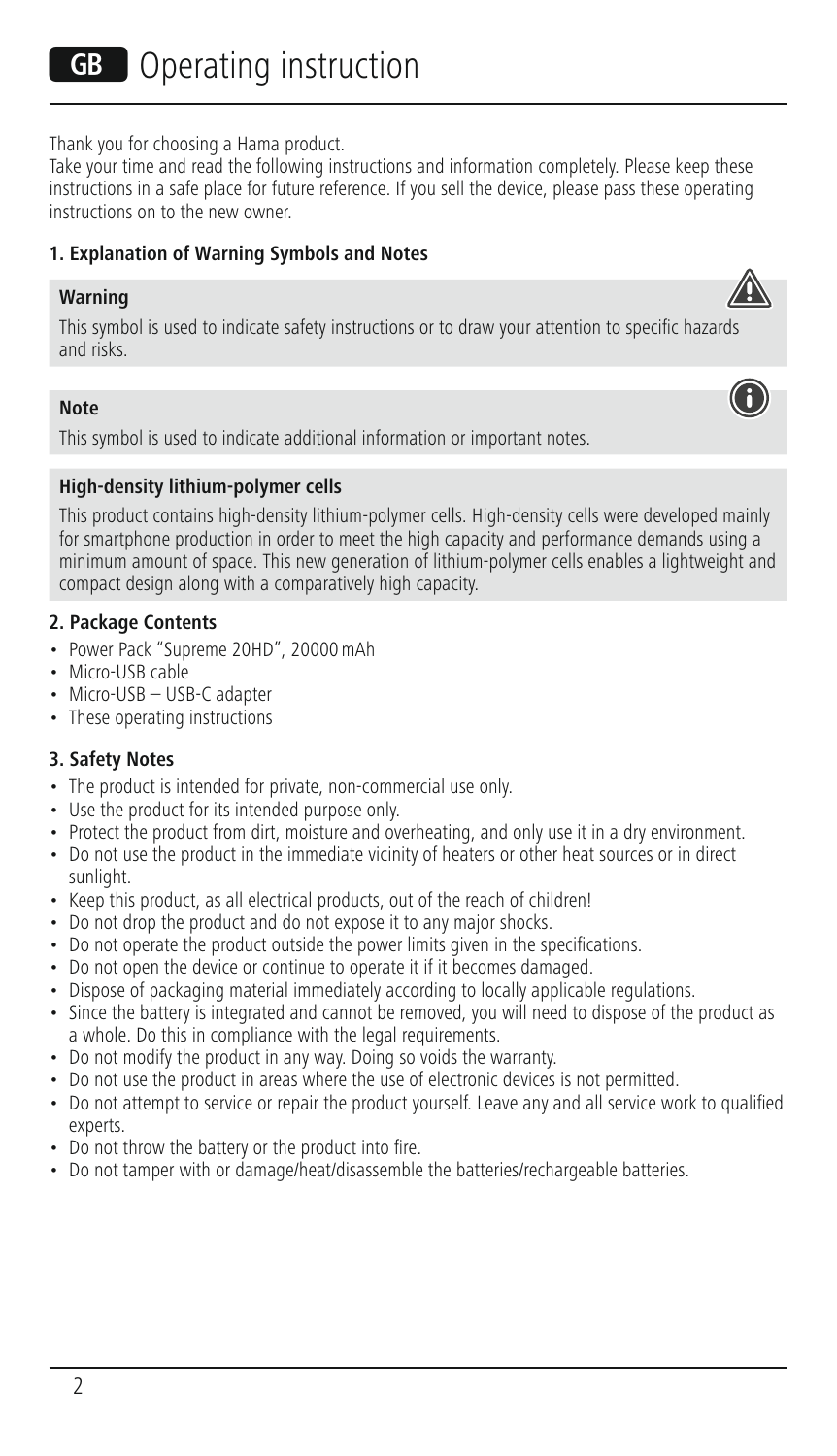# GB Operating instruction

Thank you for choosing a Hama product.
Take your time and read the following instructions and information completely. Please keep these instructions in a safe place for future reference. If you sell the device, please pass these operating instructions on to the new owner.

### 1. Explanation of Warning Symbols and Notes

**Warning**

This symbol is used to indicate safety instructions or to draw your attention to specific hazards and risks.

**Note**

This symbol is used to indicate additional information or important notes.

**High-density lithium-polymer cells**

This product contains high-density lithium-polymer cells. High-density cells were developed mainly for smartphone production in order to meet the high capacity and performance demands using a minimum amount of space. This new generation of lithium-polymer cells enables a lightweight and compact design along with a comparatively high capacity.

### 2. Package Contents

- Power Pack "Supreme 20HD", 20000 mAh
- Micro-USB cable
- Micro-USB – USB-C adapter
- These operating instructions

### 3. Safety Notes

- The product is intended for private, non-commercial use only.
- Use the product for its intended purpose only.
- Protect the product from dirt, moisture and overheating, and only use it in a dry environment.
- Do not use the product in the immediate vicinity of heaters or other heat sources or in direct sunlight.
- Keep this product, as all electrical products, out of the reach of children!
- Do not drop the product and do not expose it to any major shocks.
- Do not operate the product outside the power limits given in the specifications.
- Do not open the device or continue to operate it if it becomes damaged.
- Dispose of packaging material immediately according to locally applicable regulations.
- Since the battery is integrated and cannot be removed, you will need to dispose of the product as a whole. Do this in compliance with the legal requirements.
- Do not modify the product in any way. Doing so voids the warranty.
- Do not use the product in areas where the use of electronic devices is not permitted.
- Do not attempt to service or repair the product yourself. Leave any and all service work to qualified experts.
- Do not throw the battery or the product into fire.
- Do not tamper with or damage/heat/disassemble the batteries/rechargeable batteries.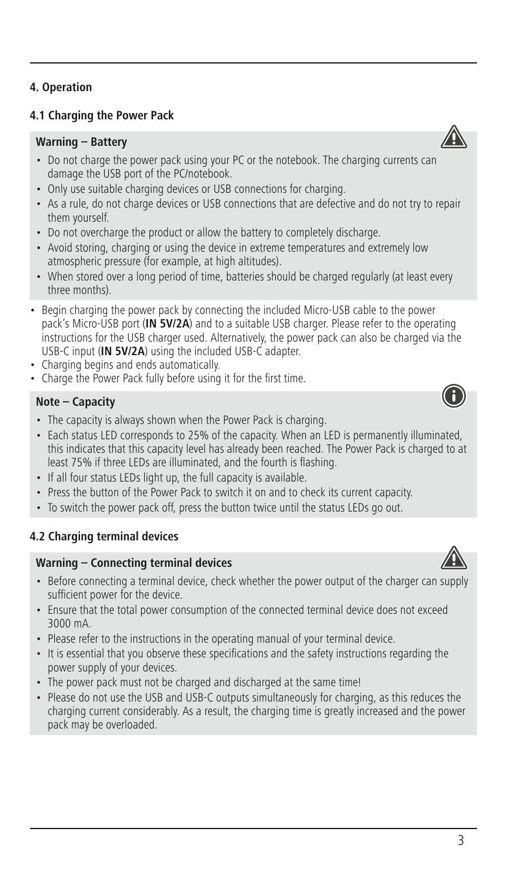# 4. Operation

## 4.1 Charging the Power Pack

**Warning – Battery**

- Do not charge the power pack using your PC or the notebook. The charging currents can damage the USB port of the PC/notebook.
- Only use suitable charging devices or USB connections for charging.
- As a rule, do not charge devices or USB connections that are defective and do not try to repair them yourself.
- Do not overcharge the product or allow the battery to completely discharge.
- Avoid storing, charging or using the device in extreme temperatures and extremely low atmospheric pressure (for example, at high altitudes).
- When stored over a long period of time, batteries should be charged regularly (at least every three months).

- Begin charging the power pack by connecting the included Micro-USB cable to the power pack's Micro-USB port (**IN 5V/2A**) and to a suitable USB charger. Please refer to the operating instructions for the USB charger used. Alternatively, the power pack can also be charged via the USB-C input (**IN 5V/2A**) using the included USB-C adapter.
- Charging begins and ends automatically.
- Charge the Power Pack fully before using it for the first time.

**Note – Capacity**

- The capacity is always shown when the Power Pack is charging.
- Each status LED corresponds to 25% of the capacity. When an LED is permanently illuminated, this indicates that this capacity level has already been reached. The Power Pack is charged to at least 75% if three LEDs are illuminated, and the fourth is flashing.
- If all four status LEDs light up, the full capacity is available.
- Press the button of the Power Pack to switch it on and to check its current capacity.
- To switch the power pack off, press the button twice until the status LEDs go out.

## 4.2 Charging terminal devices

**Warning – Connecting terminal devices**

- Before connecting a terminal device, check whether the power output of the charger can supply sufficient power for the device.
- Ensure that the total power consumption of the connected terminal device does not exceed 3000 mA.
- Please refer to the instructions in the operating manual of your terminal device.
- It is essential that you observe these specifications and the safety instructions regarding the power supply of your devices.
- The power pack must not be charged and discharged at the same time!
- Please do not use the USB and USB-C outputs simultaneously for charging, as this reduces the charging current considerably. As a result, the charging time is greatly increased and the power pack may be overloaded.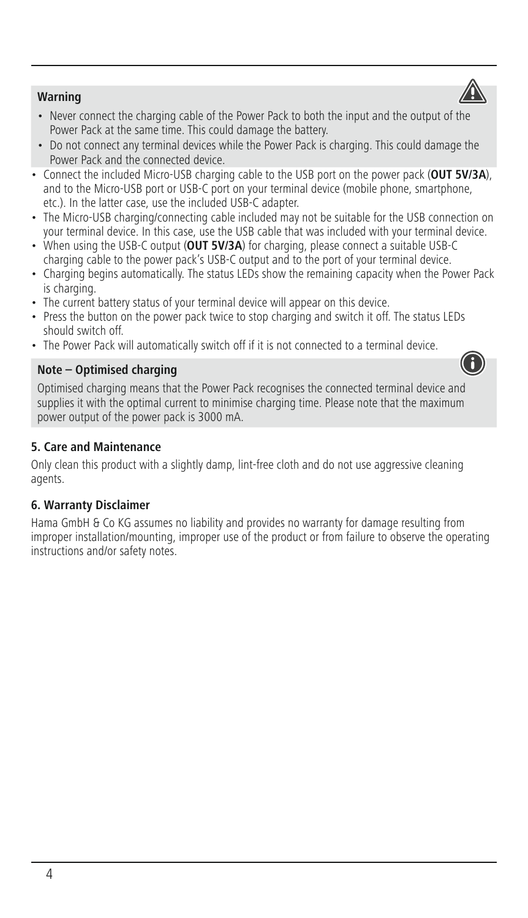**Warning**

- Never connect the charging cable of the Power Pack to both the input and the output of the Power Pack at the same time. This could damage the battery.
- Do not connect any terminal devices while the Power Pack is charging. This could damage the Power Pack and the connected device.

- Connect the included Micro-USB charging cable to the USB port on the power pack (**OUT 5V/3A**), and to the Micro-USB port or USB-C port on your terminal device (mobile phone, smartphone, etc.). In the latter case, use the included USB-C adapter.
- The Micro-USB charging/connecting cable included may not be suitable for the USB connection on your terminal device. In this case, use the USB cable that was included with your terminal device.
- When using the USB-C output (**OUT 5V/3A**) for charging, please connect a suitable USB-C charging cable to the power pack's USB-C output and to the port of your terminal device.
- Charging begins automatically. The status LEDs show the remaining capacity when the Power Pack is charging.
- The current battery status of your terminal device will appear on this device.
- Press the button on the power pack twice to stop charging and switch it off. The status LEDs should switch off.
- The Power Pack will automatically switch off if it is not connected to a terminal device.

**Note – Optimised charging**

Optimised charging means that the Power Pack recognises the connected terminal device and supplies it with the optimal current to minimise charging time. Please note that the maximum power output of the power pack is 3000 mA.

## 5. Care and Maintenance

Only clean this product with a slightly damp, lint-free cloth and do not use aggressive cleaning agents.

## 6. Warranty Disclaimer

Hama GmbH & Co KG assumes no liability and provides no warranty for damage resulting from improper installation/mounting, improper use of the product or from failure to observe the operating instructions and/or safety notes.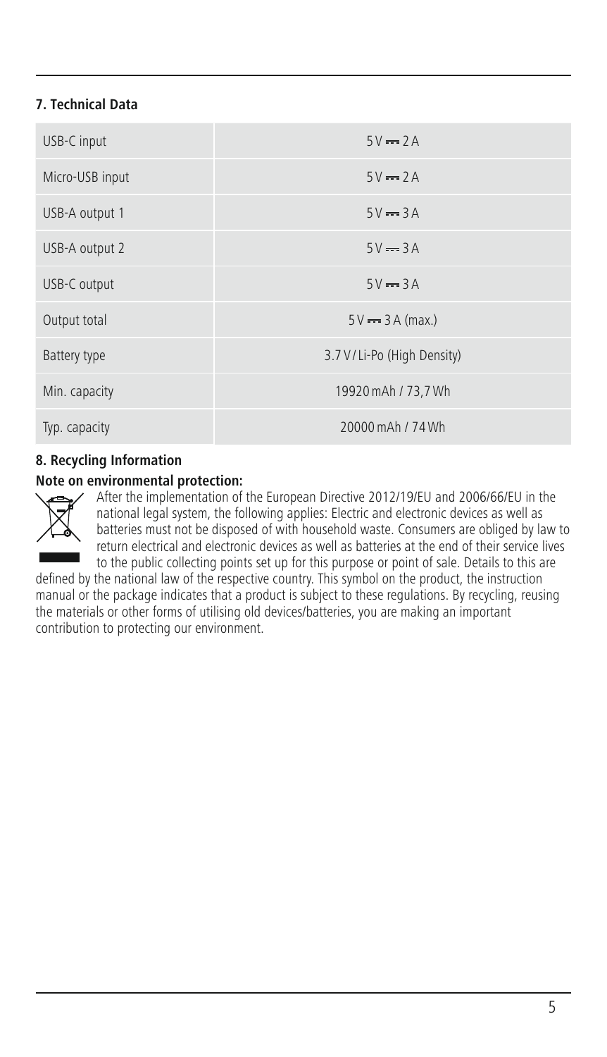## 7. Technical Data

| | |
|---|---|
| USB-C input | 5 V ⎓ 2 A |
| Micro-USB input | 5 V ⎓ 2 A |
| USB-A output 1 | 5 V ⎓ 3 A |
| USB-A output 2 | 5 V ⎓ 3 A |
| USB-C output | 5 V ⎓ 3 A |
| Output total | 5 V ⎓ 3 A (max.) |
| Battery type | 3.7 V / Li-Po (High Density) |
| Min. capacity | 19920 mAh / 73,7 Wh |
| Typ. capacity | 20000 mAh / 74 Wh |

## 8. Recycling Information

**Note on environmental protection:**

After the implementation of the European Directive 2012/19/EU and 2006/66/EU in the national legal system, the following applies: Electric and electronic devices as well as batteries must not be disposed of with household waste. Consumers are obliged by law to return electrical and electronic devices as well as batteries at the end of their service lives to the public collecting points set up for this purpose or point of sale. Details to this are defined by the national law of the respective country. This symbol on the product, the instruction manual or the package indicates that a product is subject to these regulations. By recycling, reusing the materials or other forms of utilising old devices/batteries, you are making an important contribution to protecting our environment.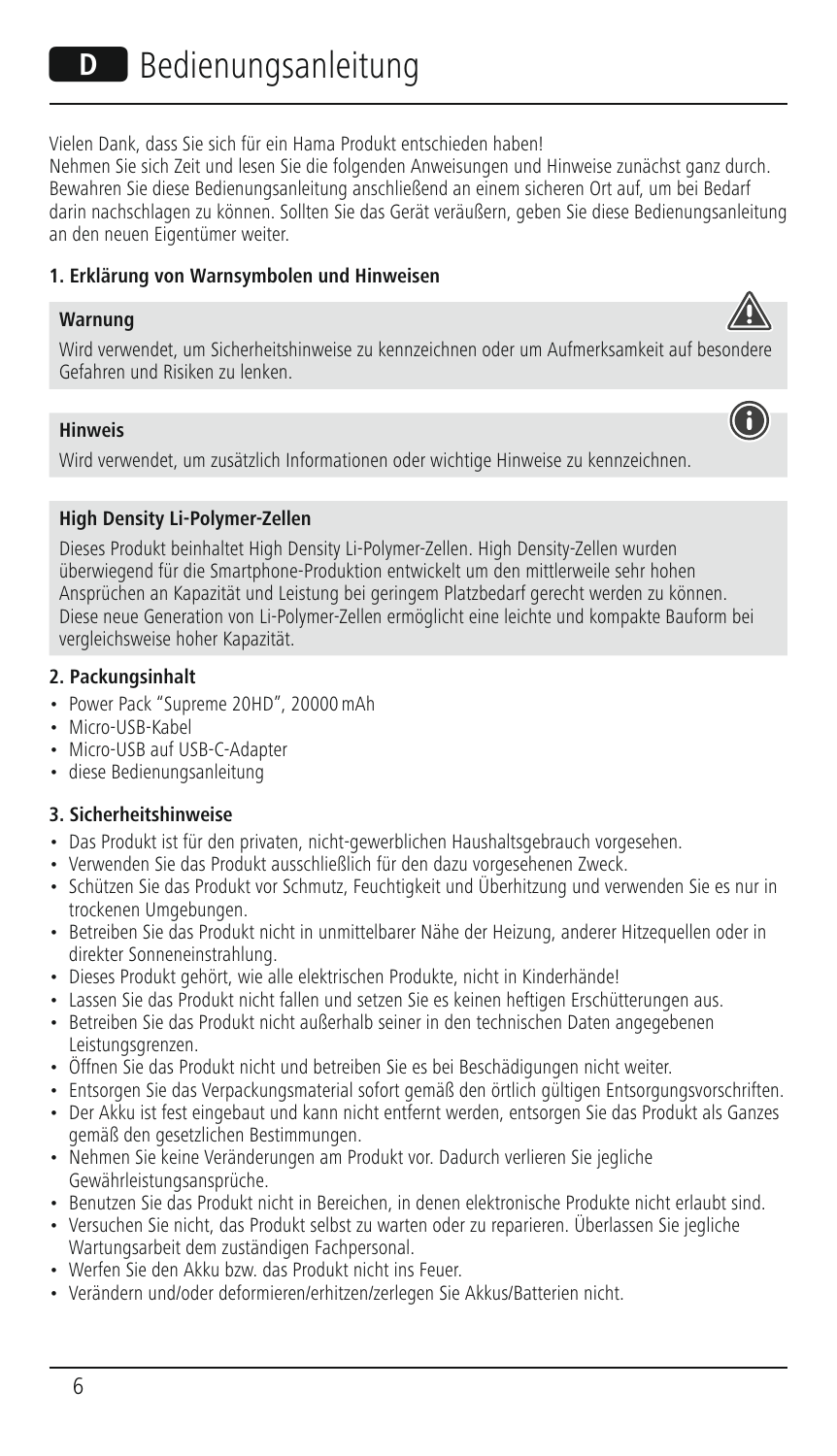# D Bedienungsanleitung

Vielen Dank, dass Sie sich für ein Hama Produkt entschieden haben!
Nehmen Sie sich Zeit und lesen Sie die folgenden Anweisungen und Hinweise zunächst ganz durch. Bewahren Sie diese Bedienungsanleitung anschließend an einem sicheren Ort auf, um bei Bedarf darin nachschlagen zu können. Sollten Sie das Gerät veräußern, geben Sie diese Bedienungsanleitung an den neuen Eigentümer weiter.

## 1. Erklärung von Warnsymbolen und Hinweisen

**Warnung**

Wird verwendet, um Sicherheitshinweise zu kennzeichnen oder um Aufmerksamkeit auf besondere Gefahren und Risiken zu lenken.

**Hinweis**

Wird verwendet, um zusätzlich Informationen oder wichtige Hinweise zu kennzeichnen.

**High Density Li-Polymer-Zellen**

Dieses Produkt beinhaltet High Density Li-Polymer-Zellen. High Density-Zellen wurden überwiegend für die Smartphone-Produktion entwickelt um den mittlerweile sehr hohen Ansprüchen an Kapazität und Leistung bei geringem Platzbedarf gerecht werden zu können. Diese neue Generation von Li-Polymer-Zellen ermöglicht eine leichte und kompakte Bauform bei vergleichsweise hoher Kapazität.

## 2. Packungsinhalt

- Power Pack "Supreme 20HD", 20000 mAh
- Micro-USB-Kabel
- Micro-USB auf USB-C-Adapter
- diese Bedienungsanleitung

## 3. Sicherheitshinweise

- Das Produkt ist für den privaten, nicht-gewerblichen Haushaltsgebrauch vorgesehen.
- Verwenden Sie das Produkt ausschließlich für den dazu vorgesehenen Zweck.
- Schützen Sie das Produkt vor Schmutz, Feuchtigkeit und Überhitzung und verwenden Sie es nur in trockenen Umgebungen.
- Betreiben Sie das Produkt nicht in unmittelbarer Nähe der Heizung, anderer Hitzequellen oder in direkter Sonneneinstrahlung.
- Dieses Produkt gehört, wie alle elektrischen Produkte, nicht in Kinderhände!
- Lassen Sie das Produkt nicht fallen und setzen Sie es keinen heftigen Erschütterungen aus.
- Betreiben Sie das Produkt nicht außerhalb seiner in den technischen Daten angegebenen Leistungsgrenzen.
- Öffnen Sie das Produkt nicht und betreiben Sie es bei Beschädigungen nicht weiter.
- Entsorgen Sie das Verpackungsmaterial sofort gemäß den örtlich gültigen Entsorgungsvorschriften.
- Der Akku ist fest eingebaut und kann nicht entfernt werden, entsorgen Sie das Produkt als Ganzes gemäß den gesetzlichen Bestimmungen.
- Nehmen Sie keine Veränderungen am Produkt vor. Dadurch verlieren Sie jegliche Gewährleistungsansprüche.
- Benutzen Sie das Produkt nicht in Bereichen, in denen elektronische Produkte nicht erlaubt sind.
- Versuchen Sie nicht, das Produkt selbst zu warten oder zu reparieren. Überlassen Sie jegliche Wartungsarbeit dem zuständigen Fachpersonal.
- Werfen Sie den Akku bzw. das Produkt nicht ins Feuer.
- Verändern und/oder deformieren/erhitzen/zerlegen Sie Akkus/Batterien nicht.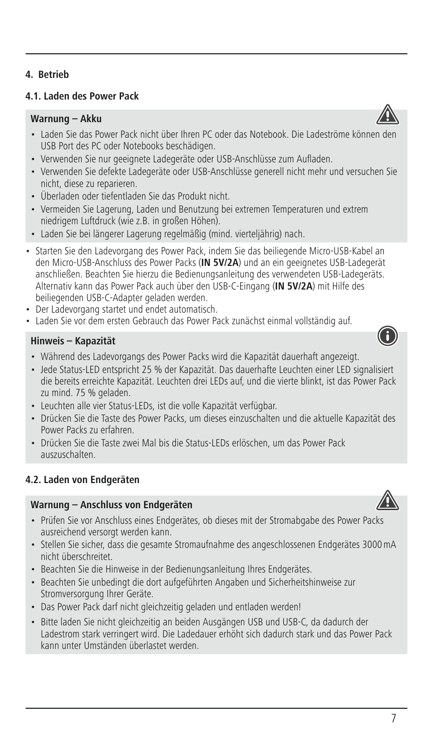## 4. Betrieb

### 4.1. Laden des Power Pack

**Warnung – Akku**

- Laden Sie das Power Pack nicht über Ihren PC oder das Notebook. Die Ladeströme können den USB Port des PC oder Notebooks beschädigen.
- Verwenden Sie nur geeignete Ladegeräte oder USB-Anschlüsse zum Aufladen.
- Verwenden Sie defekte Ladegeräte oder USB-Anschlüsse generell nicht mehr und versuchen Sie nicht, diese zu reparieren.
- Überladen oder tiefentladen Sie das Produkt nicht.
- Vermeiden Sie Lagerung, Laden und Benutzung bei extremen Temperaturen und extrem niedrigem Luftdruck (wie z.B. in großen Höhen).
- Laden Sie bei längerer Lagerung regelmäßig (mind. vierteljährig) nach.

- Starten Sie den Ladevorgang des Power Pack, indem Sie das beiliegende Micro-USB-Kabel an den Micro-USB-Anschluss des Power Packs (**IN 5V/2A**) und an ein geeignetes USB-Ladegerät anschließen. Beachten Sie hierzu die Bedienungsanleitung des verwendeten USB-Ladegeräts. Alternativ kann das Power Pack auch über den USB-C-Eingang (**IN 5V/2A**) mit Hilfe des beiliegenden USB-C-Adapter geladen werden.
- Der Ladevorgang startet und endet automatisch.
- Laden Sie vor dem ersten Gebrauch das Power Pack zunächst einmal vollständig auf.

**Hinweis – Kapazität**

- Während des Ladevorgangs des Power Packs wird die Kapazität dauerhaft angezeigt.
- Jede Status-LED entspricht 25 % der Kapazität. Das dauerhafte Leuchten einer LED signalisiert die bereits erreichte Kapazität. Leuchten drei LEDs auf, und die vierte blinkt, ist das Power Pack zu mind. 75 % geladen.
- Leuchten alle vier Status-LEDs, ist die volle Kapazität verfügbar.
- Drücken Sie die Taste des Power Packs, um dieses einzuschalten und die aktuelle Kapazität des Power Packs zu erfahren.
- Drücken Sie die Taste zwei Mal bis die Status-LEDs erlöschen, um das Power Pack auszuschalten.

### 4.2. Laden von Endgeräten

**Warnung – Anschluss von Endgeräten**

- Prüfen Sie vor Anschluss eines Endgerätes, ob dieses mit der Stromabgabe des Power Packs ausreichend versorgt werden kann.
- Stellen Sie sicher, dass die gesamte Stromaufnahme des angeschlossenen Endgerätes 3000 mA nicht überschreitet.
- Beachten Sie die Hinweise in der Bedienungsanleitung Ihres Endgerätes.
- Beachten Sie unbedingt die dort aufgeführten Angaben und Sicherheitshinweise zur Stromversorgung Ihrer Geräte.
- Das Power Pack darf nicht gleichzeitig geladen und entladen werden!
- Bitte laden Sie nicht gleichzeitig an beiden Ausgängen USB und USB-C, da dadurch der Ladestrom stark verringert wird. Die Ladedauer erhöht sich dadurch stark und das Power Pack kann unter Umständen überlastet werden.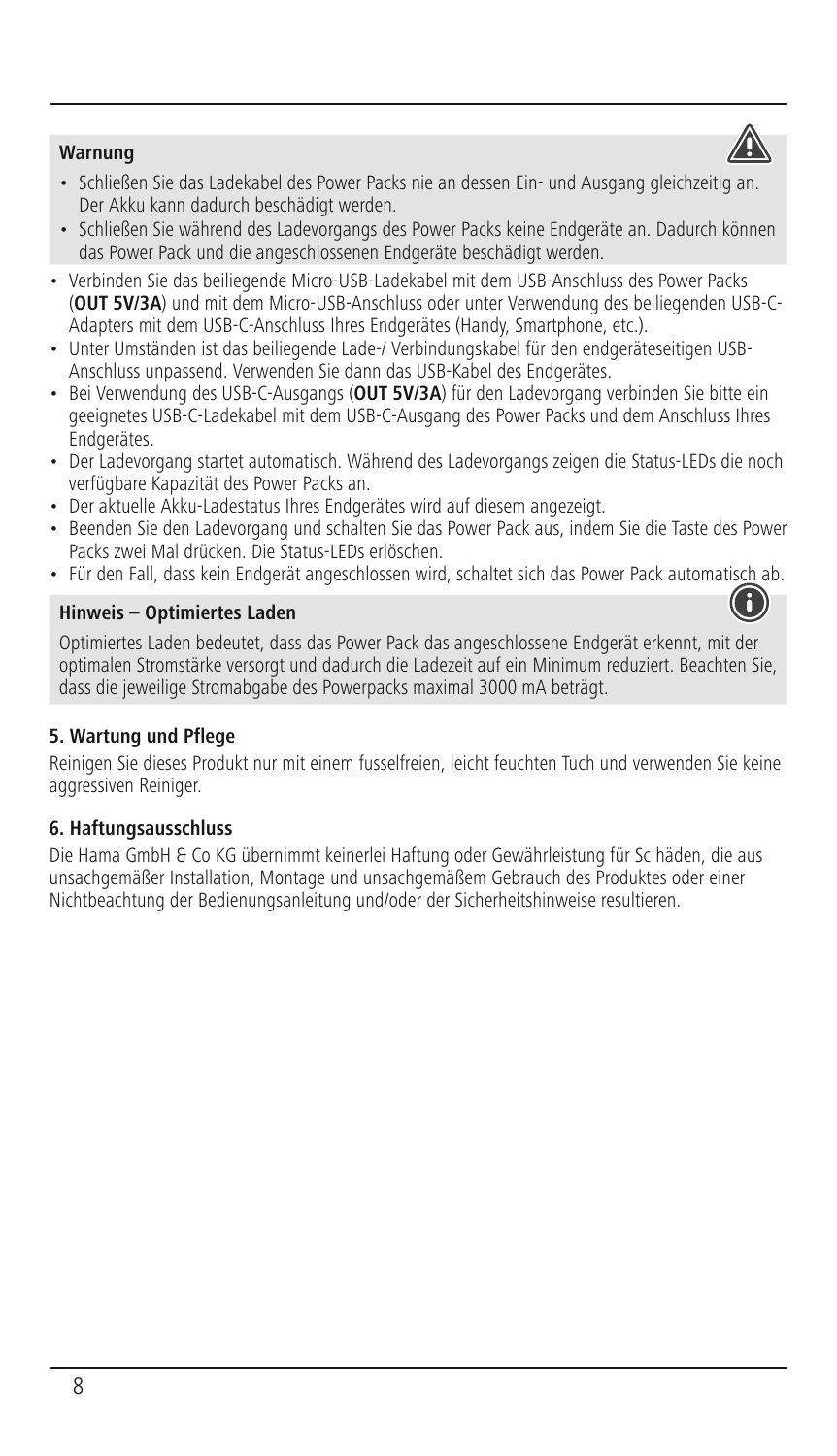**Warnung**

- Schließen Sie das Ladekabel des Power Packs nie an dessen Ein- und Ausgang gleichzeitig an. Der Akku kann dadurch beschädigt werden.
- Schließen Sie während des Ladevorgangs des Power Packs keine Endgeräte an. Dadurch können das Power Pack und die angeschlossenen Endgeräte beschädigt werden.

- Verbinden Sie das beiliegende Micro-USB-Ladekabel mit dem USB-Anschluss des Power Packs (**OUT 5V/3A**) und mit dem Micro-USB-Anschluss oder unter Verwendung des beiliegenden USB-C-Adapters mit dem USB-C-Anschluss Ihres Endgerätes (Handy, Smartphone, etc.).
- Unter Umständen ist das beiliegende Lade-/ Verbindungskabel für den endgeräteseitigen USB-Anschluss unpassend. Verwenden Sie dann das USB-Kabel des Endgerätes.
- Bei Verwendung des USB-C-Ausgangs (**OUT 5V/3A**) für den Ladevorgang verbinden Sie bitte ein geeignetes USB-C-Ladekabel mit dem USB-C-Ausgang des Power Packs und dem Anschluss Ihres Endgerätes.
- Der Ladevorgang startet automatisch. Während des Ladevorgangs zeigen die Status-LEDs die noch verfügbare Kapazität des Power Packs an.
- Der aktuelle Akku-Ladestatus Ihres Endgerätes wird auf diesem angezeigt.
- Beenden Sie den Ladevorgang und schalten Sie das Power Pack aus, indem Sie die Taste des Power Packs zwei Mal drücken. Die Status-LEDs erlöschen.
- Für den Fall, dass kein Endgerät angeschlossen wird, schaltet sich das Power Pack automatisch ab.

**Hinweis – Optimiertes Laden**

Optimiertes Laden bedeutet, dass das Power Pack das angeschlossene Endgerät erkennt, mit der optimalen Stromstärke versorgt und dadurch die Ladezeit auf ein Minimum reduziert. Beachten Sie, dass die jeweilige Stromabgabe des Powerpacks maximal 3000 mA beträgt.

## 5. Wartung und Pflege

Reinigen Sie dieses Produkt nur mit einem fusselfreien, leicht feuchten Tuch und verwenden Sie keine aggressiven Reiniger.

## 6. Haftungsausschluss

Die Hama GmbH & Co KG übernimmt keinerlei Haftung oder Gewährleistung für Sc häden, die aus unsachgemäßer Installation, Montage und unsachgemäßem Gebrauch des Produktes oder einer Nichtbeachtung der Bedienungsanleitung und/oder der Sicherheitshinweise resultieren.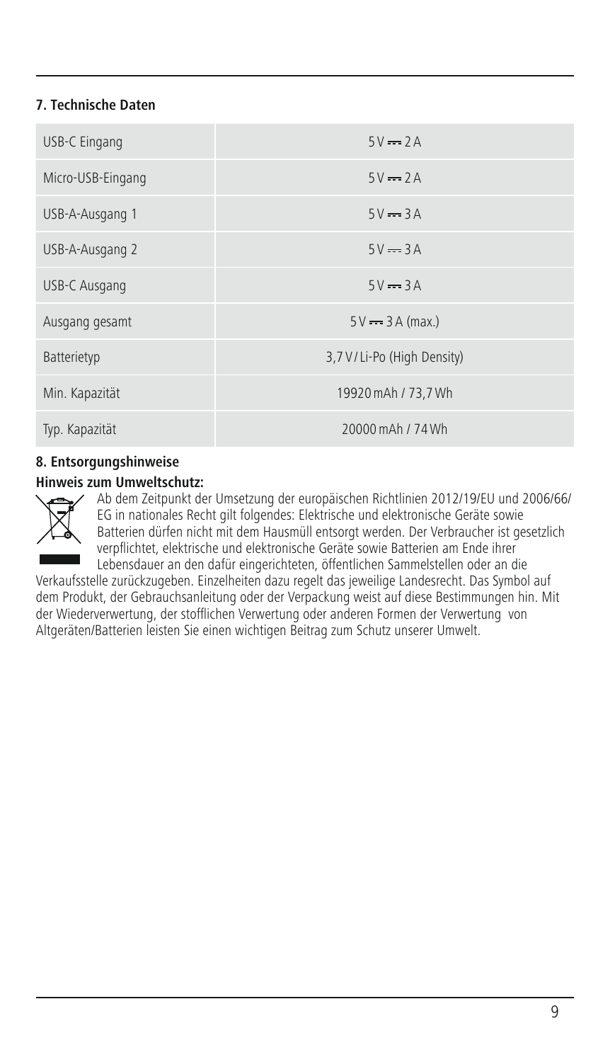## 7. Technische Daten

| | |
|---|---|
| USB-C Eingang | 5 V ⎓ 2 A |
| Micro-USB-Eingang | 5 V ⎓ 2 A |
| USB-A-Ausgang 1 | 5 V ⎓ 3 A |
| USB-A-Ausgang 2 | 5 V ⎓ 3 A |
| USB-C Ausgang | 5 V ⎓ 3 A |
| Ausgang gesamt | 5 V ⎓ 3 A (max.) |
| Batterietyp | 3,7 V / Li-Po (High Density) |
| Min. Kapazität | 19920 mAh / 73,7 Wh |
| Typ. Kapazität | 20000 mAh / 74 Wh |

## 8. Entsorgungshinweise

**Hinweis zum Umweltschutz:**

Ab dem Zeitpunkt der Umsetzung der europäischen Richtlinien 2012/19/EU und 2006/66/EG in nationales Recht gilt folgendes: Elektrische und elektronische Geräte sowie Batterien dürfen nicht mit dem Hausmüll entsorgt werden. Der Verbraucher ist gesetzlich verpflichtet, elektrische und elektronische Geräte sowie Batterien am Ende ihrer Lebensdauer an den dafür eingerichteten, öffentlichen Sammelstellen oder an die Verkaufsstelle zurückzugeben. Einzelheiten dazu regelt das jeweilige Landesrecht. Das Symbol auf dem Produkt, der Gebrauchsanleitung oder der Verpackung weist auf diese Bestimmungen hin. Mit der Wiederverwertung, der stofflichen Verwertung oder anderen Formen der Verwertung von Altgeräten/Batterien leisten Sie einen wichtigen Beitrag zum Schutz unserer Umwelt.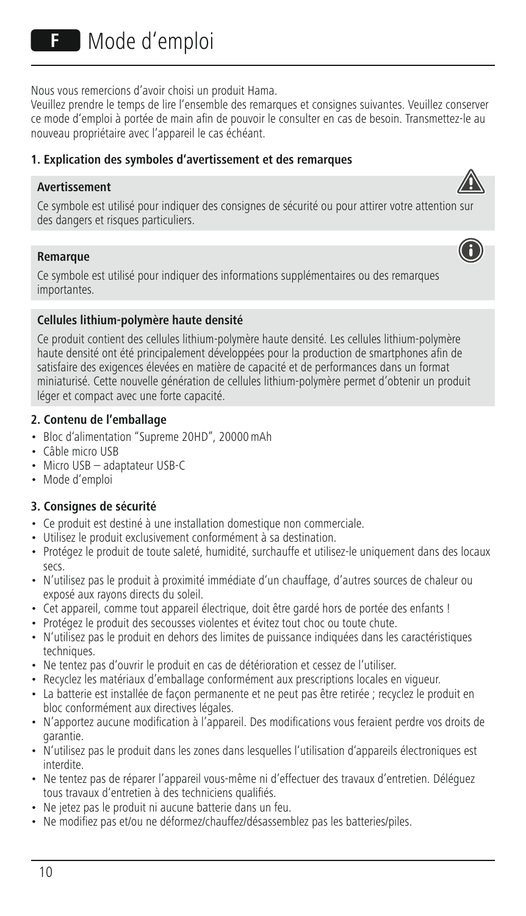# F Mode d'emploi

Nous vous remercions d'avoir choisi un produit Hama.
Veuillez prendre le temps de lire l'ensemble des remarques et consignes suivantes. Veuillez conserver ce mode d'emploi à portée de main afin de pouvoir le consulter en cas de besoin. Transmettez-le au nouveau propriétaire avec l'appareil le cas échéant.

## 1. Explication des symboles d'avertissement et des remarques

**Avertissement**

Ce symbole est utilisé pour indiquer des consignes de sécurité ou pour attirer votre attention sur des dangers et risques particuliers.

**Remarque**

Ce symbole est utilisé pour indiquer des informations supplémentaires ou des remarques importantes.

**Cellules lithium-polymère haute densité**

Ce produit contient des cellules lithium-polymère haute densité. Les cellules lithium-polymère haute densité ont été principalement développées pour la production de smartphones afin de satisfaire des exigences élevées en matière de capacité et de performances dans un format miniaturisé. Cette nouvelle génération de cellules lithium-polymère permet d'obtenir un produit léger et compact avec une forte capacité.

## 2. Contenu de l'emballage

- Bloc d'alimentation "Supreme 20HD", 20000 mAh
- Câble micro USB
- Micro USB – adaptateur USB-C
- Mode d'emploi

## 3. Consignes de sécurité

- Ce produit est destiné à une installation domestique non commerciale.
- Utilisez le produit exclusivement conformément à sa destination.
- Protégez le produit de toute saleté, humidité, surchauffe et utilisez-le uniquement dans des locaux secs.
- N'utilisez pas le produit à proximité immédiate d'un chauffage, d'autres sources de chaleur ou exposé aux rayons directs du soleil.
- Cet appareil, comme tout appareil électrique, doit être gardé hors de portée des enfants !
- Protégez le produit des secousses violentes et évitez tout choc ou toute chute.
- N'utilisez pas le produit en dehors des limites de puissance indiquées dans les caractéristiques techniques.
- Ne tentez pas d'ouvrir le produit en cas de détérioration et cessez de l'utiliser.
- Recyclez les matériaux d'emballage conformément aux prescriptions locales en vigueur.
- La batterie est installée de façon permanente et ne peut pas être retirée ; recyclez le produit en bloc conformément aux directives légales.
- N'apportez aucune modification à l'appareil. Des modifications vous feraient perdre vos droits de garantie.
- N'utilisez pas le produit dans les zones dans lesquelles l'utilisation d'appareils électroniques est interdite.
- Ne tentez pas de réparer l'appareil vous-même ni d'effectuer des travaux d'entretien. Déléguez tous travaux d'entretien à des techniciens qualifiés.
- Ne jetez pas le produit ni aucune batterie dans un feu.
- Ne modifiez pas et/ou ne déformez/chauffez/désassemblez pas les batteries/piles.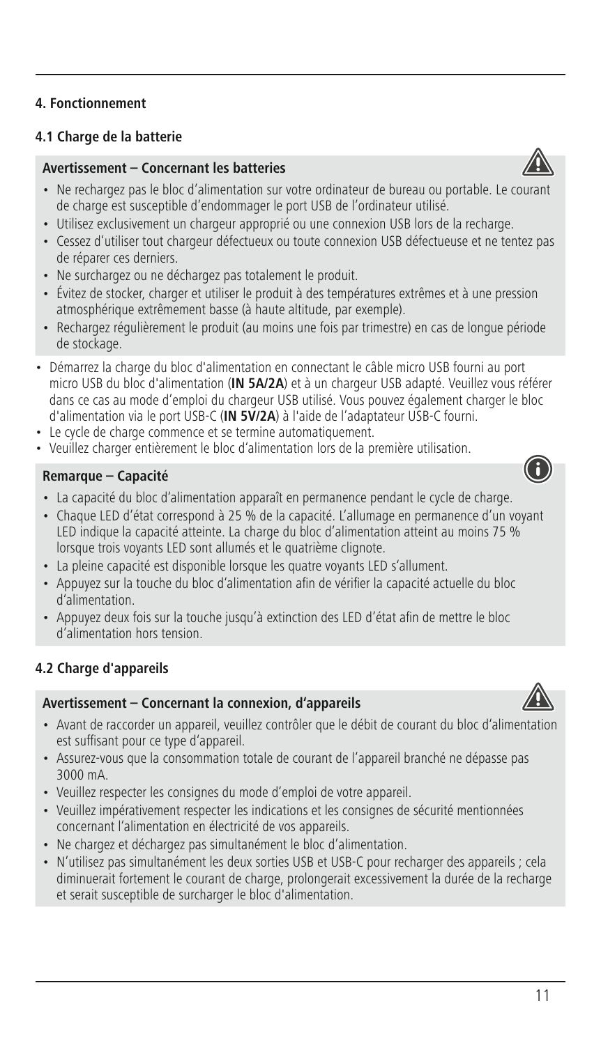## 4. Fonctionnement

### 4.1 Charge de la batterie

**Avertissement – Concernant les batteries**

- Ne rechargez pas le bloc d'alimentation sur votre ordinateur de bureau ou portable. Le courant de charge est susceptible d'endommager le port USB de l'ordinateur utilisé.
- Utilisez exclusivement un chargeur approprié ou une connexion USB lors de la recharge.
- Cessez d'utiliser tout chargeur défectueux ou toute connexion USB défectueuse et ne tentez pas de réparer ces derniers.
- Ne surchargez ou ne déchargez pas totalement le produit.
- Évitez de stocker, charger et utiliser le produit à des températures extrêmes et à une pression atmosphérique extrêmement basse (à haute altitude, par exemple).
- Rechargez régulièrement le produit (au moins une fois par trimestre) en cas de longue période de stockage.

- Démarrez la charge du bloc d'alimentation en connectant le câble micro USB fourni au port micro USB du bloc d'alimentation (**IN 5A/2A**) et à un chargeur USB adapté. Veuillez vous référer dans ce cas au mode d'emploi du chargeur USB utilisé. Vous pouvez également charger le bloc d'alimentation via le port USB-C (**IN 5V/2A**) à l'aide de l'adaptateur USB-C fourni.
- Le cycle de charge commence et se termine automatiquement.
- Veuillez charger entièrement le bloc d'alimentation lors de la première utilisation.

**Remarque – Capacité**

- La capacité du bloc d'alimentation apparaît en permanence pendant le cycle de charge.
- Chaque LED d'état correspond à 25 % de la capacité. L'allumage en permanence d'un voyant LED indique la capacité atteinte. La charge du bloc d'alimentation atteint au moins 75 % lorsque trois voyants LED sont allumés et le quatrième clignote.
- La pleine capacité est disponible lorsque les quatre voyants LED s'allument.
- Appuyez sur la touche du bloc d'alimentation afin de vérifier la capacité actuelle du bloc d'alimentation.
- Appuyez deux fois sur la touche jusqu'à extinction des LED d'état afin de mettre le bloc d'alimentation hors tension.

### 4.2 Charge d'appareils

**Avertissement – Concernant la connexion, d'appareils**

- Avant de raccorder un appareil, veuillez contrôler que le débit de courant du bloc d'alimentation est suffisant pour ce type d'appareil.
- Assurez-vous que la consommation totale de courant de l'appareil branché ne dépasse pas 3000 mA.
- Veuillez respecter les consignes du mode d'emploi de votre appareil.
- Veuillez impérativement respecter les indications et les consignes de sécurité mentionnées concernant l'alimentation en électricité de vos appareils.
- Ne chargez et déchargez pas simultanément le bloc d'alimentation.
- N'utilisez pas simultanément les deux sorties USB et USB-C pour recharger des appareils ; cela diminuerait fortement le courant de charge, prolongerait excessivement la durée de la recharge et serait susceptible de surcharger le bloc d'alimentation.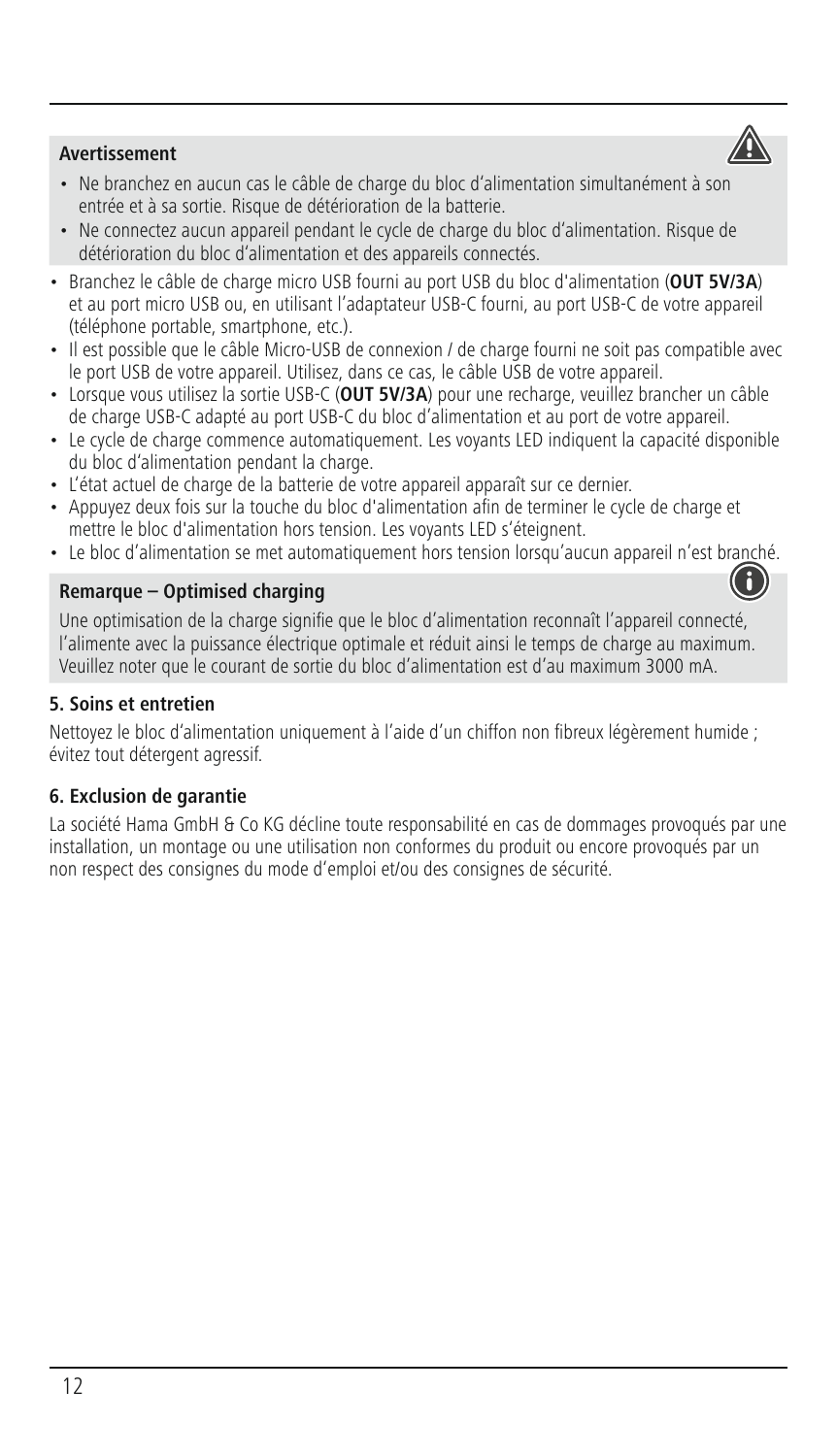**Avertissement**

- Ne branchez en aucun cas le câble de charge du bloc d'alimentation simultanément à son entrée et à sa sortie. Risque de détérioration de la batterie.
- Ne connectez aucun appareil pendant le cycle de charge du bloc d'alimentation. Risque de détérioration du bloc d'alimentation et des appareils connectés.

- Branchez le câble de charge micro USB fourni au port USB du bloc d'alimentation (**OUT 5V/3A**) et au port micro USB ou, en utilisant l'adaptateur USB-C fourni, au port USB-C de votre appareil (téléphone portable, smartphone, etc.).
- Il est possible que le câble Micro-USB de connexion / de charge fourni ne soit pas compatible avec le port USB de votre appareil. Utilisez, dans ce cas, le câble USB de votre appareil.
- Lorsque vous utilisez la sortie USB-C (**OUT 5V/3A**) pour une recharge, veuillez brancher un câble de charge USB-C adapté au port USB-C du bloc d'alimentation et au port de votre appareil.
- Le cycle de charge commence automatiquement. Les voyants LED indiquent la capacité disponible du bloc d'alimentation pendant la charge.
- L'état actuel de charge de la batterie de votre appareil apparaît sur ce dernier.
- Appuyez deux fois sur la touche du bloc d'alimentation afin de terminer le cycle de charge et mettre le bloc d'alimentation hors tension. Les voyants LED s'éteignent.
- Le bloc d'alimentation se met automatiquement hors tension lorsqu'aucun appareil n'est branché.

**Remarque – Optimised charging**

Une optimisation de la charge signifie que le bloc d'alimentation reconnaît l'appareil connecté, l'alimente avec la puissance électrique optimale et réduit ainsi le temps de charge au maximum. Veuillez noter que le courant de sortie du bloc d'alimentation est d'au maximum 3000 mA.

## 5. Soins et entretien

Nettoyez le bloc d'alimentation uniquement à l'aide d'un chiffon non fibreux légèrement humide ; évitez tout détergent agressif.

## 6. Exclusion de garantie

La société Hama GmbH & Co KG décline toute responsabilité en cas de dommages provoqués par une installation, un montage ou une utilisation non conformes du produit ou encore provoqués par un non respect des consignes du mode d'emploi et/ou des consignes de sécurité.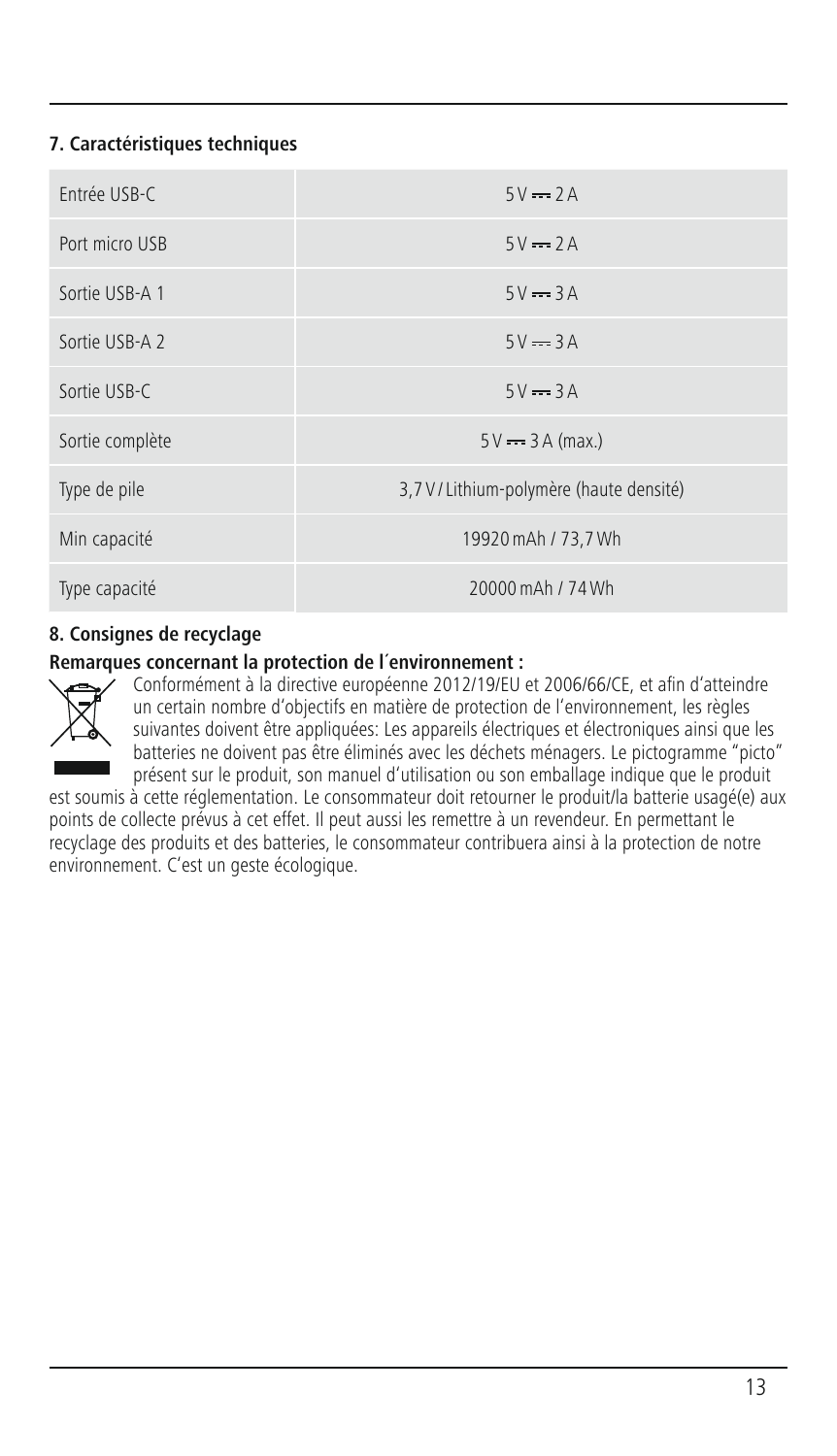## 7. Caractéristiques techniques

| | |
|---|---|
| Entrée USB-C | 5 V ⎓ 2 A |
| Port micro USB | 5 V ⎓ 2 A |
| Sortie USB-A 1 | 5 V ⎓ 3 A |
| Sortie USB-A 2 | 5 V ⎓ 3 A |
| Sortie USB-C | 5 V ⎓ 3 A |
| Sortie complète | 5 V ⎓ 3 A (max.) |
| Type de pile | 3,7 V / Lithium-polymère (haute densité) |
| Min capacité | 19920 mAh / 73,7 Wh |
| Type capacité | 20000 mAh / 74 Wh |

## 8. Consignes de recyclage

**Remarques concernant la protection de l´environnement :**

Conformément à la directive européenne 2012/19/EU et 2006/66/CE, et afin d'atteindre un certain nombre d'objectifs en matière de protection de l'environnement, les règles suivantes doivent être appliquées: Les appareils électriques et électroniques ainsi que les batteries ne doivent pas être éliminés avec les déchets ménagers. Le pictogramme "picto" présent sur le produit, son manuel d'utilisation ou son emballage indique que le produit est soumis à cette réglementation. Le consommateur doit retourner le produit/la batterie usagé(e) aux points de collecte prévus à cet effet. Il peut aussi les remettre à un revendeur. En permettant le recyclage des produits et des batteries, le consommateur contribuera ainsi à la protection de notre environnement. C'est un geste écologique.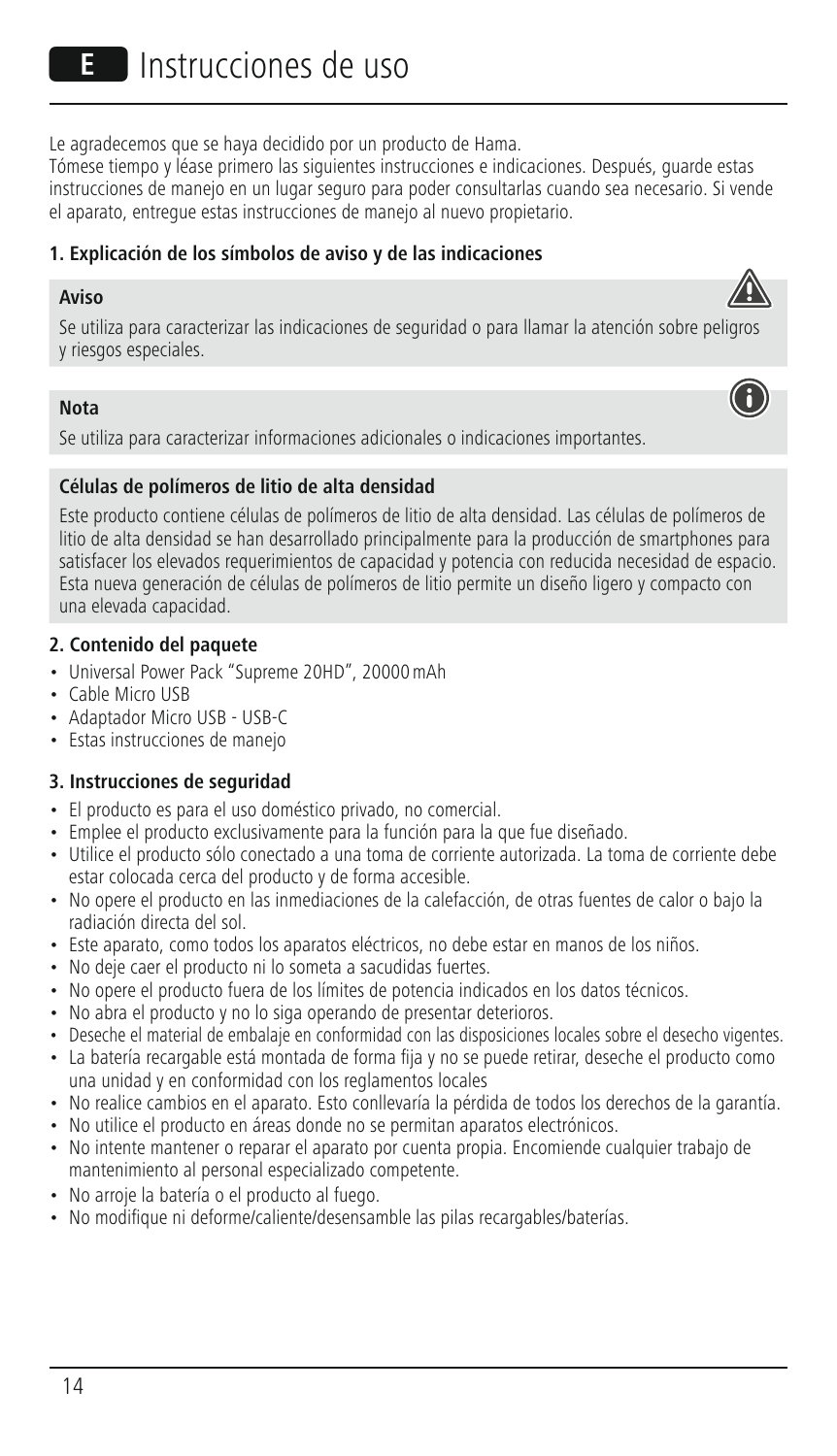# E Instrucciones de uso

Le agradecemos que se haya decidido por un producto de Hama.
Tómese tiempo y léase primero las siguientes instrucciones e indicaciones. Después, guarde estas instrucciones de manejo en un lugar seguro para poder consultarlas cuando sea necesario. Si vende el aparato, entregue estas instrucciones de manejo al nuevo propietario.

### 1. Explicación de los símbolos de aviso y de las indicaciones

**Aviso**

Se utiliza para caracterizar las indicaciones de seguridad o para llamar la atención sobre peligros y riesgos especiales.

**Nota**

Se utiliza para caracterizar informaciones adicionales o indicaciones importantes.

**Células de polímeros de litio de alta densidad**

Este producto contiene células de polímeros de litio de alta densidad. Las células de polímeros de litio de alta densidad se han desarrollado principalmente para la producción de smartphones para satisfacer los elevados requerimientos de capacidad y potencia con reducida necesidad de espacio. Esta nueva generación de células de polímeros de litio permite un diseño ligero y compacto con una elevada capacidad.

### 2. Contenido del paquete

- Universal Power Pack "Supreme 20HD", 20000 mAh
- Cable Micro USB
- Adaptador Micro USB - USB-C
- Estas instrucciones de manejo

### 3. Instrucciones de seguridad

- El producto es para el uso doméstico privado, no comercial.
- Emplee el producto exclusivamente para la función para la que fue diseñado.
- Utilice el producto sólo conectado a una toma de corriente autorizada. La toma de corriente debe estar colocada cerca del producto y de forma accesible.
- No opere el producto en las inmediaciones de la calefacción, de otras fuentes de calor o bajo la radiación directa del sol.
- Este aparato, como todos los aparatos eléctricos, no debe estar en manos de los niños.
- No deje caer el producto ni lo someta a sacudidas fuertes.
- No opere el producto fuera de los límites de potencia indicados en los datos técnicos.
- No abra el producto y no lo siga operando de presentar deterioros.
- Deseche el material de embalaje en conformidad con las disposiciones locales sobre el desecho vigentes.
- La batería recargable está montada de forma fija y no se puede retirar, deseche el producto como una unidad y en conformidad con los reglamentos locales
- No realice cambios en el aparato. Esto conllevaría la pérdida de todos los derechos de la garantía.
- No utilice el producto en áreas donde no se permitan aparatos electrónicos.
- No intente mantener o reparar el aparato por cuenta propia. Encomiende cualquier trabajo de mantenimiento al personal especializado competente.
- No arroje la batería o el producto al fuego.
- No modifique ni deforme/caliente/desensamble las pilas recargables/baterías.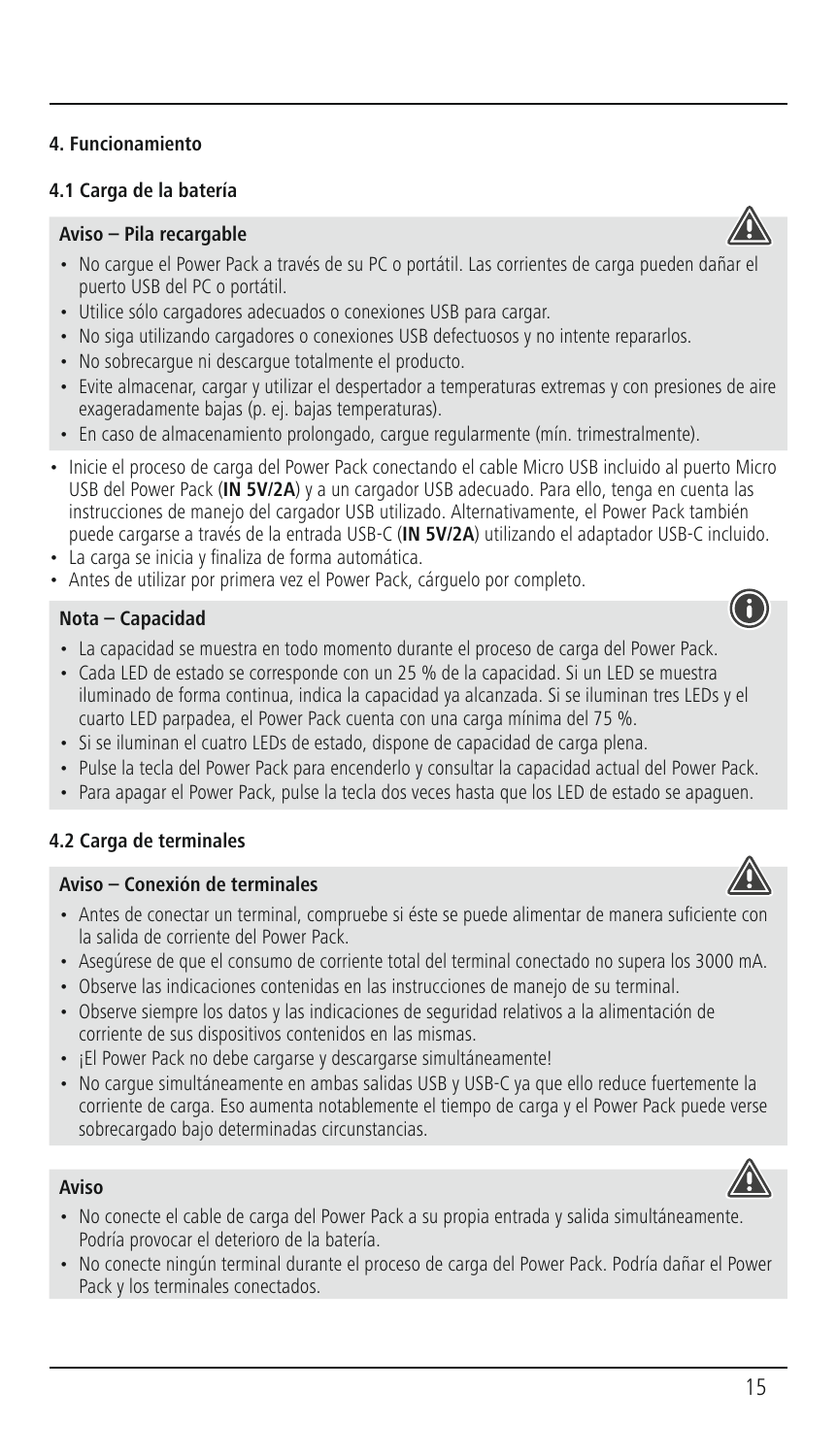## 4. Funcionamiento

### 4.1 Carga de la batería

**Aviso – Pila recargable**

- No cargue el Power Pack a través de su PC o portátil. Las corrientes de carga pueden dañar el puerto USB del PC o portátil.
- Utilice sólo cargadores adecuados o conexiones USB para cargar.
- No siga utilizando cargadores o conexiones USB defectuosos y no intente repararlos.
- No sobrecargue ni descargue totalmente el producto.
- Evite almacenar, cargar y utilizar el despertador a temperaturas extremas y con presiones de aire exageradamente bajas (p. ej. bajas temperaturas).
- En caso de almacenamiento prolongado, cargue regularmente (mín. trimestralmente).

- Inicie el proceso de carga del Power Pack conectando el cable Micro USB incluido al puerto Micro USB del Power Pack (**IN 5V/2A**) y a un cargador USB adecuado. Para ello, tenga en cuenta las instrucciones de manejo del cargador USB utilizado. Alternativamente, el Power Pack también puede cargarse a través de la entrada USB-C (**IN 5V/2A**) utilizando el adaptador USB-C incluido.
- La carga se inicia y finaliza de forma automática.
- Antes de utilizar por primera vez el Power Pack, cárguelo por completo.

**Nota – Capacidad**

- La capacidad se muestra en todo momento durante el proceso de carga del Power Pack.
- Cada LED de estado se corresponde con un 25 % de la capacidad. Si un LED se muestra iluminado de forma continua, indica la capacidad ya alcanzada. Si se iluminan tres LEDs y el cuarto LED parpadea, el Power Pack cuenta con una carga mínima del 75 %.
- Si se iluminan el cuatro LEDs de estado, dispone de capacidad de carga plena.
- Pulse la tecla del Power Pack para encenderlo y consultar la capacidad actual del Power Pack.
- Para apagar el Power Pack, pulse la tecla dos veces hasta que los LED de estado se apaguen.

### 4.2 Carga de terminales

**Aviso – Conexión de terminales**

- Antes de conectar un terminal, compruebe si éste se puede alimentar de manera suficiente con la salida de corriente del Power Pack.
- Asegúrese de que el consumo de corriente total del terminal conectado no supera los 3000 mA.
- Observe las indicaciones contenidas en las instrucciones de manejo de su terminal.
- Observe siempre los datos y las indicaciones de seguridad relativos a la alimentación de corriente de sus dispositivos contenidos en las mismas.
- ¡El Power Pack no debe cargarse y descargarse simultáneamente!
- No cargue simultáneamente en ambas salidas USB y USB-C ya que ello reduce fuertemente la corriente de carga. Eso aumenta notablemente el tiempo de carga y el Power Pack puede verse sobrecargado bajo determinadas circunstancias.

**Aviso**

- No conecte el cable de carga del Power Pack a su propia entrada y salida simultáneamente. Podría provocar el deterioro de la batería.
- No conecte ningún terminal durante el proceso de carga del Power Pack. Podría dañar el Power Pack y los terminales conectados.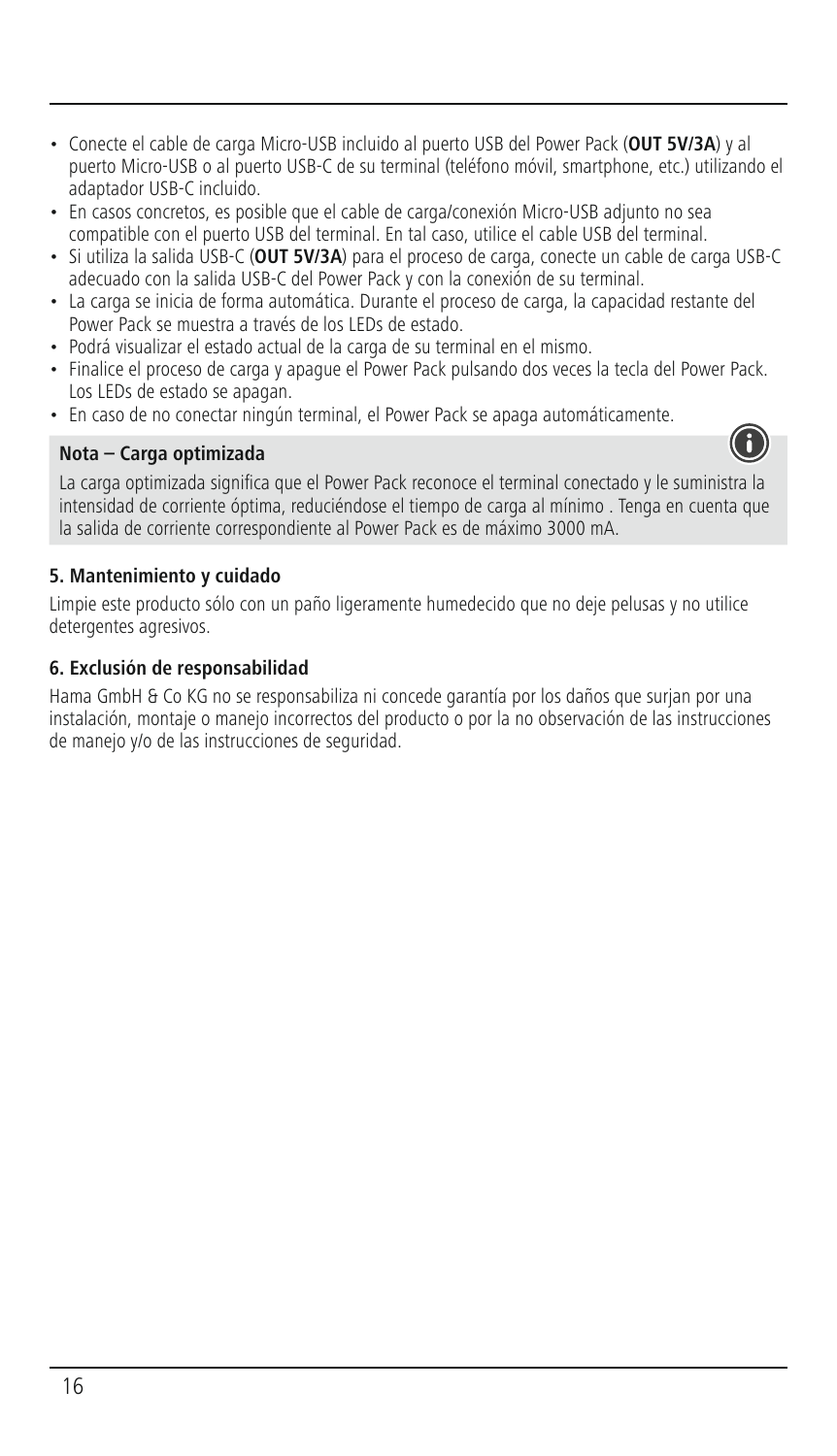- Conecte el cable de carga Micro-USB incluido al puerto USB del Power Pack (**OUT 5V/3A**) y al puerto Micro-USB o al puerto USB-C de su terminal (teléfono móvil, smartphone, etc.) utilizando el adaptador USB-C incluido.
- En casos concretos, es posible que el cable de carga/conexión Micro-USB adjunto no sea compatible con el puerto USB del terminal. En tal caso, utilice el cable USB del terminal.
- Si utiliza la salida USB-C (**OUT 5V/3A**) para el proceso de carga, conecte un cable de carga USB-C adecuado con la salida USB-C del Power Pack y con la conexión de su terminal.
- La carga se inicia de forma automática. Durante el proceso de carga, la capacidad restante del Power Pack se muestra a través de los LEDs de estado.
- Podrá visualizar el estado actual de la carga de su terminal en el mismo.
- Finalice el proceso de carga y apague el Power Pack pulsando dos veces la tecla del Power Pack. Los LEDs de estado se apagan.
- En caso de no conectar ningún terminal, el Power Pack se apaga automáticamente.

**Nota – Carga optimizada**

La carga optimizada significa que el Power Pack reconoce el terminal conectado y le suministra la intensidad de corriente óptima, reduciéndose el tiempo de carga al mínimo . Tenga en cuenta que la salida de corriente correspondiente al Power Pack es de máximo 3000 mA.

### 5. Mantenimiento y cuidado

Limpie este producto sólo con un paño ligeramente humedecido que no deje pelusas y no utilice detergentes agresivos.

### 6. Exclusión de responsabilidad

Hama GmbH & Co KG no se responsabiliza ni concede garantía por los daños que surjan por una instalación, montaje o manejo incorrectos del producto o por la no observación de las instrucciones de manejo y/o de las instrucciones de seguridad.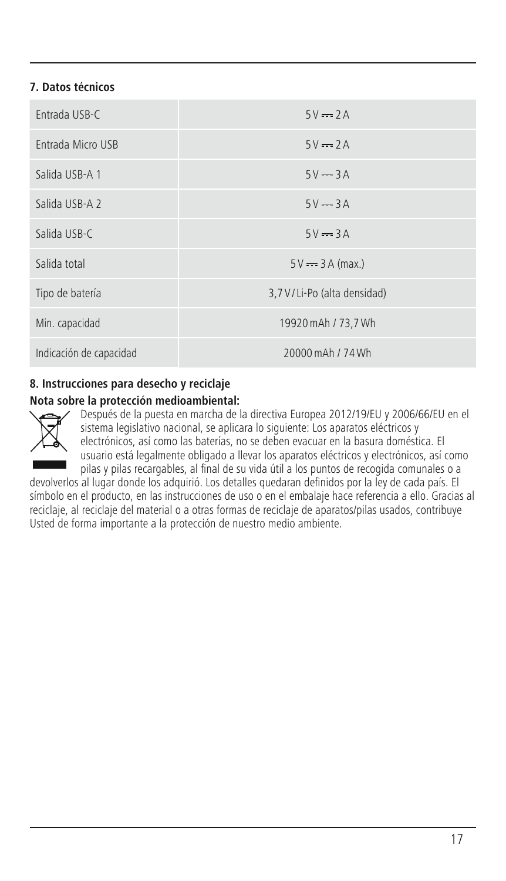## 7. Datos técnicos

| | |
|---|---|
| Entrada USB-C | 5 V ⎓ 2 A |
| Entrada Micro USB | 5 V ⎓ 2 A |
| Salida USB-A 1 | 5 V ⎓ 3 A |
| Salida USB-A 2 | 5 V ⎓ 3 A |
| Salida USB-C | 5 V ⎓ 3 A |
| Salida total | 5 V ⎓ 3 A (max.) |
| Tipo de batería | 3,7 V / Li-Po (alta densidad) |
| Min. capacidad | 19920 mAh / 73,7 Wh |
| Indicación de capacidad | 20000 mAh / 74 Wh |

## 8. Instrucciones para desecho y reciclaje

**Nota sobre la protección medioambiental:**

Después de la puesta en marcha de la directiva Europea 2012/19/EU y 2006/66/EU en el sistema legislativo nacional, se aplicara lo siguiente: Los aparatos eléctricos y electrónicos, así como las baterías, no se deben evacuar en la basura doméstica. El usuario está legalmente obligado a llevar los aparatos eléctricos y electrónicos, así como pilas y pilas recargables, al final de su vida útil a los puntos de recogida comunales o a devolverlos al lugar donde los adquirió. Los detalles quedaran definidos por la ley de cada país. El símbolo en el producto, en las instrucciones de uso o en el embalaje hace referencia a ello. Gracias al reciclaje, al reciclaje del material o a otras formas de reciclaje de aparatos/pilas usados, contribuye Usted de forma importante a la protección de nuestro medio ambiente.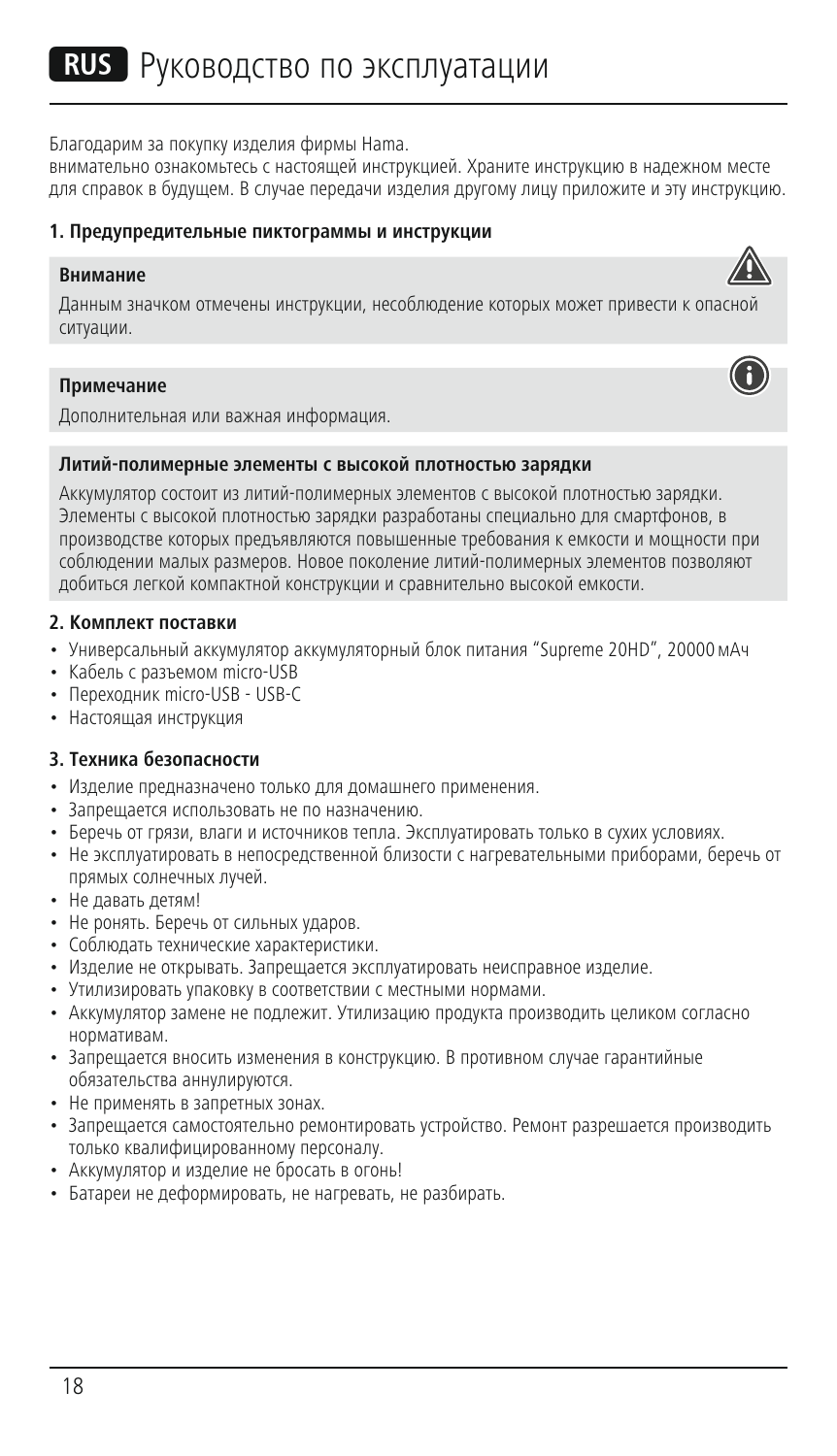# RUS Руководство по эксплуатации

Благодарим за покупку изделия фирмы Hama.
внимательно ознакомьтесь с настоящей инструкцией. Храните инструкцию в надежном месте для справок в будущем. В случае передачи изделия другому лицу приложите и эту инструкцию.

### 1. Предупредительные пиктограммы и инструкции

**Внимание**

Данным значком отмечены инструкции, несоблюдение которых может привести к опасной ситуации.

**Примечание**

Дополнительная или важная информация.

**Литий-полимерные элементы с высокой плотностью зарядки**

Аккумулятор состоит из литий-полимерных элементов с высокой плотностью зарядки. Элементы с высокой плотностью зарядки разработаны специально для смартфонов, в производстве которых предъявляются повышенные требования к емкости и мощности при соблюдении малых размеров. Новое поколение литий-полимерных элементов позволяют добиться легкой компактной конструкции и сравнительно высокой емкости.

### 2. Комплект поставки

- Универсальный аккумулятор аккумуляторный блок питания "Supreme 20HD", 20000 мАч
- Кабель с разъемом micro-USB
- Переходник micro-USB - USB-C
- Настоящая инструкция

### 3. Техника безопасности

- Изделие предназначено только для домашнего применения.
- Запрещается использовать не по назначению.
- Беречь от грязи, влаги и источников тепла. Эксплуатировать только в сухих условиях.
- Не эксплуатировать в непосредственной близости с нагревательными приборами, беречь от прямых солнечных лучей.
- Не давать детям!
- Не ронять. Беречь от сильных ударов.
- Соблюдать технические характеристики.
- Изделие не открывать. Запрещается эксплуатировать неисправное изделие.
- Утилизировать упаковку в соответствии с местными нормами.
- Аккумулятор замене не подлежит. Утилизацию продукта производить целиком согласно нормативам.
- Запрещается вносить изменения в конструкцию. В противном случае гарантийные обязательства аннулируются.
- Не применять в запретных зонах.
- Запрещается самостоятельно ремонтировать устройство. Ремонт разрешается производить только квалифицированному персоналу.
- Аккумулятор и изделие не бросать в огонь!
- Батареи не деформировать, не нагревать, не разбирать.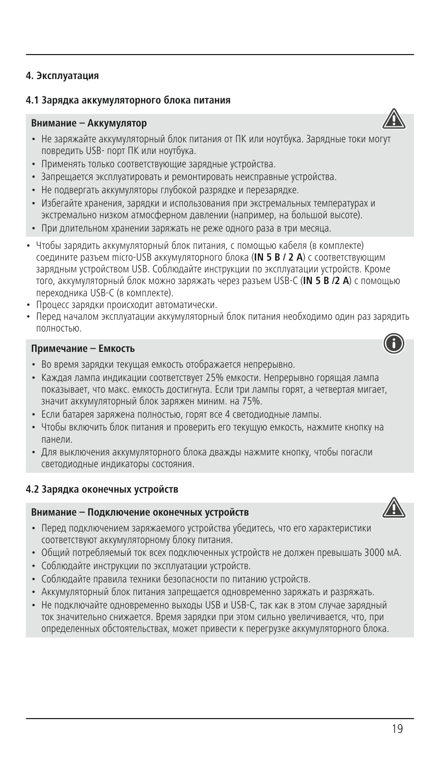## 4. Эксплуатация

### 4.1 Зарядка аккумуляторного блока питания

**Внимание – Аккумулятор**

- Не заряжайте аккумуляторный блок питания от ПК или ноутбука. Зарядные токи могут повредить USB- порт ПК или ноутбука.
- Применять только соответствующие зарядные устройства.
- Запрещается эксплуатировать и ремонтировать неисправные устройства.
- Не подвергать аккумуляторы глубокой разрядке и перезарядке.
- Избегайте хранения, зарядки и использования при экстремальных температурах и экстремально низком атмосферном давлении (например, на большой высоте).
- При длительном хранении заряжать не реже одного раза в три месяца.

- Чтобы зарядить аккумуляторный блок питания, с помощью кабеля (в комплекте) соедините разъем micro-USB аккумуляторного блока (**IN 5 В / 2 А**) с соответствующим зарядным устройством USB. Соблюдайте инструкции по эксплуатации устройств. Кроме того, аккумуляторный блок можно заряжать через разъем USB-C (**IN 5 В /2 А**) с помощью переходника USB-C (в комплекте).
- Процесс зарядки происходит автоматически.
- Перед началом эксплуатации аккумуляторный блок питания необходимо один раз зарядить полностью.

**Примечание – Емкость**

- Во время зарядки текущая емкость отображается непрерывно.
- Каждая лампа индикации соответствует 25% емкости. Непрерывно горящая лампа показывает, что макс. емкость достигнута. Если три лампы горят, а четвертая мигает, значит аккумуляторный блок заряжен миним. на 75%.
- Если батарея заряжена полностью, горят все 4 светодиодные лампы.
- Чтобы включить блок питания и проверить его текущую емкость, нажмите кнопку на панели.
- Для выключения аккумуляторного блока дважды нажмите кнопку, чтобы погасли светодиодные индикаторы состояния.

### 4.2 Зарядка оконечных устройств

**Внимание – Подключение оконечных устройств**

- Перед подключением заряжаемого устройства убедитесь, что его характеристики соответствуют аккумуляторному блоку питания.
- Общий потребляемый ток всех подключенных устройств не должен превышать 3000 мА.
- Соблюдайте инструкции по эксплуатации устройств.
- Соблюдайте правила техники безопасности по питанию устройств.
- Аккумуляторный блок питания запрещается одновременно заряжать и разряжать.
- Не подключайте одновременно выходы USB и USB-C, так как в этом случае зарядный ток значительно снижается. Время зарядки при этом сильно увеличивается, что, при определенных обстоятельствах, может привести к перегрузке аккумуляторного блока.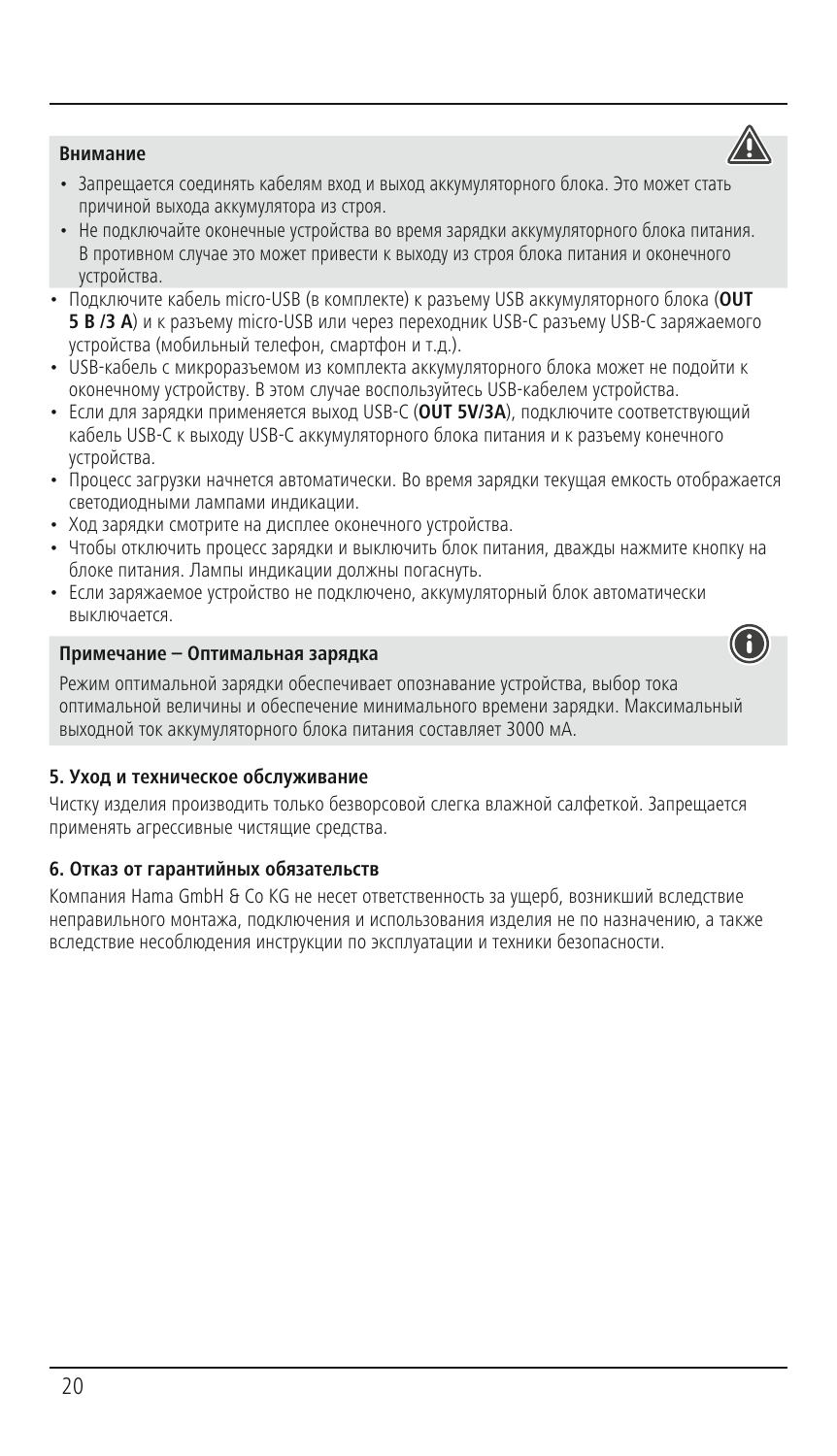**Внимание**

- Запрещается соединять кабелям вход и выход аккумуляторного блока. Это может стать причиной выхода аккумулятора из строя.
- Не подключайте оконечные устройства во время зарядки аккумуляторного блока питания. В противном случае это может привести к выходу из строя блока питания и оконечного устройства.

- Подключите кабель micro-USB (в комплекте) к разъему USB аккумуляторного блока (**OUT 5 В /3 А**) и к разъему micro-USB или через переходник USB-C разъему USB-C заряжаемого устройства (мобильный телефон, смартфон и т.д.).
- USB-кабель с микроразъемом из комплекта аккумуляторного блока может не подойти к оконечному устройству. В этом случае воспользуйтесь USB-кабелем устройства.
- Если для зарядки применяется выход USB-C (**OUT 5V/3A**), подключите соответствующий кабель USB-C к выходу USB-C аккумуляторного блока питания и к разъему конечного устройства.
- Процесс загрузки начнется автоматически. Во время зарядки текущая емкость отображается светодиодными лампами индикации.
- Ход зарядки смотрите на дисплее оконечного устройства.
- Чтобы отключить процесс зарядки и выключить блок питания, дважды нажмите кнопку на блоке питания. Лампы индикации должны погаснуть.
- Если заряжаемое устройство не подключено, аккумуляторный блок автоматически выключается.

**Примечание – Оптимальная зарядка**

Режим оптимальной зарядки обеспечивает опознавание устройства, выбор тока оптимальной величины и обеспечение минимального времени зарядки. Максимальный выходной ток аккумуляторного блока питания составляет 3000 мА.

### 5. Уход и техническое обслуживание

Чистку изделия производить только безворсовой слегка влажной салфеткой. Запрещается применять агрессивные чистящие средства.

### 6. Отказ от гарантийных обязательств

Компания Hama GmbH & Co KG не несет ответственность за ущерб, возникший вследствие неправильного монтажа, подключения и использования изделия не по назначению, а также вследствие несоблюдения инструкции по эксплуатации и техники безопасности.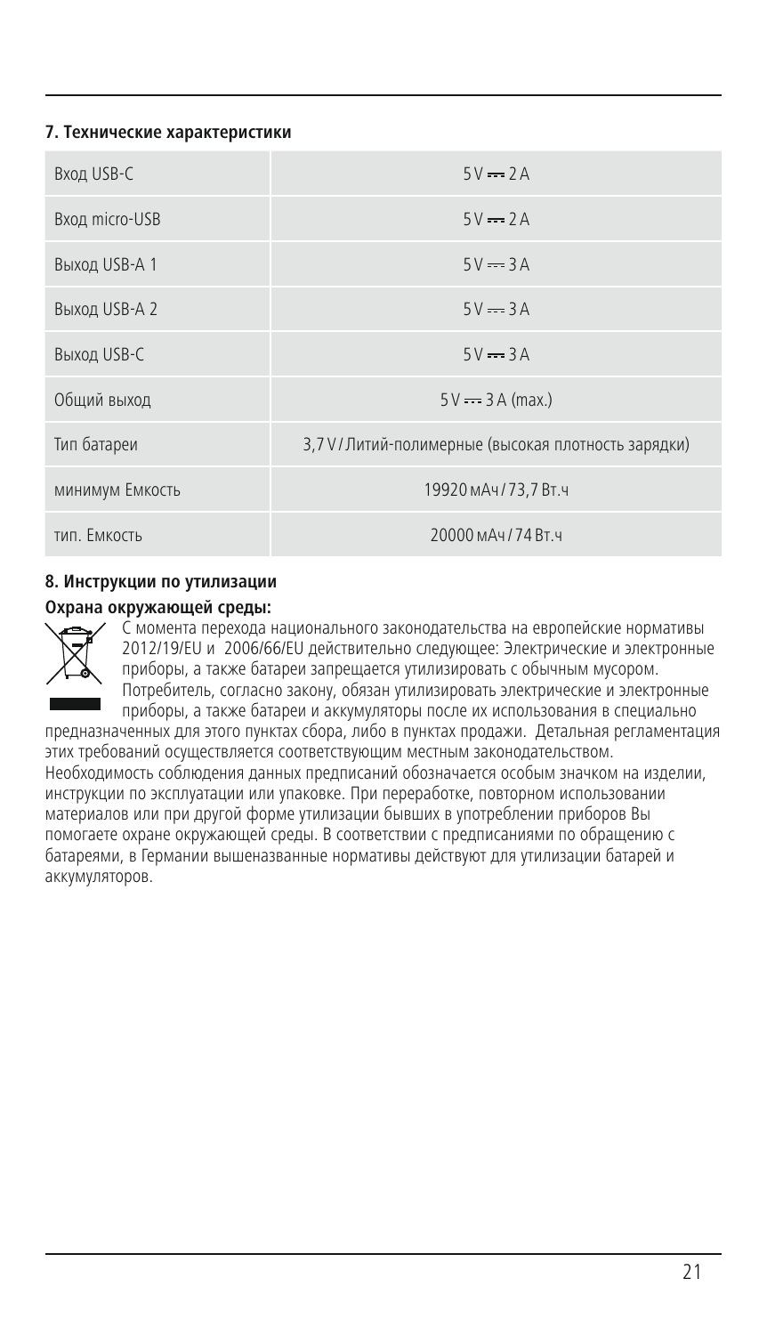## 7. Технические характеристики

| Вход USB-C | 5 V ⎓ 2 A |
|---|---|
| Вход micro-USB | 5 V ⎓ 2 A |
| Выход USB-A 1 | 5 V ⎓ 3 A |
| Выход USB-A 2 | 5 V ⎓ 3 A |
| Выход USB-C | 5 V ⎓ 3 A |
| Общий выход | 5 V ⎓ 3 A (max.) |
| Тип батареи | 3,7 V / Литий-полимерные (высокая плотность зарядки) |
| минимум Емкость | 19920 мАч / 73,7 Вт.ч |
| тип. Емкость | 20000 мАч / 74 Вт.ч |

## 8. Инструкции по утилизации

**Охрана окружающей среды:**

С момента перехода национального законодательства на европейские нормативы 2012/19/EU и 2006/66/EU действительно следующее: Электрические и электронные приборы, а также батареи запрещается утилизировать с обычным мусором. Потребитель, согласно закону, обязан утилизировать электрические и электронные приборы, а также батареи и аккумуляторы после их использования в специально предназначенных для этого пунктах сбора, либо в пунктах продажи. Детальная регламентация этих требований осуществляется соответствующим местным законодательством. Необходимость соблюдения данных предписаний обозначается особым значком на изделии, инструкции по эксплуатации или упаковке. При переработке, повторном использовании материалов или при другой форме утилизации бывших в употреблении приборов Вы помогаете охране окружающей среды. В соответствии с предписаниями по обращению с батареями, в Германии вышеназванные нормативы действуют для утилизации батарей и аккумуляторов.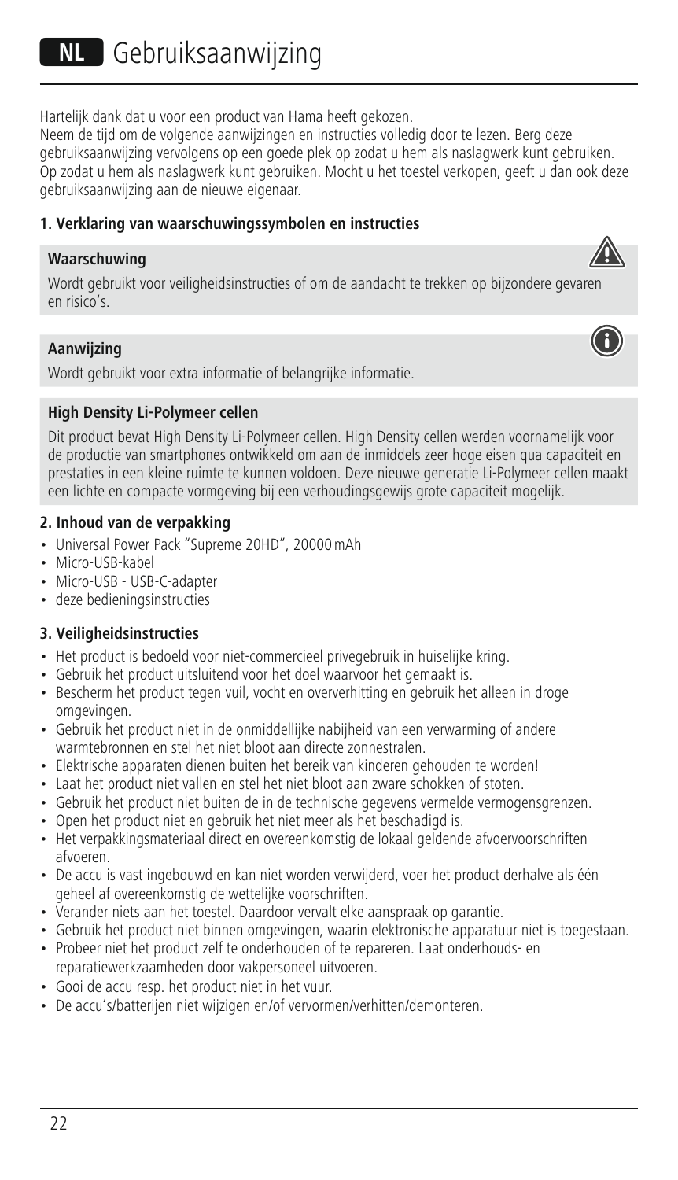# NL Gebruiksaanwijzing

Hartelijk dank dat u voor een product van Hama heeft gekozen.
Neem de tijd om de volgende aanwijzingen en instructies volledig door te lezen. Berg deze gebruiksaanwijzing vervolgens op een goede plek op zodat u hem als naslagwerk kunt gebruiken. Op zodat u hem als naslagwerk kunt gebruiken. Mocht u het toestel verkopen, geeft u dan ook deze gebruiksaanwijzing aan de nieuwe eigenaar.

## 1. Verklaring van waarschuwingssymbolen en instructies

**Waarschuwing**

Wordt gebruikt voor veiligheidsinstructies of om de aandacht te trekken op bijzondere gevaren en risico's.

**Aanwijzing**

Wordt gebruikt voor extra informatie of belangrijke informatie.

**High Density Li-Polymeer cellen**

Dit product bevat High Density Li-Polymeer cellen. High Density cellen werden voornamelijk voor de productie van smartphones ontwikkeld om aan de inmiddels zeer hoge eisen qua capaciteit en prestaties in een kleine ruimte te kunnen voldoen. Deze nieuwe generatie Li-Polymeer cellen maakt een lichte en compacte vormgeving bij een verhoudingsgewijs grote capaciteit mogelijk.

## 2. Inhoud van de verpakking

- Universal Power Pack "Supreme 20HD", 20000 mAh
- Micro-USB-kabel
- Micro-USB - USB-C-adapter
- deze bedieningsinstructies

## 3. Veiligheidsinstructies

- Het product is bedoeld voor niet-commercieel privegebruik in huiselijke kring.
- Gebruik het product uitsluitend voor het doel waarvoor het gemaakt is.
- Bescherm het product tegen vuil, vocht en oververhitting en gebruik het alleen in droge omgevingen.
- Gebruik het product niet in de onmiddellijke nabijheid van een verwarming of andere warmtebronnen en stel het niet bloot aan directe zonnestralen.
- Elektrische apparaten dienen buiten het bereik van kinderen gehouden te worden!
- Laat het product niet vallen en stel het niet bloot aan zware schokken of stoten.
- Gebruik het product niet buiten de in de technische gegevens vermelde vermogensgrenzen.
- Open het product niet en gebruik het niet meer als het beschadigd is.
- Het verpakkingsmateriaal direct en overeenkomstig de lokaal geldende afvoervoorschriften afvoeren.
- De accu is vast ingebouwd en kan niet worden verwijderd, voer het product derhalve als één geheel af overeenkomstig de wettelijke voorschriften.
- Verander niets aan het toestel. Daardoor vervalt elke aanspraak op garantie.
- Gebruik het product niet binnen omgevingen, waarin elektronische apparatuur niet is toegestaan.
- Probeer niet het product zelf te onderhouden of te repareren. Laat onderhouds- en reparatiewerkzaamheden door vakpersoneel uitvoeren.
- Gooi de accu resp. het product niet in het vuur.
- De accu's/batterijen niet wijzigen en/of vervormen/verhitten/demonteren.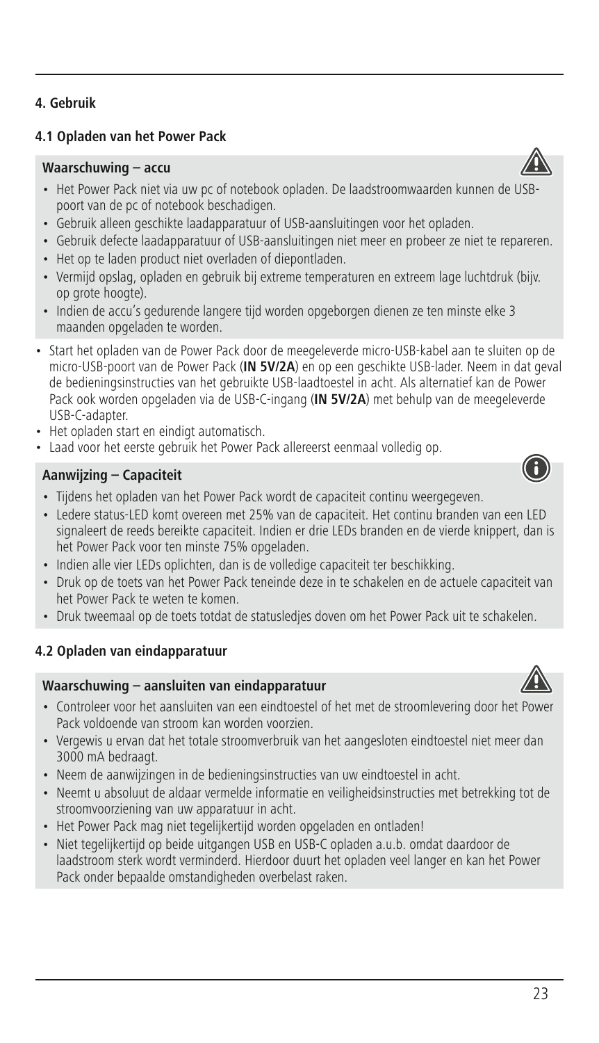## 4. Gebruik

### 4.1 Opladen van het Power Pack

**Waarschuwing – accu**

- Het Power Pack niet via uw pc of notebook opladen. De laadstroomwaarden kunnen de USB-poort van de pc of notebook beschadigen.
- Gebruik alleen geschikte laadapparatuur of USB-aansluitingen voor het opladen.
- Gebruik defecte laadapparatuur of USB-aansluitingen niet meer en probeer ze niet te repareren.
- Het op te laden product niet overladen of diepontladen.
- Vermijd opslag, opladen en gebruik bij extreme temperaturen en extreem lage luchtdruk (bijv. op grote hoogte).
- Indien de accu's gedurende langere tijd worden opgeborgen dienen ze ten minste elke 3 maanden opgeladen te worden.

- Start het opladen van de Power Pack door de meegeleverde micro-USB-kabel aan te sluiten op de micro-USB-poort van de Power Pack (**IN 5V/2A**) en op een geschikte USB-lader. Neem in dat geval de bedieningsinstructies van het gebruikte USB-laadtoestel in acht. Als alternatief kan de Power Pack ook worden opgeladen via de USB-C-ingang (**IN 5V/2A**) met behulp van de meegeleverde USB-C-adapter.
- Het opladen start en eindigt automatisch.
- Laad voor het eerste gebruik het Power Pack allereerst eenmaal volledig op.

**Aanwijzing – Capaciteit**

- Tijdens het opladen van het Power Pack wordt de capaciteit continu weergegeven.
- Iedere status-LED komt overeen met 25% van de capaciteit. Het continu branden van een LED signaleert de reeds bereikte capaciteit. Indien er drie LEDs branden en de vierde knippert, dan is het Power Pack voor ten minste 75% opgeladen.
- Indien alle vier LEDs oplichten, dan is de volledige capaciteit ter beschikking.
- Druk op de toets van het Power Pack teneinde deze in te schakelen en de actuele capaciteit van het Power Pack te weten te komen.
- Druk tweemaal op de toets totdat de statusledjes doven om het Power Pack uit te schakelen.

### 4.2 Opladen van eindapparatuur

**Waarschuwing – aansluiten van eindapparatuur**

- Controleer voor het aansluiten van een eindtoestel of het met de stroomlevering door het Power Pack voldoende van stroom kan worden voorzien.
- Vergewis u ervan dat het totale stroomverbruik van het aangesloten eindtoestel niet meer dan 3000 mA bedraagt.
- Neem de aanwijzingen in de bedieningsinstructies van uw eindtoestel in acht.
- Neemt u absoluut de aldaar vermelde informatie en veiligheidsinstructies met betrekking tot de stroomvoorziening van uw apparatuur in acht.
- Het Power Pack mag niet tegelijkertijd worden opgeladen en ontladen!
- Niet tegelijkertijd op beide uitgangen USB en USB-C opladen a.u.b. omdat daardoor de laadstroom sterk wordt verminderd. Hierdoor duurt het opladen veel langer en kan het Power Pack onder bepaalde omstandigheden overbelast raken.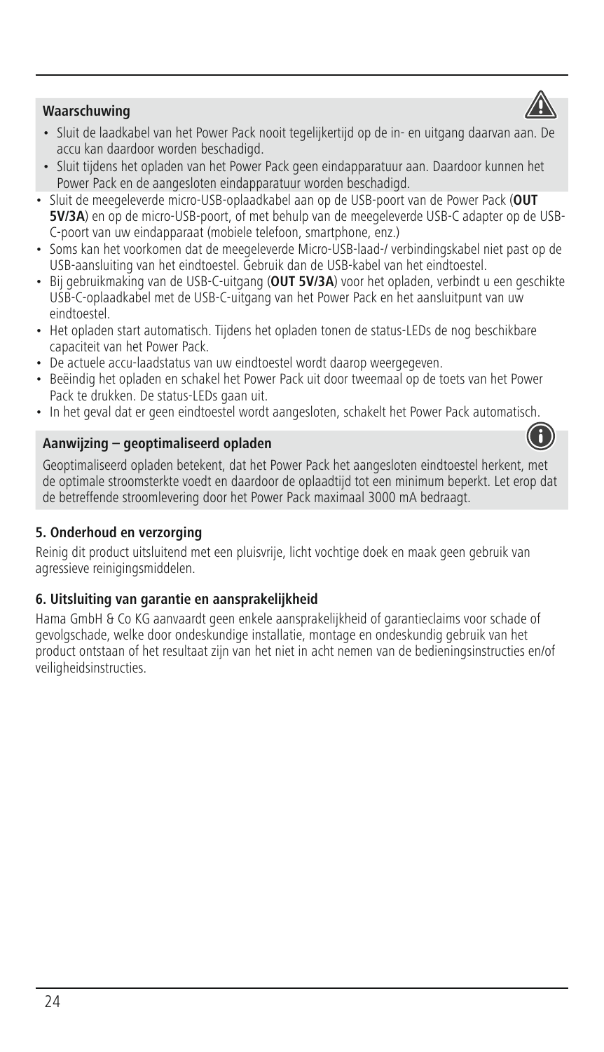**Waarschuwing**

- Sluit de laadkabel van het Power Pack nooit tegelijkertijd op de in- en uitgang daarvan aan. De accu kan daardoor worden beschadigd.
- Sluit tijdens het opladen van het Power Pack geen eindapparatuur aan. Daardoor kunnen het Power Pack en de aangesloten eindapparatuur worden beschadigd.

- Sluit de meegeleverde micro-USB-oplaadkabel aan op de USB-poort van de Power Pack (**OUT 5V/3A**) en op de micro-USB-poort, of met behulp van de meegeleverde USB-C adapter op de USB-C-poort van uw eindapparaat (mobiele telefoon, smartphone, enz.)
- Soms kan het voorkomen dat de meegeleverde Micro-USB-laad-/ verbindingskabel niet past op de USB-aansluiting van het eindtoestel. Gebruik dan de USB-kabel van het eindtoestel.
- Bij gebruikmaking van de USB-C-uitgang (**OUT 5V/3A**) voor het opladen, verbindt u een geschikte USB-C-oplaadkabel met de USB-C-uitgang van het Power Pack en het aansluitpunt van uw eindtoestel.
- Het opladen start automatisch. Tijdens het opladen tonen de status-LEDs de nog beschikbare capaciteit van het Power Pack.
- De actuele accu-laadstatus van uw eindtoestel wordt daarop weergegeven.
- Beëindig het opladen en schakel het Power Pack uit door tweemaal op de toets van het Power Pack te drukken. De status-LEDs gaan uit.
- In het geval dat er geen eindtoestel wordt aangesloten, schakelt het Power Pack automatisch.

**Aanwijzing – geoptimaliseerd opladen**

Geoptimaliseerd opladen betekent, dat het Power Pack het aangesloten eindtoestel herkent, met de optimale stroomsterkte voedt en daardoor de oplaadtijd tot een minimum beperkt. Let erop dat de betreffende stroomlevering door het Power Pack maximaal 3000 mA bedraagt.

## 5. Onderhoud en verzorging

Reinig dit product uitsluitend met een pluisvrije, licht vochtige doek en maak geen gebruik van agressieve reinigingsmiddelen.

## 6. Uitsluiting van garantie en aansprakelijkheid

Hama GmbH & Co KG aanvaardt geen enkele aansprakelijkheid of garantieclaims voor schade of gevolgschade, welke door ondeskundige installatie, montage en ondeskundig gebruik van het product ontstaan of het resultaat zijn van het niet in acht nemen van de bedieningsinstructies en/of veiligheidsinstructies.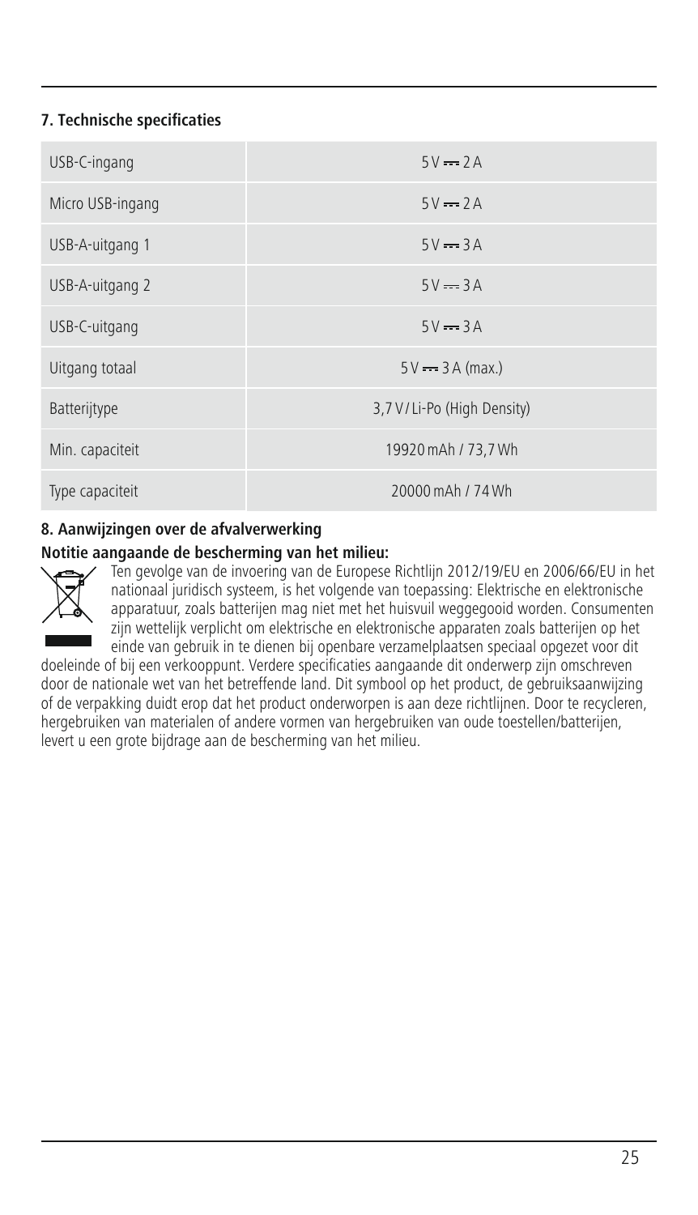## 7. Technische specificaties

| | |
|---|---|
| USB-C-ingang | 5 V ⎓ 2 A |
| Micro USB-ingang | 5 V ⎓ 2 A |
| USB-A-uitgang 1 | 5 V ⎓ 3 A |
| USB-A-uitgang 2 | 5 V ⎓ 3 A |
| USB-C-uitgang | 5 V ⎓ 3 A |
| Uitgang totaal | 5 V ⎓ 3 A (max.) |
| Batterijtype | 3,7 V / Li-Po (High Density) |
| Min. capaciteit | 19920 mAh / 73,7 Wh |
| Type capaciteit | 20000 mAh / 74 Wh |

## 8. Aanwijzingen over de afvalverwerking

**Notitie aangaande de bescherming van het milieu:**

Ten gevolge van de invoering van de Europese Richtlijn 2012/19/EU en 2006/66/EU in het nationaal juridisch systeem, is het volgende van toepassing: Elektrische en elektronische apparatuur, zoals batterijen mag niet met het huisvuil weggegooid worden. Consumenten zijn wettelijk verplicht om elektrische en elektronische apparaten zoals batterijen op het einde van gebruik in te dienen bij openbare verzamelplaatsen speciaal opgezet voor dit doeleinde of bij een verkooppunt. Verdere specificaties aangaande dit onderwerp zijn omschreven door de nationale wet van het betreffende land. Dit symbool op het product, de gebruiksaanwijzing of de verpakking duidt erop dat het product onderworpen is aan deze richtlijnen. Door te recycleren, hergebruiken van materialen of andere vormen van hergebruiken van oude toestellen/batterijen, levert u een grote bijdrage aan de bescherming van het milieu.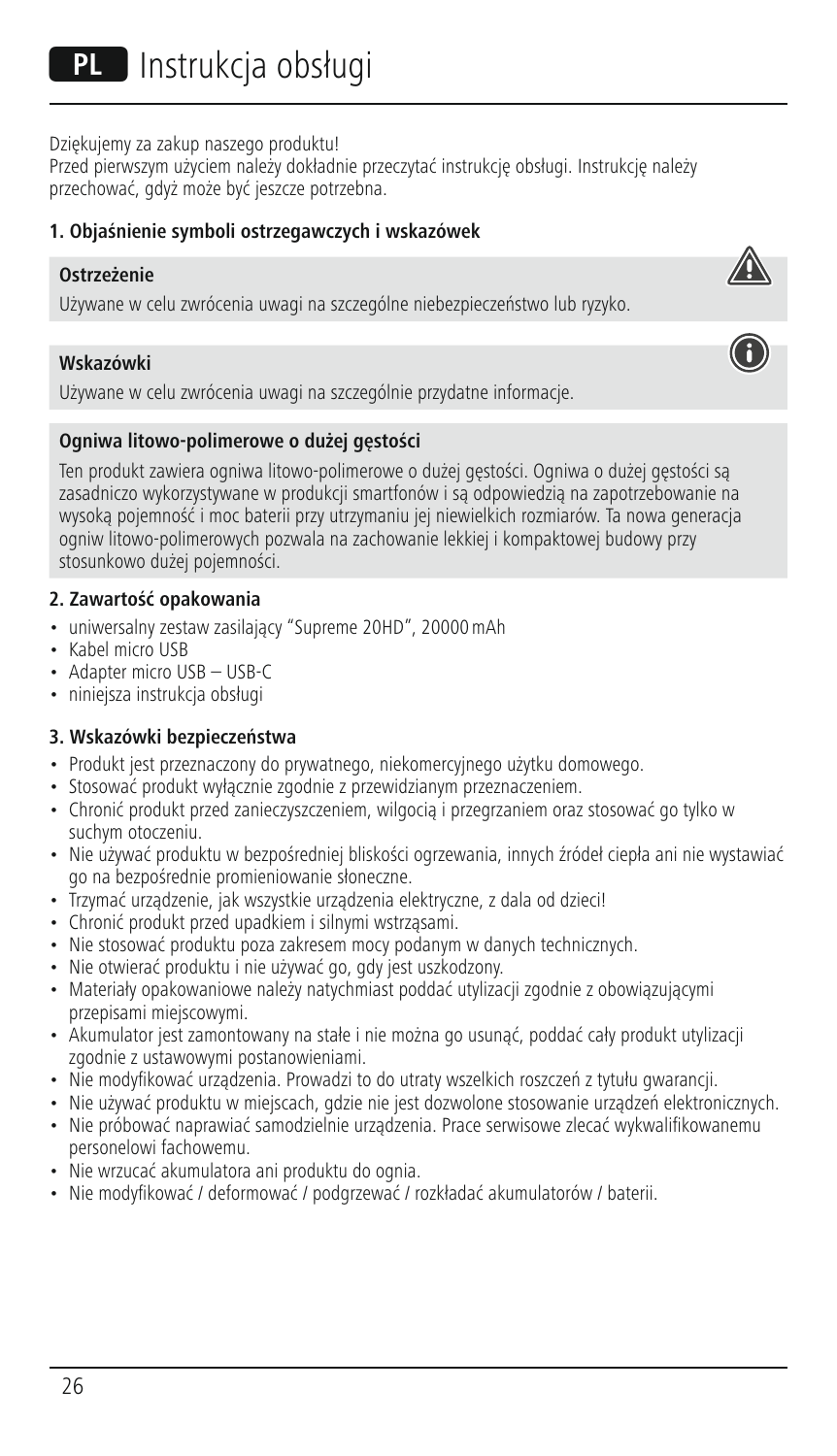# PL Instrukcja obsługi

Dziękujemy za zakup naszego produktu!
Przed pierwszym użyciem należy dokładnie przeczytać instrukcję obsługi. Instrukcję należy przechować, gdyż może być jeszcze potrzebna.

## 1. Objaśnienie symboli ostrzegawczych i wskazówek

**Ostrzeżenie**

Używane w celu zwrócenia uwagi na szczególne niebezpieczeństwo lub ryzyko.

**Wskazówki**

Używane w celu zwrócenia uwagi na szczególnie przydatne informacje.

**Ogniwa litowo-polimerowe o dużej gęstości**

Ten produkt zawiera ogniwa litowo-polimerowe o dużej gęstości. Ogniwa o dużej gęstości są zasadniczo wykorzystywane w produkcji smartfonów i są odpowiedzią na zapotrzebowanie na wysoką pojemność i moc baterii przy utrzymaniu jej niewielkich rozmiarów. Ta nowa generacja ogniw litowo-polimerowych pozwala na zachowanie lekkiej i kompaktowej budowy przy stosunkowo dużej pojemności.

## 2. Zawartość opakowania

- uniwersalny zestaw zasilający "Supreme 20HD", 20000 mAh
- Kabel micro USB
- Adapter micro USB – USB-C
- niniejsza instrukcja obsługi

## 3. Wskazówki bezpieczeństwa

- Produkt jest przeznaczony do prywatnego, niekomercyjnego użytku domowego.
- Stosować produkt wyłącznie zgodnie z przewidzianym przeznaczeniem.
- Chronić produkt przed zanieczyszczeniem, wilgocią i przegrzaniem oraz stosować go tylko w suchym otoczeniu.
- Nie używać produktu w bezpośredniej bliskości ogrzewania, innych źródeł ciepła ani nie wystawiać go na bezpośrednie promieniowanie słoneczne.
- Trzymać urządzenie, jak wszystkie urządzenia elektryczne, z dala od dzieci!
- Chronić produkt przed upadkiem i silnymi wstrząsami.
- Nie stosować produktu poza zakresem mocy podanym w danych technicznych.
- Nie otwierać produktu i nie używać go, gdy jest uszkodzony.
- Materiały opakowaniowe należy natychmiast poddać utylizacji zgodnie z obowiązującymi przepisami miejscowymi.
- Akumulator jest zamontowany na stałe i nie można go usunąć, poddać cały produkt utylizacji zgodnie z ustawowymi postanowieniami.
- Nie modyfikować urządzenia. Prowadzi to do utraty wszelkich roszczeń z tytułu gwarancji.
- Nie używać produktu w miejscach, gdzie nie jest dozwolone stosowanie urządzeń elektronicznych.
- Nie próbować naprawiać samodzielnie urządzenia. Prace serwisowe zlecać wykwalifikowanemu personelowi fachowemu.
- Nie wrzucać akumulatora ani produktu do ognia.
- Nie modyfikować / deformować / podgrzewać / rozkładać akumulatorów / baterii.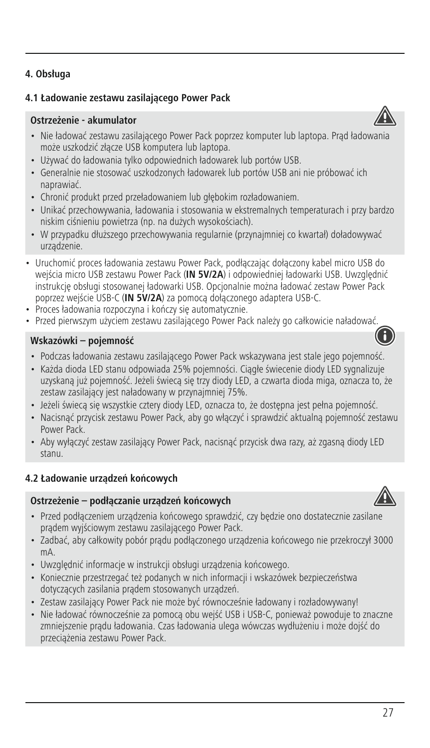## 4. Obsługa

### 4.1 Ładowanie zestawu zasilającego Power Pack

**Ostrzeżenie - akumulator**

- Nie ładować zestawu zasilającego Power Pack poprzez komputer lub laptopa. Prąd ładowania może uszkodzić złącze USB komputera lub laptopa.
- Używać do ładowania tylko odpowiednich ładowarek lub portów USB.
- Generalnie nie stosować uszkodzonych ładowarek lub portów USB ani nie próbować ich naprawiać.
- Chronić produkt przed przeładowaniem lub głębokim rozładowaniem.
- Unikać przechowywania, ładowania i stosowania w ekstremalnych temperaturach i przy bardzo niskim ciśnieniu powietrza (np. na dużych wysokościach).
- W przypadku dłuższego przechowywania regularnie (przynajmniej co kwartał) doładowywać urządzenie.

- Uruchomić proces ładowania zestawu Power Pack, podłączając dołączony kabel micro USB do wejścia micro USB zestawu Power Pack (**IN 5V/2A**) i odpowiedniej ładowarki USB. Uwzględnić instrukcję obsługi stosowanej ładowarki USB. Opcjonalnie można ładować zestaw Power Pack poprzez wejście USB-C (**IN 5V/2A**) za pomocą dołączonego adaptera USB-C.
- Proces ładowania rozpoczyna i kończy się automatycznie.
- Przed pierwszym użyciem zestawu zasilającego Power Pack należy go całkowicie naładować.

**Wskazówki – pojemność**

- Podczas ładowania zestawu zasilającego Power Pack wskazywana jest stale jego pojemność.
- Każda dioda LED stanu odpowiada 25% pojemności. Ciągłe świecenie diody LED sygnalizuje uzyskaną już pojemność. Jeżeli świecą się trzy diody LED, a czwarta dioda miga, oznacza to, że zestaw zasilający jest naładowany w przynajmniej 75%.
- Jeżeli świecą się wszystkie cztery diody LED, oznacza to, że dostępna jest pełna pojemność.
- Nacisnąć przycisk zestawu Power Pack, aby go włączyć i sprawdzić aktualną pojemność zestawu Power Pack.
- Aby wyłączyć zestaw zasilający Power Pack, nacisnąć przycisk dwa razy, aż zgasną diody LED stanu.

### 4.2 Ładowanie urządzeń końcowych

**Ostrzeżenie – podłączanie urządzeń końcowych**

- Przed podłączeniem urządzenia końcowego sprawdzić, czy będzie ono dostatecznie zasilane prądem wyjściowym zestawu zasilającego Power Pack.
- Zadbać, aby całkowity pobór prądu podłączonego urządzenia końcowego nie przekroczył 3000 mA.
- Uwzględnić informacje w instrukcji obsługi urządzenia końcowego.
- Koniecznie przestrzegać też podanych w nich informacji i wskazówek bezpieczeństwa dotyczących zasilania prądem stosowanych urządzeń.
- Zestaw zasilający Power Pack nie może być równocześnie ładowany i rozładowywany!
- Nie ładować równocześnie za pomocą obu wejść USB i USB-C, ponieważ powoduje to znaczne zmniejszenie prądu ładowania. Czas ładowania ulega wówczas wydłużeniu i może dojść do przeciążenia zestawu Power Pack.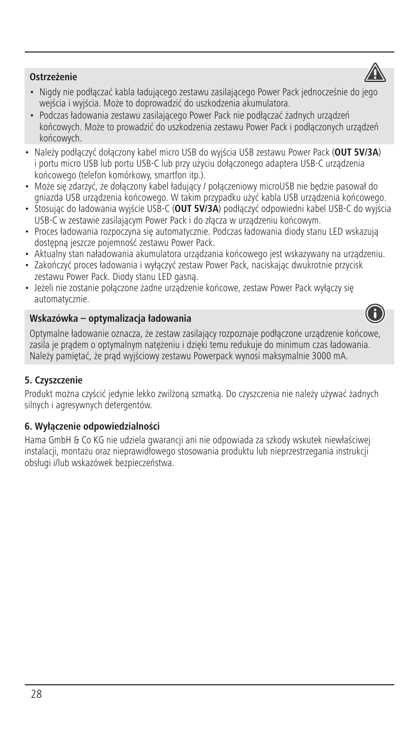**Ostrzeżenie**

- Nigdy nie podłączać kabla ładującego zestawu zasilającego Power Pack jednocześnie do jego wejścia i wyjścia. Może to doprowadzić do uszkodzenia akumulatora.
- Podczas ładowania zestawu zasilającego Power Pack nie podłączać żadnych urządzeń końcowych. Może to prowadzić do uszkodzenia zestawu Power Pack i podłączonych urządzeń końcowych.

- Należy podłączyć dołączony kabel micro USB do wyjścia USB zestawu Power Pack (**OUT 5V/3A**) i portu micro USB lub portu USB-C lub przy użyciu dołączonego adaptera USB-C urządzenia końcowego (telefon komórkowy, smartfon itp.).
- Może się zdarzyć, że dołączony kabel ładujący / połączeniowy microUSB nie będzie pasował do gniazda USB urządzenia końcowego. W takim przypadku użyć kabla USB urządzenia końcowego.
- Stosując do ładowania wyjście USB-C (**OUT 5V/3A**) podłączyć odpowiedni kabel USB-C do wyjścia USB-C w zestawie zasilającym Power Pack i do złącza w urządzeniu końcowym.
- Proces ładowania rozpoczyna się automatycznie. Podczas ładowania diody stanu LED wskazują dostępną jeszcze pojemność zestawu Power Pack.
- Aktualny stan naładowania akumulatora urządzania końcowego jest wskazywany na urządzeniu.
- Zakończyć proces ładowania i wyłączyć zestaw Power Pack, naciskając dwukrotnie przycisk zestawu Power Pack. Diody stanu LED gasną.
- Jeżeli nie zostanie połączone żadne urządzenie końcowe, zestaw Power Pack wyłączy się automatycznie.

**Wskazówka – optymalizacja ładowania**

Optymalne ładowanie oznacza, że zestaw zasilający rozpoznaje podłączone urządzenie końcowe, zasila je prądem o optymalnym natężeniu i dzięki temu redukuje do minimum czas ładowania. Należy pamiętać, że prąd wyjściowy zestawu Powerpack wynosi maksymalnie 3000 mA.

## 5. Czyszczenie

Produkt można czyścić jedynie lekko zwilżoną szmatką. Do czyszczenia nie należy używać żadnych silnych i agresywnych detergentów.

## 6. Wyłączenie odpowiedzialności

Hama GmbH & Co KG nie udziela gwarancji ani nie odpowiada za szkody wskutek niewłaściwej instalacji, montażu oraz nieprawidłowego stosowania produktu lub nieprzestrzegania instrukcji obsługi i/lub wskazówek bezpieczeństwa.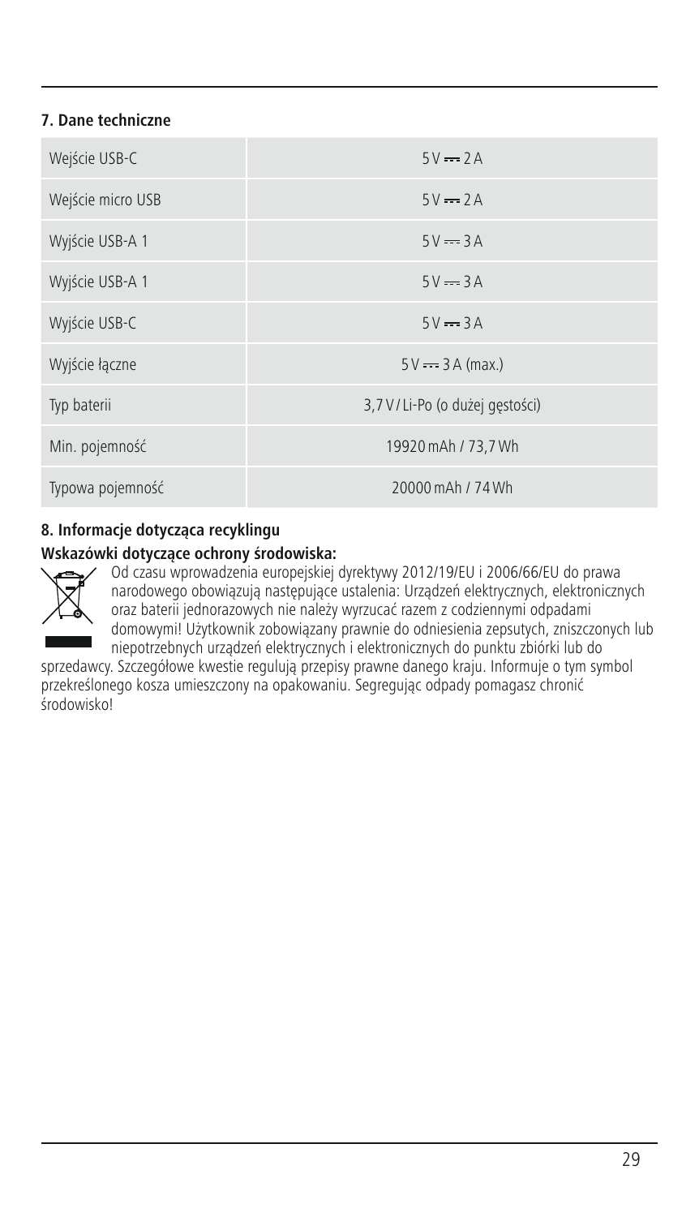## 7. Dane techniczne

| Wejście USB-C | 5 V ⎓ 2 A |
|---|---|
| Wejście micro USB | 5 V ⎓ 2 A |
| Wyjście USB-A 1 | 5 V ⎓ 3 A |
| Wyjście USB-A 1 | 5 V ⎓ 3 A |
| Wyjście USB-C | 5 V ⎓ 3 A |
| Wyjście łączne | 5 V ⎓ 3 A (max.) |
| Typ baterii | 3,7 V / Li-Po (o dużej gęstości) |
| Min. pojemność | 19920 mAh / 73,7 Wh |
| Typowa pojemność | 20000 mAh / 74 Wh |

## 8. Informacje dotycząca recyklingu

**Wskazówki dotyczące ochrony środowiska:**

Od czasu wprowadzenia europejskiej dyrektywy 2012/19/EU i 2006/66/EU do prawa narodowego obowiązują następujące ustalenia: Urządzeń elektrycznych, elektronicznych oraz baterii jednorazowych nie należy wyrzucać razem z codziennymi odpadami domowymi! Użytkownik zobowiązany prawnie do odniesienia zepsutych, zniszczonych lub niepotrzebnych urządzeń elektrycznych i elektronicznych do punktu zbiórki lub do sprzedawcy. Szczegółowe kwestie regulują przepisy prawne danego kraju. Informuje o tym symbol przekreślonego kosza umieszczony na opakowaniu. Segregując odpady pomagasz chronić środowisko!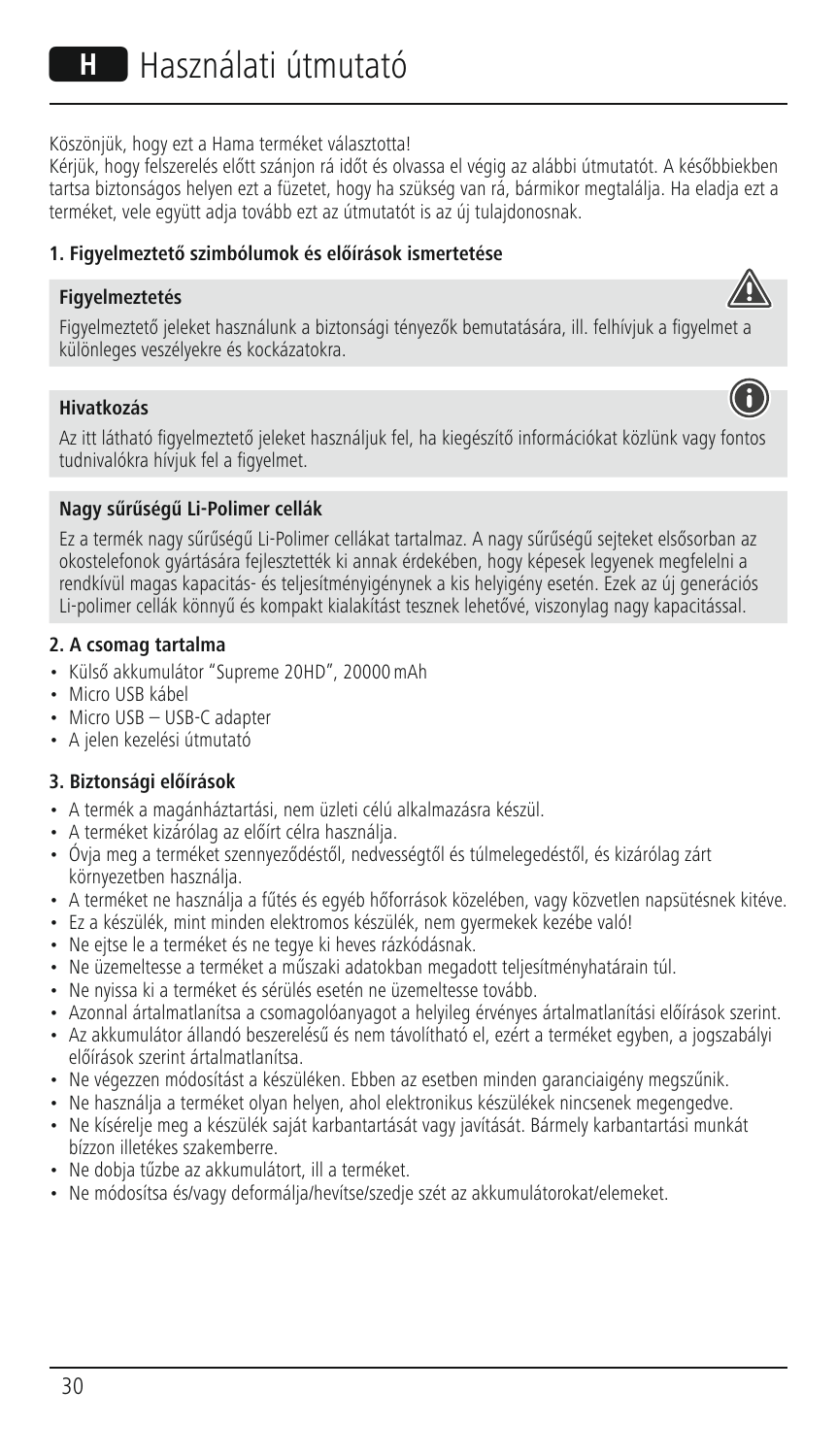# H Használati útmutató

Köszönjük, hogy ezt a Hama terméket választotta!

Kérjük, hogy felszerelés előtt szánjon rá időt és olvassa el végig az alábbi útmutatót. A későbbiekben tartsa biztonságos helyen ezt a füzetet, hogy ha szükség van rá, bármikor megtalálja. Ha eladja ezt a terméket, vele együtt adja tovább ezt az útmutatót is az új tulajdonosnak.

### 1. Figyelmeztető szimbólumok és előírások ismertetése

**Figyelmeztetés**

Figyelmeztető jeleket használunk a biztonsági tényezők bemutatására, ill. felhívjuk a figyelmet a különleges veszélyekre és kockázatokra.

**Hivatkozás**

Az itt látható figyelmeztető jeleket használjuk fel, ha kiegészítő információkat közlünk vagy fontos tudnivalókra hívjuk fel a figyelmet.

**Nagy sűrűségű Li-Polimer cellák**

Ez a termék nagy sűrűségű Li-Polimer cellákat tartalmaz. A nagy sűrűségű sejteket elsősorban az okostelefonok gyártására fejlesztették ki annak érdekében, hogy képesek legyenek megfelelni a rendkívül magas kapacitás- és teljesítményigénynek a kis helyigény esetén. Ezek az új generációs Li-polimer cellák könnyű és kompakt kialakítást tesznek lehetővé, viszonylag nagy kapacitással.

### 2. A csomag tartalma

- Külső akkumulátor "Supreme 20HD", 20000 mAh
- Micro USB kábel
- Micro USB – USB-C adapter
- A jelen kezelési útmutató

### 3. Biztonsági előírások

- A termék a magánháztartási, nem üzleti célú alkalmazásra készül.
- A terméket kizárólag az előírt célra használja.
- Óvja meg a terméket szennyeződéstől, nedvességtől és túlmelegedéstől, és kizárólag zárt környezetben használja.
- A terméket ne használja a fűtés és egyéb hőforrások közelében, vagy közvetlen napsütésnek kitéve.
- Ez a készülék, mint minden elektromos készülék, nem gyermekek kezébe való!
- Ne ejtse le a terméket és ne tegye ki heves rázkódásnak.
- Ne üzemeltesse a terméket a műszaki adatokban megadott teljesítményhatárain túl.
- Ne nyissa ki a terméket és sérülés esetén ne üzemeltesse tovább.
- Azonnal ártalmatlanítsa a csomagolóanyagot a helyileg érvényes ártalmatlanítási előírások szerint.
- Az akkumulátor állandó beszerelésű és nem távolítható el, ezért a terméket egyben, a jogszabályi előírások szerint ártalmatlanítsa.
- Ne végezzen módosítást a készüléken. Ebben az esetben minden garanciaigény megszűnik.
- Ne használja a terméket olyan helyen, ahol elektronikus készülékek nincsenek megengedve.
- Ne kísérelje meg a készülék saját karbantartását vagy javítását. Bármely karbantartási munkát bízzon illetékes szakemberre.
- Ne dobja tűzbe az akkumulátort, ill a terméket.
- Ne módosítsa és/vagy deformálja/hevítse/szedje szét az akkumulátorokat/elemeket.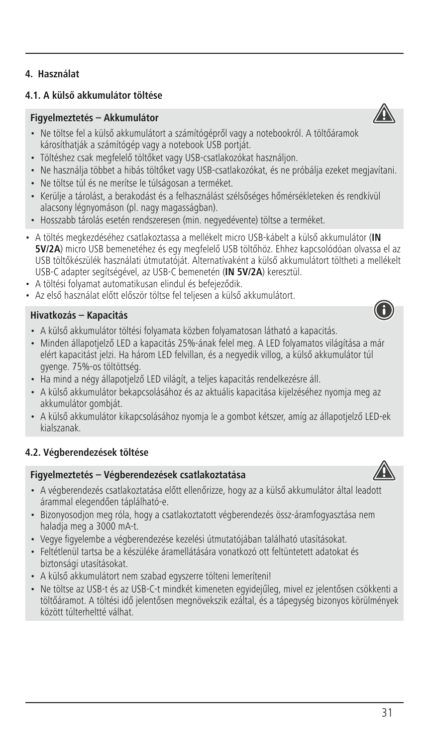## 4. Használat

### 4.1. A külső akkumulátor töltése

**Figyelmeztetés – Akkumulátor**

- Ne töltse fel a külső akkumulátort a számítógépről vagy a notebookról. A töltőáramok károsíthatják a számítógép vagy a notebook USB portját.
- Töltéshez csak megfelelő töltőket vagy USB-csatlakozókat használjon.
- Ne használja többet a hibás töltőket vagy USB-csatlakozókat, és ne próbálja ezeket megjavítani.
- Ne töltse túl és ne merítse le túlságosan a terméket.
- Kerülje a tárolást, a berakodást és a felhasználást szélsőséges hőmérsékleteken és rendkívül alacsony légnyomáson (pl. nagy magasságban).
- Hosszabb tárolás esetén rendszeresen (min. negyedévente) töltse a terméket.

- A töltés megkezdéséhez csatlakoztassa a mellékelt micro USB-kábelt a külső akkumulátor (**IN 5V/2A**) micro USB bemenetéhez és egy megfelelő USB töltőhöz. Ehhez kapcsolódóan olvassa el az USB töltőkészülék használati útmutatóját. Alternatívaként a külső akkumulátort töltheti a mellékelt USB-C adapter segítségével, az USB-C bemenetén (**IN 5V/2A**) keresztül.
- A töltési folyamat automatikusan elindul és befejeződik.
- Az első használat előtt először töltse fel teljesen a külső akkumulátort.

**Hivatkozás – Kapacitás**

- A külső akkumulátor töltési folyamata közben folyamatosan látható a kapacitás.
- Minden állapotjelző LED a kapacitás 25%-ának felel meg. A LED folyamatos világítása a már elért kapacitást jelzi. Ha három LED felvillan, és a negyedik villog, a külső akkumulátor túl gyenge. 75%-os töltöttség.
- Ha mind a négy állapotjelző LED világít, a teljes kapacitás rendelkezésre áll.
- A külső akkumulátor bekapcsolásához és az aktuális kapacitása kijelzéséhez nyomja meg az akkumulátor gombját.
- A külső akkumulátor kikapcsolásához nyomja le a gombot kétszer, amíg az állapotjelző LED-ek kialszanak.

### 4.2. Végberendezések töltése

**Figyelmeztetés – Végberendezések csatlakoztatása**

- A végberendezés csatlakoztatása előtt ellenőrizze, hogy az a külső akkumulátor által leadott árammal elegendően táplálható-e.
- Bizonyosodjon meg róla, hogy a csatlakoztatott végberendezés össz-áramfogyasztása nem haladja meg a 3000 mA-t.
- Vegye figyelembe a végberendezése kezelési útmutatójában található utasításokat.
- Feltétlenül tartsa be a készüléke áramellátására vonatkozó ott feltüntetett adatokat és biztonsági utasításokat.
- A külső akkumulátort nem szabad egyszerre tölteni lemeríteni!
- Ne töltse az USB-t és az USB-C-t mindkét kimeneten egyidejűleg, mivel ez jelentősen csökkenti a töltőáramot. A töltési idő jelentősen megnövekszik ezáltal, és a tápegység bizonyos körülmények között túlterheltté válhat.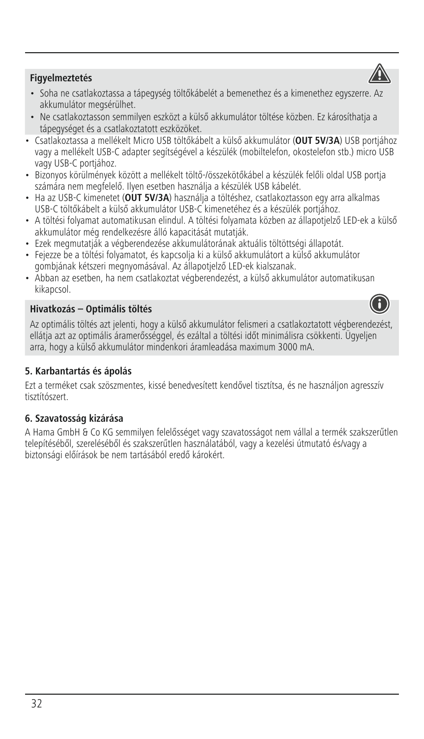**Figyelmeztetés**

- Soha ne csatlakoztassa a tápegység töltőkábelét a bemenethez és a kimenethez egyszerre. Az akkumulátor megsérülhet.
- Ne csatlakoztasson semmilyen eszközt a külső akkumulátor töltése közben. Ez károsíthatja a tápegységet és a csatlakoztatott eszközöket.

- Csatlakoztassa a mellékelt Micro USB töltőkábelt a külső akkumulátor (**OUT 5V/3A**) USB portjához vagy a mellékelt USB-C adapter segítségével a készülék (mobiltelefon, okostelefon stb.) micro USB vagy USB-C portjához.
- Bizonyos körülmények között a mellékelt töltő-/összekötőkábel a készülék felőli oldal USB portja számára nem megfelelő. Ilyen esetben használja a készülék USB kábelét.
- Ha az USB-C kimenetet (**OUT 5V/3A**) használja a töltéshez, csatlakoztasson egy arra alkalmas USB-C töltőkábelt a külső akkumulátor USB-C kimenetéhez és a készülék portjához.
- A töltési folyamat automatikusan elindul. A töltési folyamata közben az állapotjelző LED-ek a külső akkumulátor még rendelkezésre álló kapacitását mutatják.
- Ezek megmutatják a végberendezése akkumulátorának aktuális töltöttségi állapotát.
- Fejezze be a töltési folyamatot, és kapcsolja ki a külső akkumulátort a külső akkumulátor gombjának kétszeri megnyomásával. Az állapotjelző LED-ek kialszanak.
- Abban az esetben, ha nem csatlakoztat végberendezést, a külső akkumulátor automatikusan kikapcsol.

**Hivatkozás – Optimális töltés**

Az optimális töltés azt jelenti, hogy a külső akkumulátor felismeri a csatlakoztatott végberendezést, ellátja azt az optimális áramerősséggel, és ezáltal a töltési időt minimálisra csökkenti. Ügyeljen arra, hogy a külső akkumulátor mindenkori áramleadása maximum 3000 mA.

## 5. Karbantartás és ápolás

Ezt a terméket csak szöszmentes, kissé benedvesített kendővel tisztítsa, és ne használjon agresszív tisztítószert.

## 6. Szavatosság kizárása

A Hama GmbH & Co KG semmilyen felelősséget vagy szavatosságot nem vállal a termék szakszerűtlen telepítéséből, szereléséből és szakszerűtlen használatából, vagy a kezelési útmutató és/vagy a biztonsági előírások be nem tartásából eredő károkért.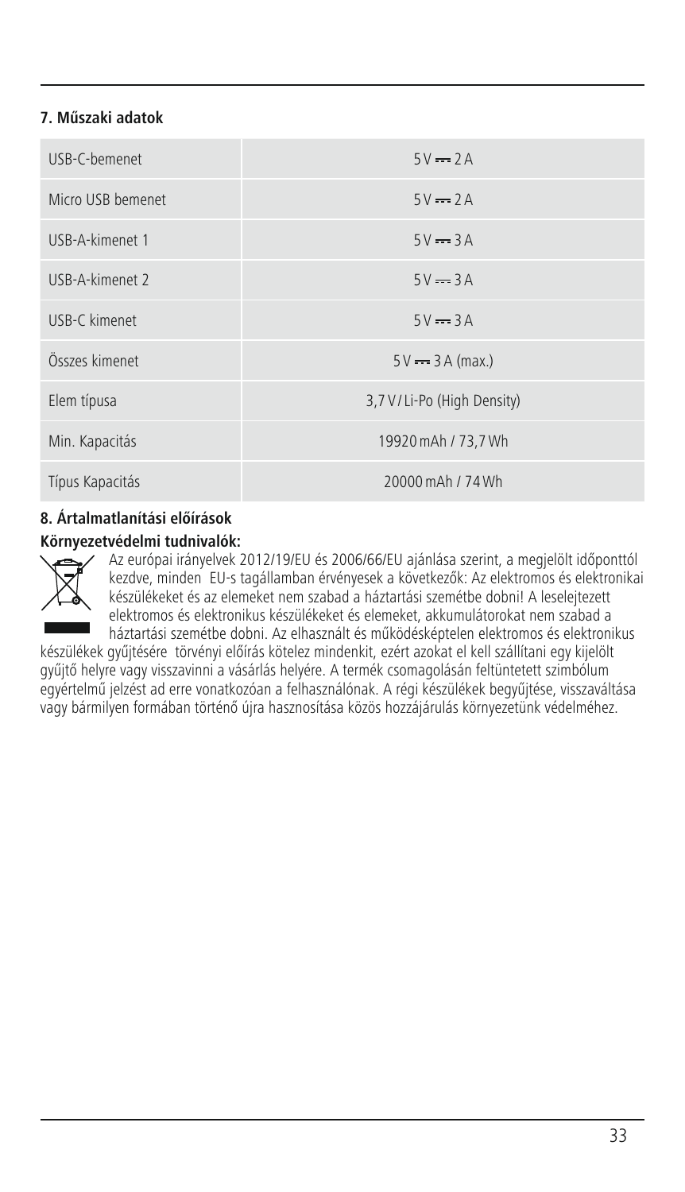## 7. Műszaki adatok

| | |
|---|---|
| USB-C-bemenet | 5 V ⎓ 2 A |
| Micro USB bemenet | 5 V ⎓ 2 A |
| USB-A-kimenet 1 | 5 V ⎓ 3 A |
| USB-A-kimenet 2 | 5 V ⎓ 3 A |
| USB-C kimenet | 5 V ⎓ 3 A |
| Összes kimenet | 5 V ⎓ 3 A (max.) |
| Elem típusa | 3,7 V / Li-Po (High Density) |
| Min. Kapacitás | 19920 mAh / 73,7 Wh |
| Típus Kapacitás | 20000 mAh / 74 Wh |

## 8. Ártalmatlanítási előírások

**Környezetvédelmi tudnivalók:**

Az európai irányelvek 2012/19/EU és 2006/66/EU ajánlása szerint, a megjelölt időponttól kezdve, minden EU-s tagállamban érvényesek a következők: Az elektromos és elektronikai készülékeket és az elemeket nem szabad a háztartási szemétbe dobni! A leselejtezett elektromos és elektronikus készülékeket és elemeket, akkumulátorokat nem szabad a háztartási szemétbe dobni. Az elhasznált és működésképtelen elektromos és elektronikus készülékek gyűjtésére törvényi előírás kötelez mindenkit, ezért azokat el kell szállítani egy kijelölt gyűjtő helyre vagy visszavinni a vásárlás helyére. A termék csomagolásán feltüntetett szimbólum egyértelmű jelzést ad erre vonatkozóan a felhasználónak. A régi készülékek begyűjtése, visszaváltása vagy bármilyen formában történő újra hasznosítása közös hozzájárulás környezetünk védelméhez.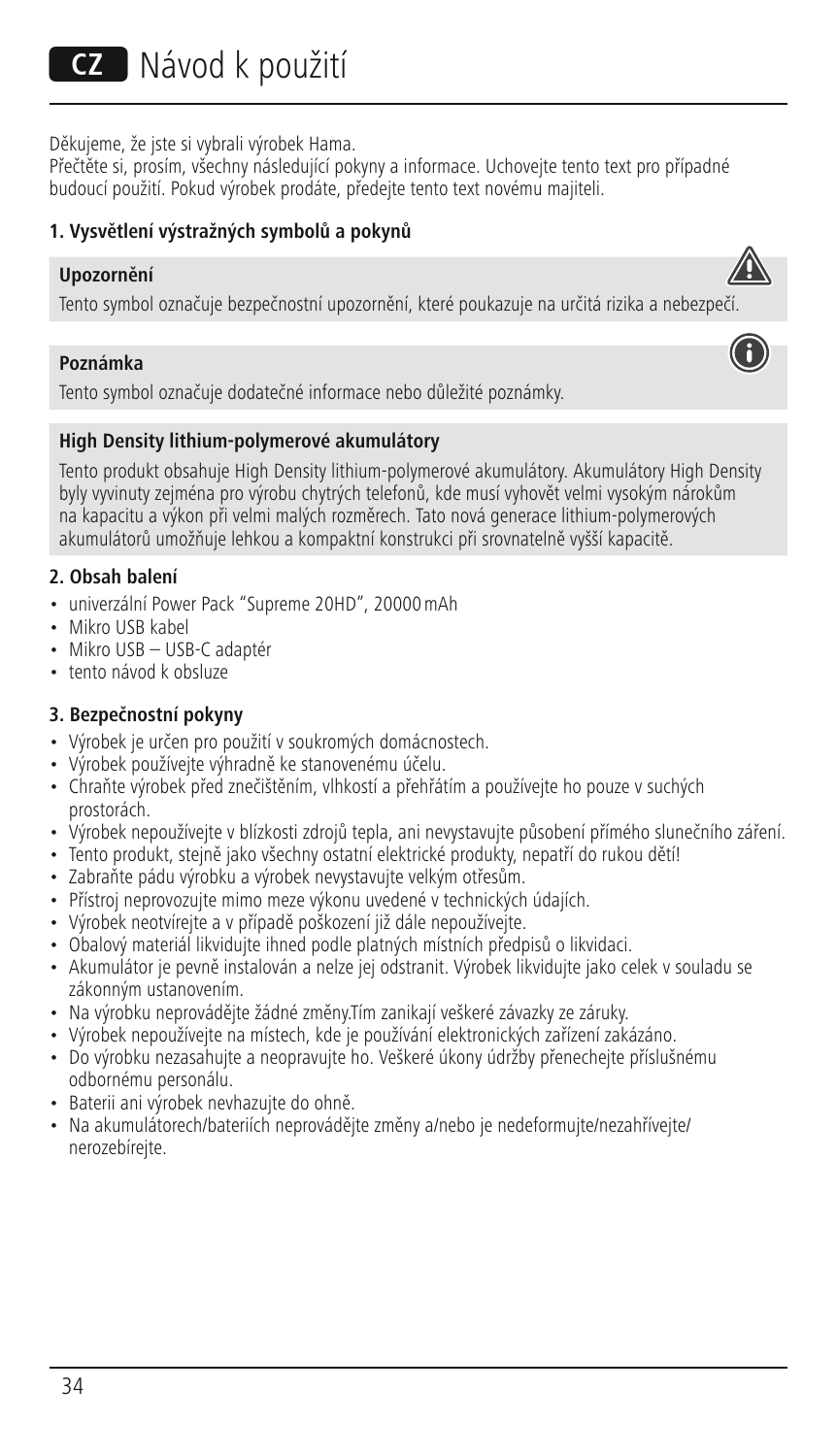# CZ Návod k použití

Děkujeme, že jste si vybrali výrobek Hama.
Přečtěte si, prosím, všechny následující pokyny a informace. Uchovejte tento text pro případné budoucí použití. Pokud výrobek prodáte, předejte tento text novému majiteli.

## 1. Vysvětlení výstražných symbolů a pokynů

**Upozornění**

Tento symbol označuje bezpečnostní upozornění, které poukazuje na určitá rizika a nebezpečí.

**Poznámka**

Tento symbol označuje dodatečné informace nebo důležité poznámky.

**High Density lithium-polymerové akumulátory**

Tento produkt obsahuje High Density lithium-polymerové akumulátory. Akumulátory High Density byly vyvinuty zejména pro výrobu chytrých telefonů, kde musí vyhovět velmi vysokým nárokům na kapacitu a výkon při velmi malých rozměrech. Tato nová generace lithium-polymerových akumulátorů umožňuje lehkou a kompaktní konstrukci při srovnatelně vyšší kapacitě.

## 2. Obsah balení

- univerzální Power Pack "Supreme 20HD", 20000 mAh
- Mikro USB kabel
- Mikro USB – USB-C adaptér
- tento návod k obsluze

## 3. Bezpečnostní pokyny

- Výrobek je určen pro použití v soukromých domácnostech.
- Výrobek používejte výhradně ke stanovenému účelu.
- Chraňte výrobek před znečištěním, vlhkostí a přehřátím a používejte ho pouze v suchých prostorách.
- Výrobek nepoužívejte v blízkosti zdrojů tepla, ani nevystavujte působení přímého slunečního záření.
- Tento produkt, stejně jako všechny ostatní elektrické produkty, nepatří do rukou dětí!
- Zabraňte pádu výrobku a výrobek nevystavujte velkým otřesům.
- Přístroj neprovozujte mimo meze výkonu uvedené v technických údajích.
- Výrobek neotvírejte a v případě poškození již dále nepoužívejte.
- Obalový materiál likvidujte ihned podle platných místních předpisů o likvidaci.
- Akumulátor je pevně instalován a nelze jej odstranit. Výrobek likvidujte jako celek v souladu se zákonným ustanovením.
- Na výrobku neprovádějte žádné změny.Tím zanikají veškeré závazky ze záruky.
- Výrobek nepoužívejte na místech, kde je používání elektronických zařízení zakázáno.
- Do výrobku nezasahujte a neopravujte ho. Veškeré úkony údržby přenechejte příslušnému odbornému personálu.
- Baterii ani výrobek nevhazujte do ohně.
- Na akumulátorech/bateriích neprovádějte změny a/nebo je nedeformujte/nezahřívejte/nerozebírejte.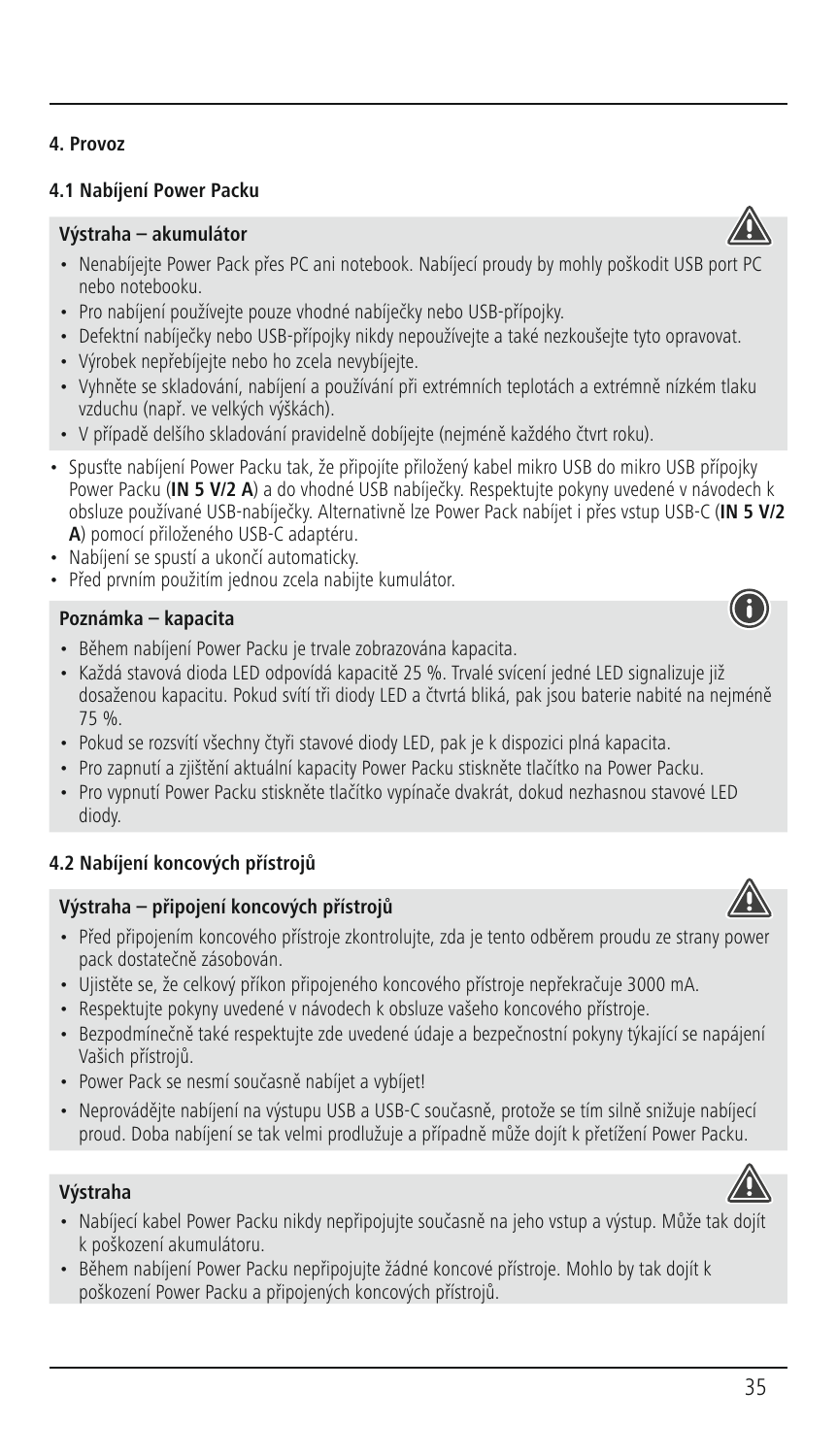## 4. Provoz

### 4.1 Nabíjení Power Packu

**Výstraha – akumulátor**

- Nenabíjejte Power Pack přes PC ani notebook. Nabíjecí proudy by mohly poškodit USB port PC nebo notebooku.
- Pro nabíjení používejte pouze vhodné nabíječky nebo USB-přípojky.
- Defektní nabíječky nebo USB-přípojky nikdy nepoužívejte a také nezkoušejte tyto opravovat.
- Výrobek nepřebíjejte nebo ho zcela nevybíjejte.
- Vyhněte se skladování, nabíjení a používání při extrémních teplotách a extrémně nízkém tlaku vzduchu (např. ve velkých výškách).
- V případě delšího skladování pravidelně dobíjejte (nejméně každého čtvrt roku).

- Spusťte nabíjení Power Packu tak, že připojíte přiložený kabel mikro USB do mikro USB přípojky Power Packu (**IN 5 V/2 A**) a do vhodné USB nabíječky. Respektujte pokyny uvedené v návodech k obsluze používané USB-nabíječky. Alternativně lze Power Pack nabíjet i přes vstup USB-C (**IN 5 V/2 A**) pomocí přiloženého USB-C adaptéru.
- Nabíjení se spustí a ukončí automaticky.
- Před prvním použitím jednou zcela nabijte kumulátor.

**Poznámka – kapacita**

- Během nabíjení Power Packu je trvale zobrazována kapacita.
- Každá stavová dioda LED odpovídá kapacitě 25 %. Trvalé svícení jedné LED signalizuje již dosaženou kapacitu. Pokud svítí tři diody LED a čtvrtá bliká, pak jsou baterie nabité na nejméně 75 %.
- Pokud se rozsvítí všechny čtyři stavové diody LED, pak je k dispozici plná kapacita.
- Pro zapnutí a zjištění aktuální kapacity Power Packu stiskněte tlačítko na Power Packu.
- Pro vypnutí Power Packu stiskněte tlačítko vypínače dvakrát, dokud nezhasnou stavové LED diody.

### 4.2 Nabíjení koncových přístrojů

**Výstraha – připojení koncových přístrojů**

- Před připojením koncového přístroje zkontrolujte, zda je tento odběrem proudu ze strany power pack dostatečně zásobován.
- Ujistěte se, že celkový příkon připojeného koncového přístroje nepřekračuje 3000 mA.
- Respektujte pokyny uvedené v návodech k obsluze vašeho koncového přístroje.
- Bezpodmínečně také respektujte zde uvedené údaje a bezpečnostní pokyny týkající se napájení Vašich přístrojů.
- Power Pack se nesmí současně nabíjet a vybíjet!
- Neprovádějte nabíjení na výstupu USB a USB-C současně, protože se tím silně snižuje nabíjecí proud. Doba nabíjení se tak velmi prodlužuje a případně může dojít k přetížení Power Packu.

**Výstraha**

- Nabíjecí kabel Power Packu nikdy nepřipojujte současně na jeho vstup a výstup. Může tak dojít k poškození akumulátoru.
- Během nabíjení Power Packu nepřipojujte žádné koncové přístroje. Mohlo by tak dojít k poškození Power Packu a připojených koncových přístrojů.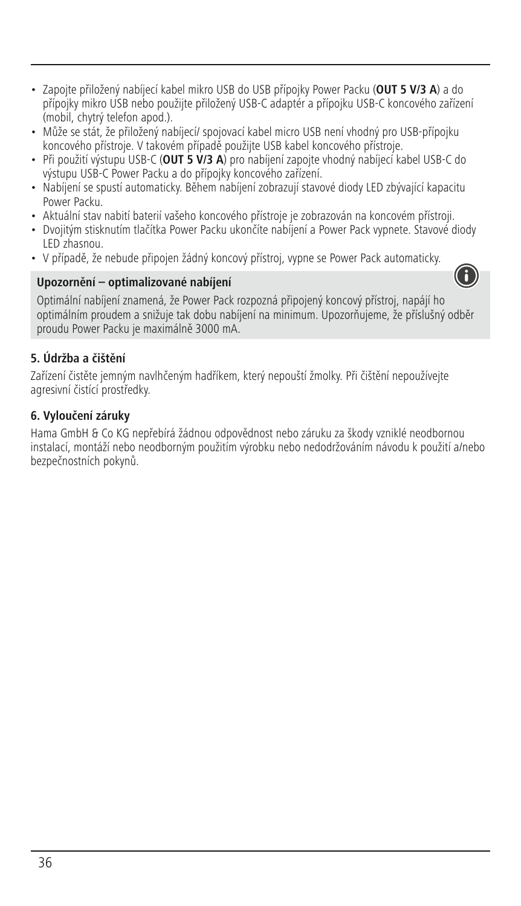- Zapojte přiložený nabíjecí kabel mikro USB do USB přípojky Power Packu (**OUT 5 V/3 A**) a do přípojky mikro USB nebo použijte přiložený USB-C adaptér a přípojku USB-C koncového zařízení (mobil, chytrý telefon apod.).
- Může se stát, že přiložený nabíjecí/ spojovací kabel micro USB není vhodný pro USB-přípojku koncového přístroje. V takovém případě použijte USB kabel koncového přístroje.
- Při použití výstupu USB-C (**OUT 5 V/3 A**) pro nabíjení zapojte vhodný nabíjecí kabel USB-C do výstupu USB-C Power Packu a do přípojky koncového zařízení.
- Nabíjení se spustí automaticky. Během nabíjení zobrazují stavové diody LED zbývající kapacitu Power Packu.
- Aktuální stav nabití baterií vašeho koncového přístroje je zobrazován na koncovém přístroji.
- Dvojitým stisknutím tlačítka Power Packu ukončíte nabíjení a Power Pack vypnete. Stavové diody LED zhasnou.
- V případě, že nebude připojen žádný koncový přístroj, vypne se Power Pack automaticky.

**Upozornění – optimalizované nabíjení**

Optimální nabíjení znamená, že Power Pack rozpozná připojený koncový přístroj, napájí ho optimálním proudem a snižuje tak dobu nabíjení na minimum. Upozorňujeme, že příslušný odběr proudu Power Packu je maximálně 3000 mA.

## 5. Údržba a čištění

Zařízení čistěte jemným navlhčeným hadříkem, který nepouští žmolky. Při čištění nepoužívejte agresivní čistící prostředky.

## 6. Vyloučení záruky

Hama GmbH & Co KG nepřebírá žádnou odpovědnost nebo záruku za škody vzniklé neodbornou instalací, montáží nebo neodborným použitím výrobku nebo nedodržováním návodu k použití a/nebo bezpečnostních pokynů.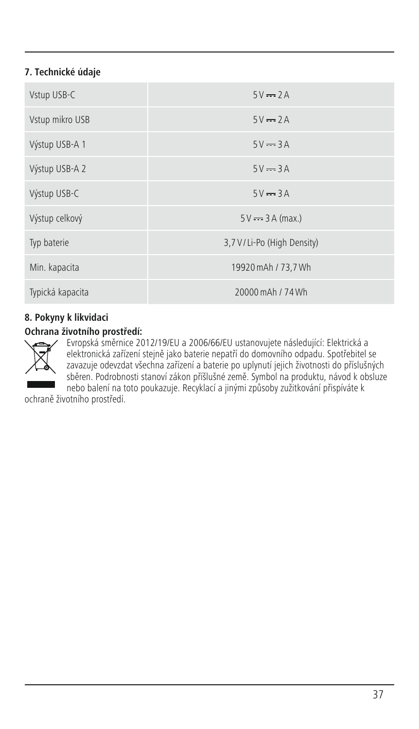## 7. Technické údaje

| | |
|---|---|
| Vstup USB-C | 5 V ⎓ 2 A |
| Vstup mikro USB | 5 V ⎓ 2 A |
| Výstup USB-A 1 | 5 V ⎓ 3 A |
| Výstup USB-A 2 | 5 V ⎓ 3 A |
| Výstup USB-C | 5 V ⎓ 3 A |
| Výstup celkový | 5 V ⎓ 3 A (max.) |
| Typ baterie | 3,7 V / Li-Po (High Density) |
| Min. kapacita | 19920 mAh / 73,7 Wh |
| Typická kapacita | 20000 mAh / 74 Wh |

## 8. Pokyny k likvidaci

**Ochrana životního prostředí:**

Evropská směrnice 2012/19/EU a 2006/66/EU ustanovujete následující: Elektrická a elektronická zařízení stejně jako baterie nepatří do domovního odpadu. Spotřebitel se zavazuje odevzdat všechna zařízení a baterie po uplynutí jejich životnosti do příslušných sběren. Podrobnosti stanoví zákon příšlušné země. Symbol na produktu, návod k obsluze nebo balení na toto poukazuje. Recyklací a jinými způsoby zužitkování přispíváte k ochraně životního prostředí.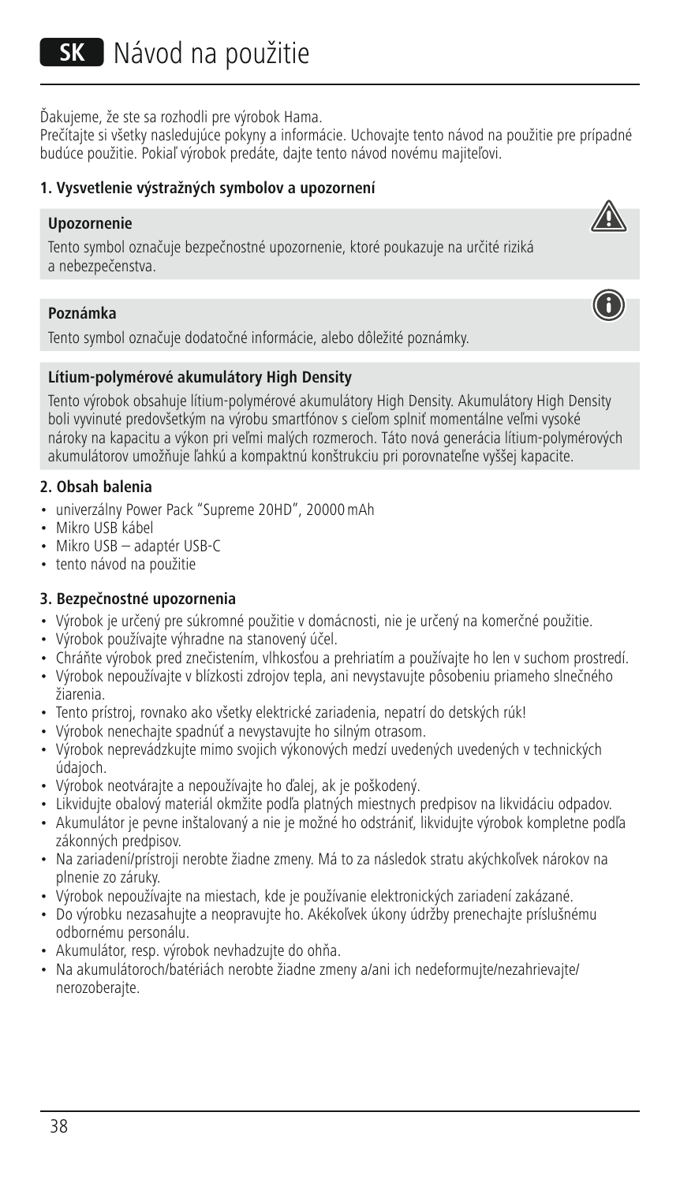# SK Návod na použitie

Ďakujeme, že ste sa rozhodli pre výrobok Hama.
Prečítajte si všetky nasledujúce pokyny a informácie. Uchovajte tento návod na použitie pre prípadné budúce použitie. Pokiaľ výrobok predáte, dajte tento návod novému majiteľovi.

## 1. Vysvetlenie výstražných symbolov a upozornení

**Upozornenie**

Tento symbol označuje bezpečnostné upozornenie, ktoré poukazuje na určité riziká a nebezpečenstva.

**Poznámka**

Tento symbol označuje dodatočné informácie, alebo dôležité poznámky.

**Lítium-polymérové akumulátory High Density**

Tento výrobok obsahuje lítium-polymérové akumulátory High Density. Akumulátory High Density boli vyvinuté predovšetkým na výrobu smartfónov s cieľom splniť momentálne veľmi vysoké nároky na kapacitu a výkon pri veľmi malých rozmeroch. Táto nová generácia lítium-polymérových akumulátorov umožňuje ľahkú a kompaktnú konštrukciu pri porovnateľne vyššej kapacite.

## 2. Obsah balenia

- univerzálny Power Pack "Supreme 20HD", 20000 mAh
- Mikro USB kábel
- Mikro USB – adaptér USB-C
- tento návod na použitie

## 3. Bezpečnostné upozornenia

- Výrobok je určený pre súkromné použitie v domácnosti, nie je určený na komerčné použitie.
- Výrobok používajte výhradne na stanovený účel.
- Chráňte výrobok pred znečistením, vlhkosťou a prehriatím a používajte ho len v suchom prostredí.
- Výrobok nepoužívajte v blízkosti zdrojov tepla, ani nevystavujte pôsobeniu priameho slnečného žiarenia.
- Tento prístroj, rovnako ako všetky elektrické zariadenia, nepatrí do detských rúk!
- Výrobok nenechajte spadnúť a nevystavujte ho silným otrasom.
- Výrobok neprevádzkujte mimo svojich výkonových medzí uvedených uvedených v technických údajoch.
- Výrobok neotvárajte a nepoužívajte ho ďalej, ak je poškodený.
- Likvidujte obalový materiál okmžite podľa platných miestnych predpisov na likvidáciu odpadov.
- Akumulátor je pevne inštalovaný a nie je možné ho odstrániť, likvidujte výrobok kompletne podľa zákonných predpisov.
- Na zariadení/prístroji nerobte žiadne zmeny. Má to za následok stratu akýchkoľvek nárokov na plnenie zo záruky.
- Výrobok nepoužívajte na miestach, kde je používanie elektronických zariadení zakázané.
- Do výrobku nezasahujte a neopravujte ho. Akékoľvek úkony údržby prenechajte príslušnému odbornému personálu.
- Akumulátor, resp. výrobok nevhadzujte do ohňa.
- Na akumulátoroch/batériách nerobte žiadne zmeny a/ani ich nedeformujte/nezahrievajte/nerozoberajte.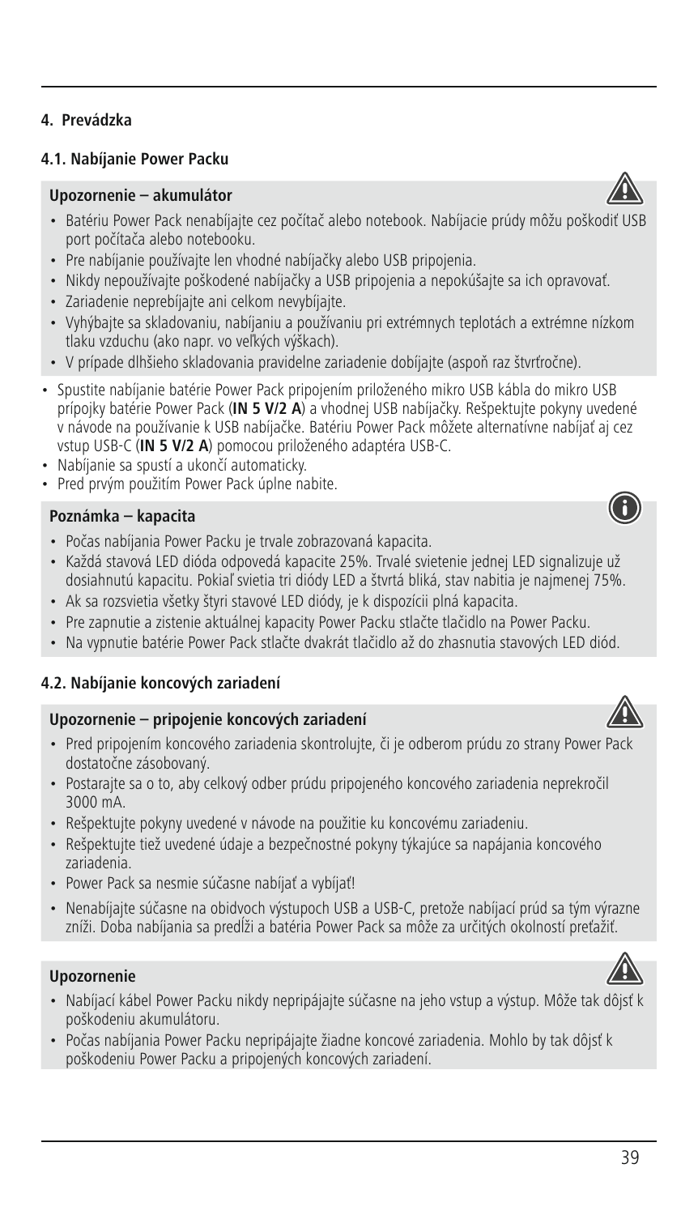## 4. Prevádzka

### 4.1. Nabíjanie Power Packu

**Upozornenie – akumulátor**

- Batériu Power Pack nenabíjajte cez počítač alebo notebook. Nabíjacie prúdy môžu poškodiť USB port počítača alebo notebooku.
- Pre nabíjanie používajte len vhodné nabíjačky alebo USB pripojenia.
- Nikdy nepoužívajte poškodené nabíjačky a USB pripojenia a nepokúšajte sa ich opravovať.
- Zariadenie neprebíjajte ani celkom nevybíjajte.
- Vyhýbajte sa skladovaniu, nabíjaniu a používaniu pri extrémnych teplotách a extrémne nízkom tlaku vzduchu (ako napr. vo veľkých výškach).
- V prípade dlhšieho skladovania pravidelne zariadenie dobíjajte (aspoň raz štvrťročne).

- Spustite nabíjanie batérie Power Pack pripojením priloženého mikro USB kábla do mikro USB prípojky batérie Power Pack (**IN 5 V/2 A**) a vhodnej USB nabíjačky. Rešpektujte pokyny uvedené v návode na používanie k USB nabíjačke. Batériu Power Pack môžete alternatívne nabíjať aj cez vstup USB-C (**IN 5 V/2 A**) pomocou priloženého adaptéra USB-C.
- Nabíjanie sa spustí a ukončí automaticky.
- Pred prvým použitím Power Pack úplne nabite.

**Poznámka – kapacita**

- Počas nabíjania Power Packu je trvale zobrazovaná kapacita.
- Každá stavová LED dióda odpovedá kapacite 25%. Trvalé svietenie jednej LED signalizuje už dosiahnutú kapacitu. Pokiaľ svietia tri diódy LED a štvrtá bliká, stav nabitia je najmenej 75%.
- Ak sa rozsvietia všetky štyri stavové LED diódy, je k dispozícii plná kapacita.
- Pre zapnutie a zistenie aktuálnej kapacity Power Packu stlačte tlačidlo na Power Packu.
- Na vypnutie batérie Power Pack stlačte dvakrát tlačidlo až do zhasnutia stavových LED diód.

### 4.2. Nabíjanie koncových zariadení

**Upozornenie – pripojenie koncových zariadení**

- Pred pripojením koncového zariadenia skontrolujte, či je odberom prúdu zo strany Power Pack dostatočne zásobovaný.
- Postarajte sa o to, aby celkový odber prúdu pripojeného koncového zariadenia neprekročil 3000 mA.
- Rešpektujte pokyny uvedené v návode na použitie ku koncovému zariadeniu.
- Rešpektujte tiež uvedené údaje a bezpečnostné pokyny týkajúce sa napájania koncového zariadenia.
- Power Pack sa nesmie súčasne nabíjať a vybíjať!
- Nenabíjajte súčasne na obidvoch výstupoch USB a USB-C, pretože nabíjací prúd sa tým výrazne zníži. Doba nabíjania sa predĺži a batéria Power Pack sa môže za určitých okolností preťažiť.

**Upozornenie**

- Nabíjací kábel Power Packu nikdy nepripájajte súčasne na jeho vstup a výstup. Môže tak dôjsť k poškodeniu akumulátoru.
- Počas nabíjania Power Packu nepripájajte žiadne koncové zariadenia. Mohlo by tak dôjsť k poškodeniu Power Packu a pripojených koncových zariadení.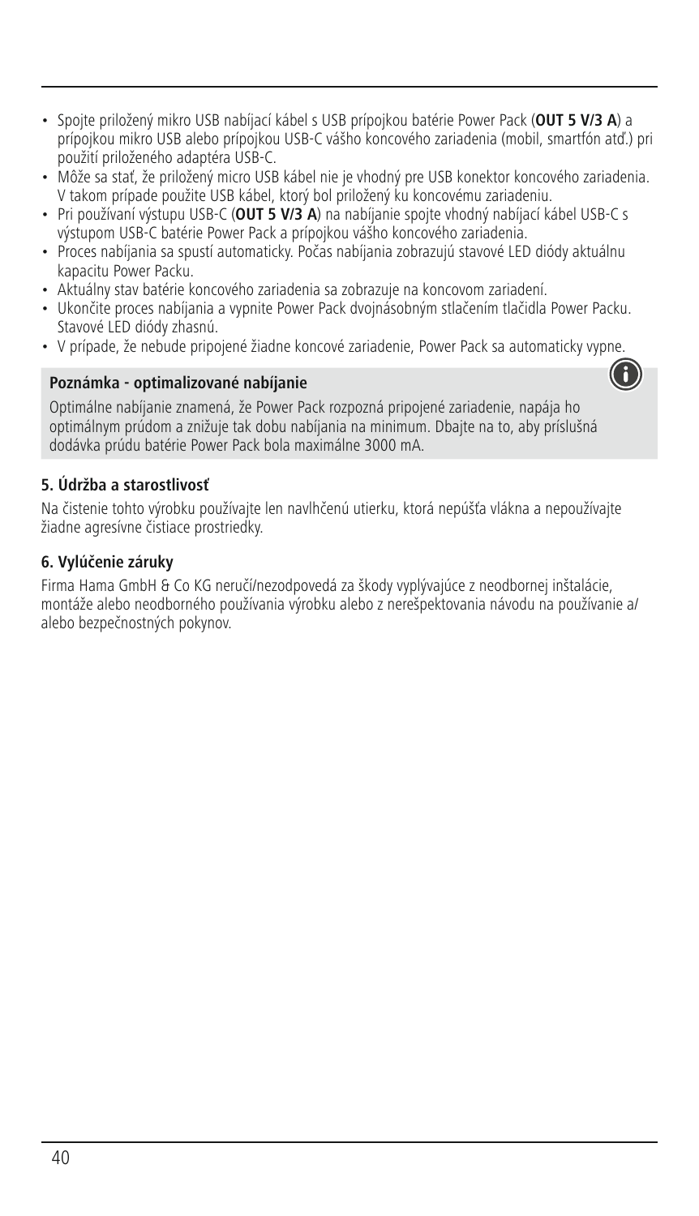- Spojte priložený mikro USB nabíjací kábel s USB prípojkou batérie Power Pack (**OUT 5 V/3 A**) a prípojkou mikro USB alebo prípojkou USB-C vášho koncového zariadenia (mobil, smartfón atď.) pri použití priloženého adaptéra USB-C.
- Môže sa stať, že priložený micro USB kábel nie je vhodný pre USB konektor koncového zariadenia. V takom prípade použite USB kábel, ktorý bol priložený ku koncovému zariadeniu.
- Pri používaní výstupu USB-C (**OUT 5 V/3 A**) na nabíjanie spojte vhodný nabíjací kábel USB-C s výstupom USB-C batérie Power Pack a prípojkou vášho koncového zariadenia.
- Proces nabíjania sa spustí automaticky. Počas nabíjania zobrazujú stavové LED diódy aktuálnu kapacitu Power Packu.
- Aktuálny stav batérie koncového zariadenia sa zobrazuje na koncovom zariadení.
- Ukončite proces nabíjania a vypnite Power Pack dvojnásobným stlačením tlačidla Power Packu. Stavové LED diódy zhasnú.
- V prípade, že nebude pripojené žiadne koncové zariadenie, Power Pack sa automaticky vypne.

**Poznámka - optimalizované nabíjanie**

Optimálne nabíjanie znamená, že Power Pack rozpozná pripojené zariadenie, napája ho optimálnym prúdom a znižuje tak dobu nabíjania na minimum. Dbajte na to, aby príslušná dodávka prúdu batérie Power Pack bola maximálne 3000 mA.

## 5. Údržba a starostlivosť

Na čistenie tohto výrobku používajte len navlhčenú utierku, ktorá nepúšťa vlákna a nepoužívajte žiadne agresívne čistiace prostriedky.

## 6. Vylúčenie záruky

Firma Hama GmbH & Co KG neručí/nezodpovedá za škody vyplývajúce z neodbornej inštalácie, montáže alebo neodborného používania výrobku alebo z nerešpektovania návodu na používanie a/alebo bezpečnostných pokynov.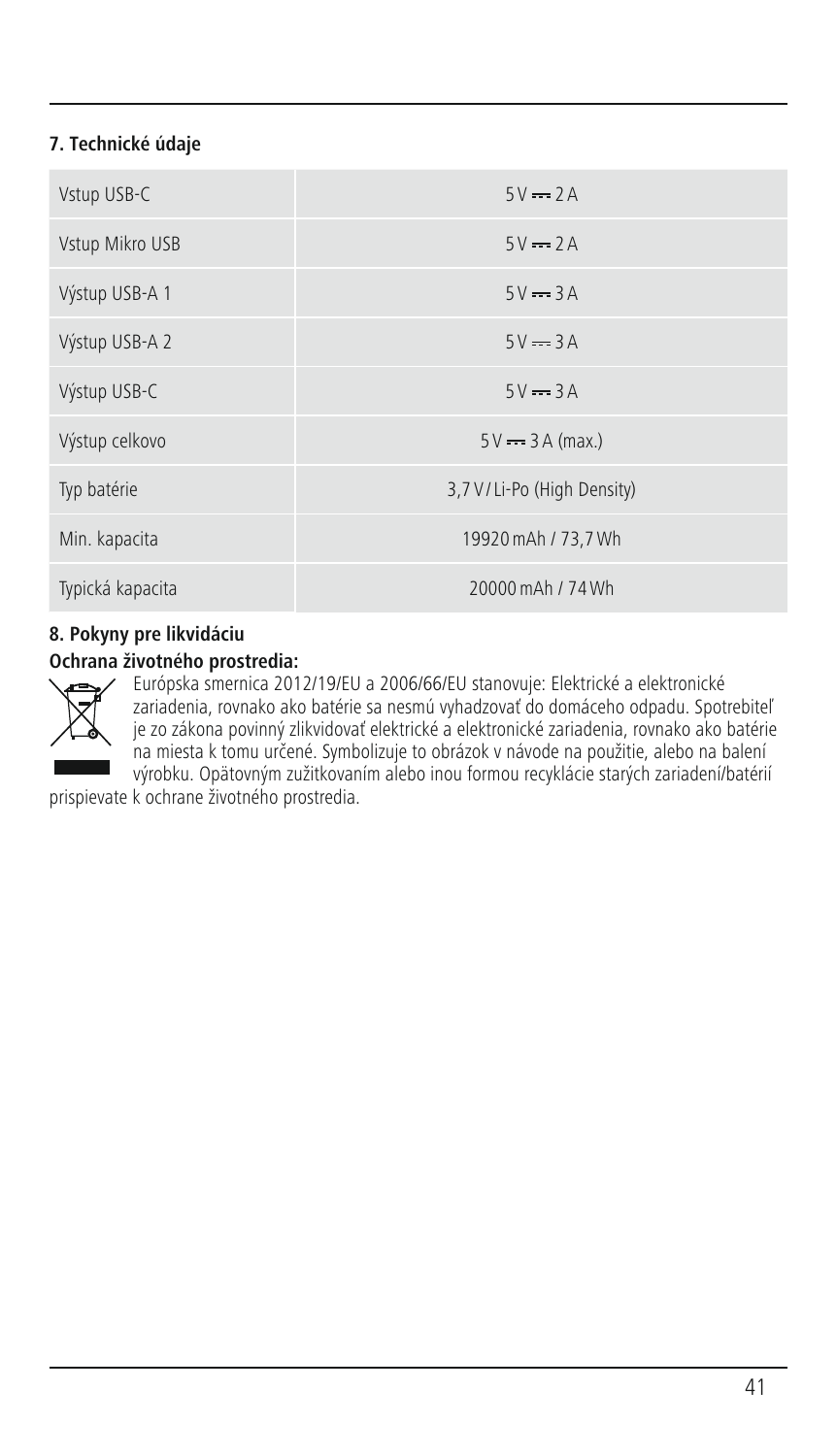## 7. Technické údaje

| | |
|---|---|
| Vstup USB-C | 5 V ⎓ 2 A |
| Vstup Mikro USB | 5 V ⎓ 2 A |
| Výstup USB-A 1 | 5 V ⎓ 3 A |
| Výstup USB-A 2 | 5 V ⎓ 3 A |
| Výstup USB-C | 5 V ⎓ 3 A |
| Výstup celkovo | 5 V ⎓ 3 A (max.) |
| Typ batérie | 3,7 V / Li-Po (High Density) |
| Min. kapacita | 19920 mAh / 73,7 Wh |
| Typická kapacita | 20000 mAh / 74 Wh |

## 8. Pokyny pre likvidáciu

**Ochrana životného prostredia:**

Európska smernica 2012/19/EU a 2006/66/EU stanovuje: Elektrické a elektronické zariadenia, rovnako ako batérie sa nesmú vyhadzovať do domáceho odpadu. Spotrebiteľ je zo zákona povinný zlikvidovať elektrické a elektronické zariadenia, rovnako ako batérie na miesta k tomu určené. Symbolizuje to obrázok v návode na použitie, alebo na balení výrobku. Opätovným zužitkovaním alebo inou formou recyklácie starých zariadení/batérií prispievate k ochrane životného prostredia.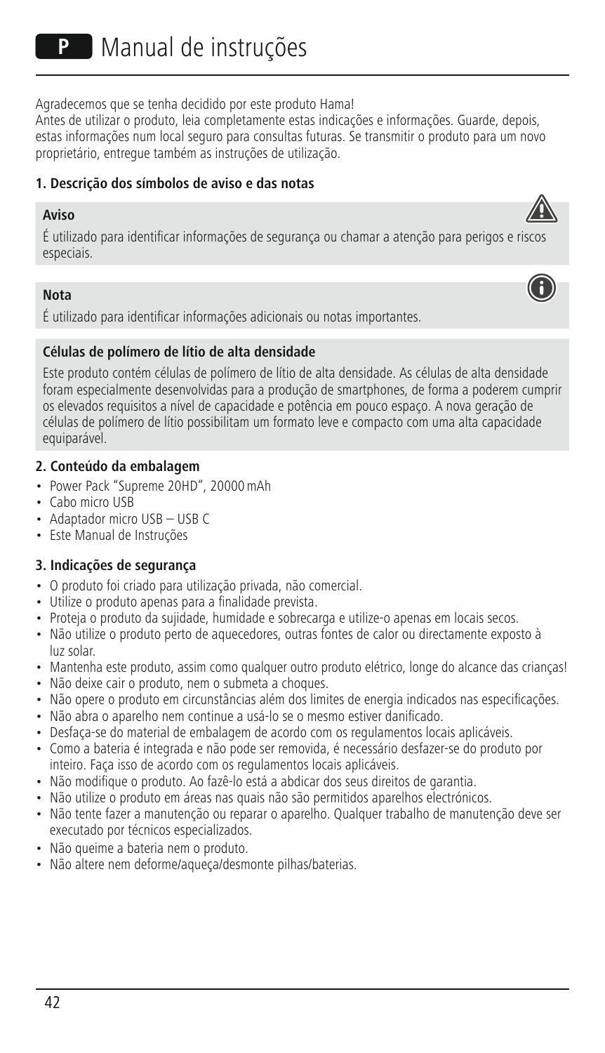# P Manual de instruções

Agradecemos que se tenha decidido por este produto Hama!
Antes de utilizar o produto, leia completamente estas indicações e informações. Guarde, depois, estas informações num local seguro para consultas futuras. Se transmitir o produto para um novo proprietário, entregue também as instruções de utilização.

### 1. Descrição dos símbolos de aviso e das notas

**Aviso**

É utilizado para identificar informações de segurança ou chamar a atenção para perigos e riscos especiais.

**Nota**

É utilizado para identificar informações adicionais ou notas importantes.

**Células de polímero de lítio de alta densidade**

Este produto contém células de polímero de lítio de alta densidade. As células de alta densidade foram especialmente desenvolvidas para a produção de smartphones, de forma a poderem cumprir os elevados requisitos a nível de capacidade e potência em pouco espaço. A nova geração de células de polímero de lítio possibilitam um formato leve e compacto com uma alta capacidade equiparável.

### 2. Conteúdo da embalagem

- Power Pack "Supreme 20HD", 20000 mAh
- Cabo micro USB
- Adaptador micro USB – USB C
- Este Manual de Instruções

### 3. Indicações de segurança

- O produto foi criado para utilização privada, não comercial.
- Utilize o produto apenas para a finalidade prevista.
- Proteja o produto da sujidade, humidade e sobrecarga e utilize-o apenas em locais secos.
- Não utilize o produto perto de aquecedores, outras fontes de calor ou directamente exposto à luz solar.
- Mantenha este produto, assim como qualquer outro produto elétrico, longe do alcance das crianças!
- Não deixe cair o produto, nem o submeta a choques.
- Não opere o produto em circunstâncias além dos limites de energia indicados nas especificações.
- Não abra o aparelho nem continue a usá-lo se o mesmo estiver danificado.
- Desfaça-se do material de embalagem de acordo com os regulamentos locais aplicáveis.
- Como a bateria é integrada e não pode ser removida, é necessário desfazer-se do produto por inteiro. Faça isso de acordo com os regulamentos locais aplicáveis.
- Não modifique o produto. Ao fazê-lo está a abdicar dos seus direitos de garantia.
- Não utilize o produto em áreas nas quais não são permitidos aparelhos electrónicos.
- Não tente fazer a manutenção ou reparar o aparelho. Qualquer trabalho de manutenção deve ser executado por técnicos especializados.
- Não queime a bateria nem o produto.
- Não altere nem deforme/aqueça/desmonte pilhas/baterias.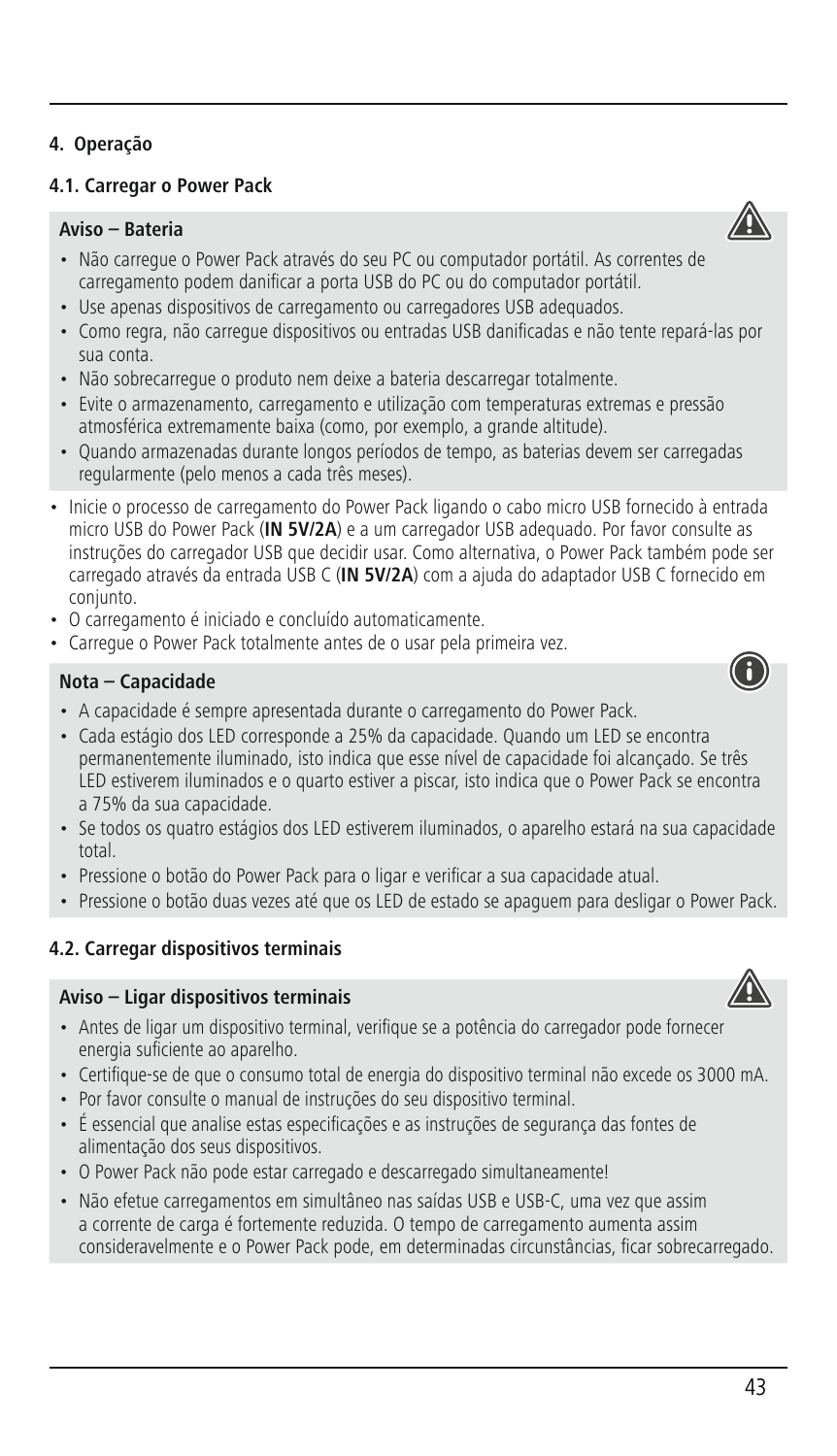## 4. Operação

### 4.1. Carregar o Power Pack

**Aviso – Bateria**

- Não carregue o Power Pack através do seu PC ou computador portátil. As correntes de carregamento podem danificar a porta USB do PC ou do computador portátil.
- Use apenas dispositivos de carregamento ou carregadores USB adequados.
- Como regra, não carregue dispositivos ou entradas USB danificadas e não tente repará-las por sua conta.
- Não sobrecarregue o produto nem deixe a bateria descarregar totalmente.
- Evite o armazenamento, carregamento e utilização com temperaturas extremas e pressão atmosférica extremamente baixa (como, por exemplo, a grande altitude).
- Quando armazenadas durante longos períodos de tempo, as baterias devem ser carregadas regularmente (pelo menos a cada três meses).

- Inicie o processo de carregamento do Power Pack ligando o cabo micro USB fornecido à entrada micro USB do Power Pack (**IN 5V/2A**) e a um carregador USB adequado. Por favor consulte as instruções do carregador USB que decidir usar. Como alternativa, o Power Pack também pode ser carregado através da entrada USB C (**IN 5V/2A**) com a ajuda do adaptador USB C fornecido em conjunto.
- O carregamento é iniciado e concluído automaticamente.
- Carregue o Power Pack totalmente antes de o usar pela primeira vez.

**Nota – Capacidade**

- A capacidade é sempre apresentada durante o carregamento do Power Pack.
- Cada estágio dos LED corresponde a 25% da capacidade. Quando um LED se encontra permanentemente iluminado, isto indica que esse nível de capacidade foi alcançado. Se três LED estiverem iluminados e o quarto estiver a piscar, isto indica que o Power Pack se encontra a 75% da sua capacidade.
- Se todos os quatro estágios dos LED estiverem iluminados, o aparelho estará na sua capacidade total.
- Pressione o botão do Power Pack para o ligar e verificar a sua capacidade atual.
- Pressione o botão duas vezes até que os LED de estado se apaguem para desligar o Power Pack.

### 4.2. Carregar dispositivos terminais

**Aviso – Ligar dispositivos terminais**

- Antes de ligar um dispositivo terminal, verifique se a potência do carregador pode fornecer energia suficiente ao aparelho.
- Certifique-se de que o consumo total de energia do dispositivo terminal não excede os 3000 mA.
- Por favor consulte o manual de instruções do seu dispositivo terminal.
- É essencial que analise estas especificações e as instruções de segurança das fontes de alimentação dos seus dispositivos.
- O Power Pack não pode estar carregado e descarregado simultaneamente!
- Não efetue carregamentos em simultâneo nas saídas USB e USB-C, uma vez que assim a corrente de carga é fortemente reduzida. O tempo de carregamento aumenta assim consideravelmente e o Power Pack pode, em determinadas circunstâncias, ficar sobrecarregado.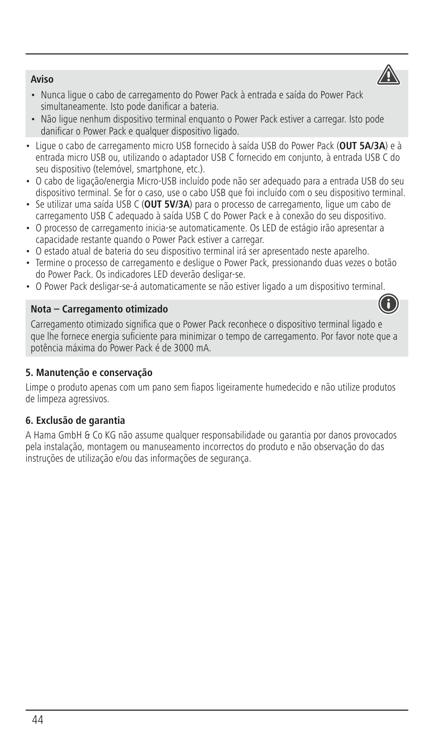**Aviso**

- Nunca ligue o cabo de carregamento do Power Pack à entrada e saída do Power Pack simultaneamente. Isto pode danificar a bateria.
- Não ligue nenhum dispositivo terminal enquanto o Power Pack estiver a carregar. Isto pode danificar o Power Pack e qualquer dispositivo ligado.

- Ligue o cabo de carregamento micro USB fornecido à saída USB do Power Pack (**OUT 5A/3A**) e à entrada micro USB ou, utilizando o adaptador USB C fornecido em conjunto, à entrada USB C do seu dispositivo (telemóvel, smartphone, etc.).
- O cabo de ligação/energia Micro-USB incluído pode não ser adequado para a entrada USB do seu dispositivo terminal. Se for o caso, use o cabo USB que foi incluído com o seu dispositivo terminal.
- Se utilizar uma saída USB C (**OUT 5V/3A**) para o processo de carregamento, ligue um cabo de carregamento USB C adequado à saída USB C do Power Pack e à conexão do seu dispositivo.
- O processo de carregamento inicia-se automaticamente. Os LED de estágio irão apresentar a capacidade restante quando o Power Pack estiver a carregar.
- O estado atual de bateria do seu dispositivo terminal irá ser apresentado neste aparelho.
- Termine o processo de carregamento e desligue o Power Pack, pressionando duas vezes o botão do Power Pack. Os indicadores LED deverão desligar-se.
- O Power Pack desligar-se-á automaticamente se não estiver ligado a um dispositivo terminal.

**Nota – Carregamento otimizado**

Carregamento otimizado significa que o Power Pack reconhece o dispositivo terminal ligado e que lhe fornece energia suficiente para minimizar o tempo de carregamento. Por favor note que a potência máxima do Power Pack é de 3000 mA.

## 5. Manutenção e conservação

Limpe o produto apenas com um pano sem fiapos ligeiramente humedecido e não utilize produtos de limpeza agressivos.

## 6. Exclusão de garantia

A Hama GmbH & Co KG não assume qualquer responsabilidade ou garantia por danos provocados pela instalação, montagem ou manuseamento incorrectos do produto e não observação do das instruções de utilização e/ou das informações de segurança.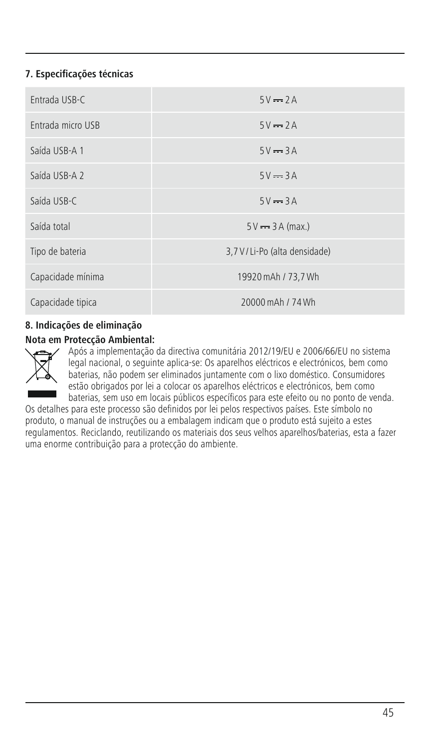## 7. Especificações técnicas

| | |
|---|---|
| Entrada USB-C | 5 V ⎓ 2 A |
| Entrada micro USB | 5 V ⎓ 2 A |
| Saída USB-A 1 | 5 V ⎓ 3 A |
| Saída USB-A 2 | 5 V ⎓ 3 A |
| Saída USB-C | 5 V ⎓ 3 A |
| Saída total | 5 V ⎓ 3 A (max.) |
| Tipo de bateria | 3,7 V / Li-Po (alta densidade) |
| Capacidade mínima | 19920 mAh / 73,7 Wh |
| Capacidade tipica | 20000 mAh / 74 Wh |

## 8. Indicações de eliminação

**Nota em Protecção Ambiental:**

Após a implementação da directiva comunitária 2012/19/EU e 2006/66/EU no sistema legal nacional, o seguinte aplica-se: Os aparelhos eléctricos e electrónicos, bem como baterias, não podem ser eliminados juntamente com o lixo doméstico. Consumidores estão obrigados por lei a colocar os aparelhos eléctricos e electrónicos, bem como baterias, sem uso em locais públicos específicos para este efeito ou no ponto de venda. Os detalhes para este processo são definidos por lei pelos respectivos países. Este símbolo no produto, o manual de instruções ou a embalagem indicam que o produto está sujeito a estes regulamentos. Reciclando, reutilizando os materiais dos seus velhos aparelhos/baterias, esta a fazer uma enorme contribuição para a protecção do ambiente.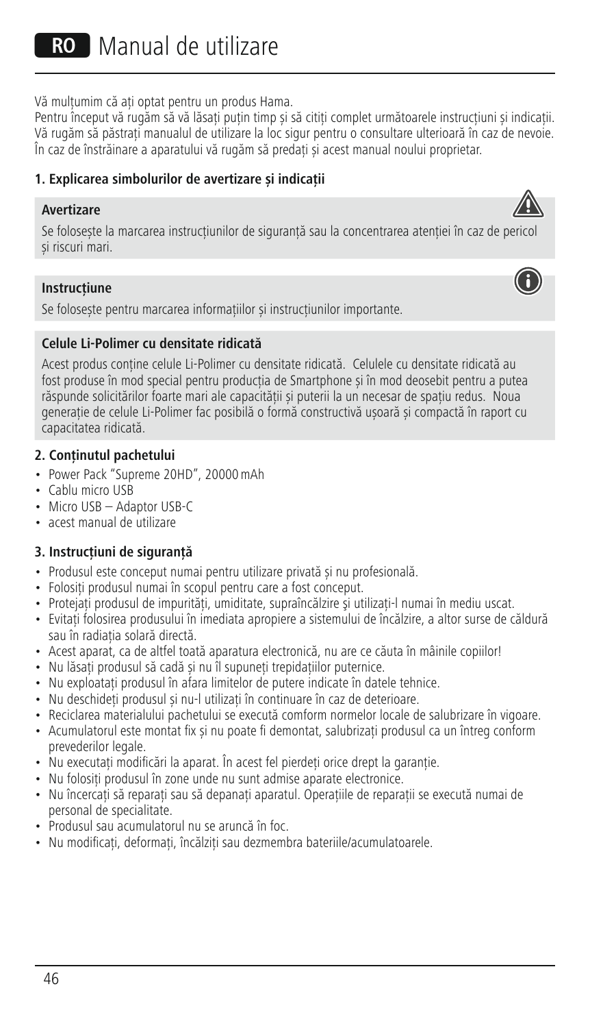# RO Manual de utilizare

Vă mulțumim că ați optat pentru un produs Hama.
Pentru început vă rugăm să vă lăsați puțin timp și să citiți complet următoarele instrucțiuni și indicații. Vă rugăm să păstrați manualul de utilizare la loc sigur pentru o consultare ulterioară în caz de nevoie. În caz de înstrăinare a aparatului vă rugăm să predați și acest manual noului proprietar.

## 1. Explicarea simbolurilor de avertizare și indicații

**Avertizare**

Se folosește la marcarea instrucțiunilor de siguranță sau la concentrarea atenției în caz de pericol și riscuri mari.

**Instrucțiune**

Se folosește pentru marcarea informațiilor și instrucțiunilor importante.

**Celule Li-Polimer cu densitate ridicată**

Acest produs conține celule Li-Polimer cu densitate ridicată. Celulele cu densitate ridicată au fost produse în mod special pentru producția de Smartphone și în mod deosebit pentru a putea răspunde solicitărilor foarte mari ale capacității și puterii la un necesar de spațiu redus. Noua generație de celule Li-Polimer fac posibilă o formă constructivă ușoară și compactă în raport cu capacitatea ridicată.

## 2. Conținutul pachetului

- Power Pack "Supreme 20HD", 20000 mAh
- Cablu micro USB
- Micro USB – Adaptor USB-C
- acest manual de utilizare

## 3. Instrucțiuni de siguranță

- Produsul este conceput numai pentru utilizare privată și nu profesională.
- Folosiți produsul numai în scopul pentru care a fost conceput.
- Protejați produsul de impurități, umiditate, supraîncălzire și utilizați-l numai în mediu uscat.
- Evitați folosirea produsului în imediata apropiere a sistemului de încălzire, a altor surse de căldură sau în radiația solară directă.
- Acest aparat, ca de altfel toată aparatura electronică, nu are ce căuta în mâinile copiilor!
- Nu lăsați produsul să cadă și nu îl supuneți trepidațiilor puternice.
- Nu exploatați produsul în afara limitelor de putere indicate în datele tehnice.
- Nu deschideți produsul și nu-l utilizați în continuare în caz de deterioare.
- Reciclarea materialului pachetului se execută comform normelor locale de salubrizare în vigoare.
- Acumulatorul este montat fix și nu poate fi demontat, salubrizați produsul ca un întreg conform prevederilor legale.
- Nu executați modificări la aparat. În acest fel pierdeți orice drept la garanție.
- Nu folosiți produsul în zone unde nu sunt admise aparate electronice.
- Nu încercați să reparați sau să depanați aparatul. Operațiile de reparații se execută numai de personal de specialitate.
- Produsul sau acumulatorul nu se aruncă în foc.
- Nu modificați, deformați, încălziți sau dezmembra bateriile/acumulatoarele.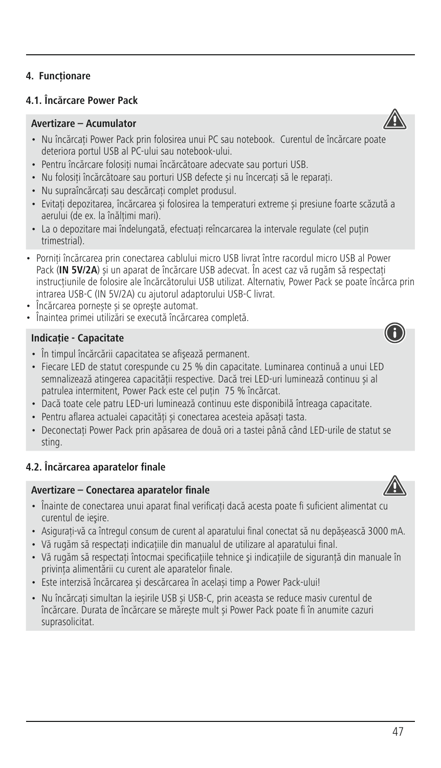## 4. Funcționare

### 4.1. Încărcare Power Pack

**Avertizare – Acumulator**

- Nu încărcați Power Pack prin folosirea unui PC sau notebook. Curentul de încărcare poate deteriora portul USB al PC-ului sau notebook-ului.
- Pentru încărcare folosiți numai încărcătoare adecvate sau porturi USB.
- Nu folosiți încărcătoare sau porturi USB defecte și nu încercați să le reparați.
- Nu supraîncărcați sau descărcați complet produsul.
- Evitați depozitarea, încărcarea și folosirea la temperaturi extreme și presiune foarte scăzută a aerului (de ex. la înălțimi mari).
- La o depozitare mai îndelungată, efectuați reîncarcarea la intervale regulate (cel puțin trimestrial).

- Porniți încărcarea prin conectarea cablului micro USB livrat între racordul micro USB al Power Pack (**IN 5V/2A**) și un aparat de încărcare USB adecvat. În acest caz vă rugăm să respectați instrucțiunile de folosire ale încărcătorului USB utilizat. Alternativ, Power Pack se poate încărca prin intrarea USB-C (IN 5V/2A) cu ajutorul adaptorului USB-C livrat.
- Încărcarea pornește și se oprește automat.
- Înaintea primei utilizări se execută încărcarea completă.

**Indicație - Capacitate**

- În timpul încărcării capacitatea se afişează permanent.
- Fiecare LED de statut corespunde cu 25 % din capacitate. Luminarea continuă a unui LED semnalizează atingerea capacității respective. Dacă trei LED-uri luminează continuu și al patrulea intermitent, Power Pack este cel puțin 75 % încărcat.
- Dacă toate cele patru LED-uri luminează continuu este disponibilă întreaga capacitate.
- Pentru aflarea actualei capacități și conectarea acesteia apăsați tasta.
- Deconectați Power Pack prin apăsarea de două ori a tastei până când LED-urile de statut se sting.

### 4.2. Încărcarea aparatelor finale

**Avertizare – Conectarea aparatelor finale**

- Înainte de conectarea unui aparat final verificați dacă acesta poate fi suficient alimentat cu curentul de ieşire.
- Asigurați-vă ca întregul consum de curent al aparatului final conectat să nu depășească 3000 mA.
- Vă rugăm să respectați indicațiile din manualul de utilizare al aparatului final.
- Vă rugăm să respectați întocmai specificațiile tehnice şi indicațiile de siguranță din manuale în privința alimentării cu curent ale aparatelor finale.
- Este interzisă încărcarea și descărcarea în același timp a Power Pack-ului!
- Nu încărcați simultan la ieșirile USB și USB-C, prin aceasta se reduce masiv curentul de încărcare. Durata de încărcare se mărește mult și Power Pack poate fi în anumite cazuri suprasolicitat.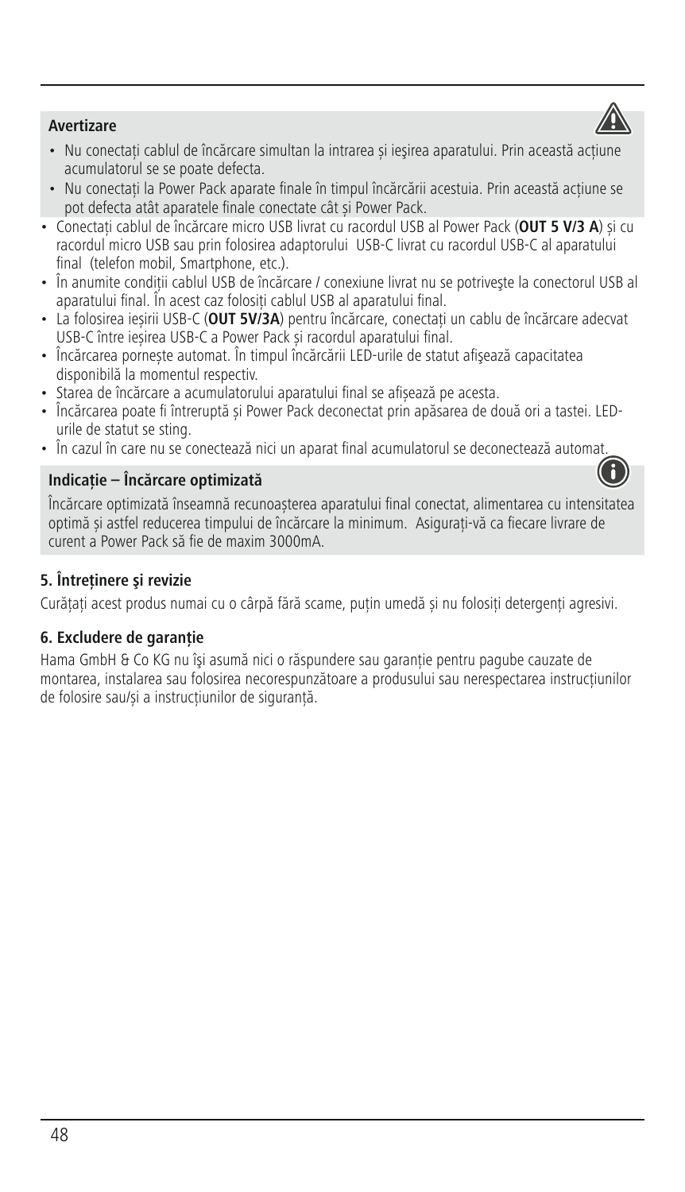**Avertizare**

- Nu conectați cablul de încărcare simultan la intrarea și ieşirea aparatului. Prin această acțiune acumulatorul se se poate defecta.
- Nu conectați la Power Pack aparate finale în timpul încărcării acestuia. Prin această acțiune se pot defecta atât aparatele finale conectate cât și Power Pack.

- Conectați cablul de încărcare micro USB livrat cu racordul USB al Power Pack (**OUT 5 V/3 A**) și cu racordul micro USB sau prin folosirea adaptorului USB-C livrat cu racordul USB-C al aparatului final (telefon mobil, Smartphone, etc.).
- În anumite condiții cablul USB de încărcare / conexiune livrat nu se potriveşte la conectorul USB al aparatului final. În acest caz folosiți cablul USB al aparatului final.
- La folosirea ieșirii USB-C (**OUT 5V/3A**) pentru încărcare, conectați un cablu de încărcare adecvat USB-C între ieșirea USB-C a Power Pack și racordul aparatului final.
- Încărcarea pornește automat. În timpul încărcării LED-urile de statut afişează capacitatea disponibilă la momentul respectiv.
- Starea de încărcare a acumulatorului aparatului final se afișează pe acesta.
- Încărcarea poate fi întreruptă și Power Pack deconectat prin apăsarea de două ori a tastei. LED-urile de statut se sting.
- În cazul în care nu se conectează nici un aparat final acumulatorul se deconectează automat.

**Indicație – Încărcare optimizată**

Încărcare optimizată înseamnă recunoașterea aparatului final conectat, alimentarea cu intensitatea optimă și astfel reducerea timpului de încărcare la minimum. Asigurați-vă ca fiecare livrare de curent a Power Pack să fie de maxim 3000mA.

## 5. Întreținere şi revizie

Curățați acest produs numai cu o cârpă fără scame, puțin umedă și nu folosiți detergenți agresivi.

## 6. Excludere de garanție

Hama GmbH & Co KG nu își asumă nici o răspundere sau garanție pentru pagube cauzate de montarea, instalarea sau folosirea necorespunzătoare a produsului sau nerespectarea instrucțiunilor de folosire sau/și a instrucțiunilor de siguranță.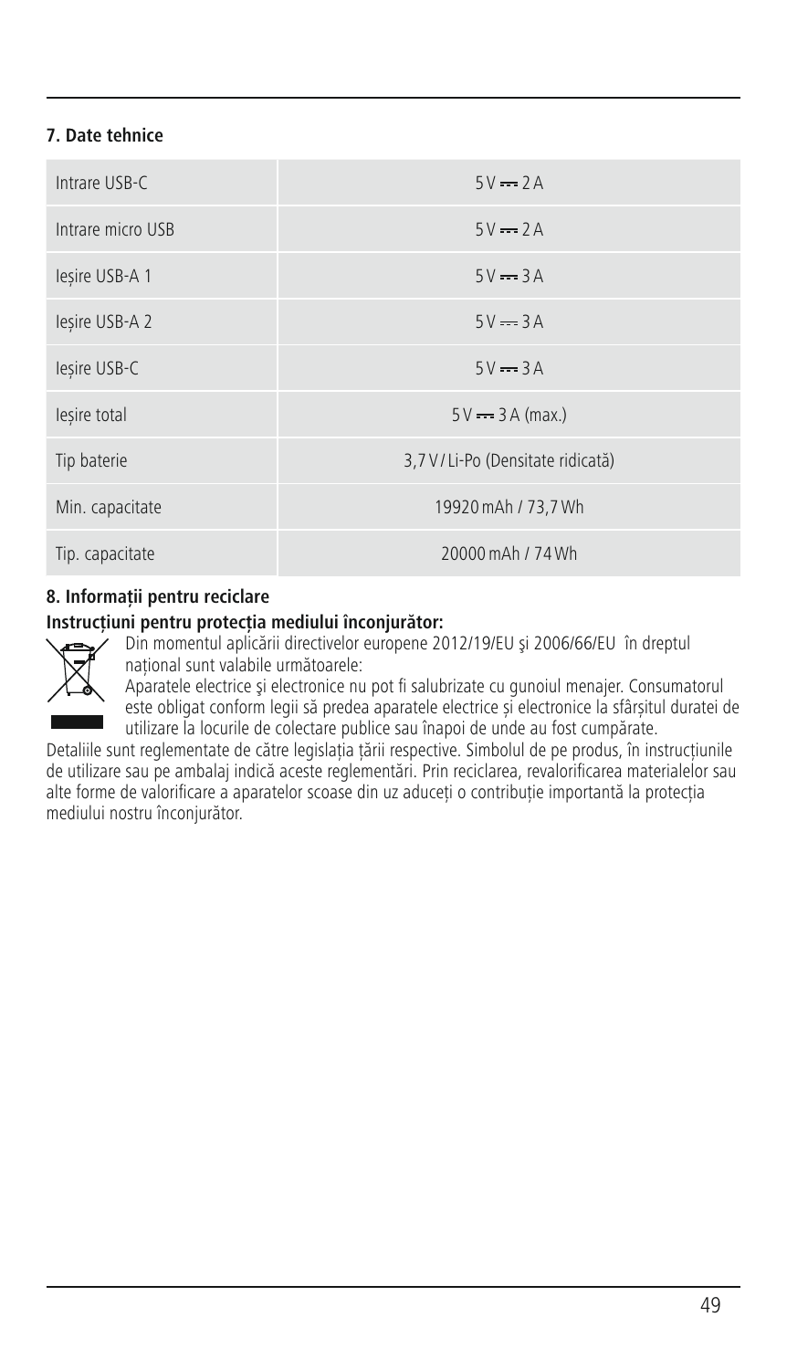### 7. Date tehnice

| | |
|---|---|
| Intrare USB-C | 5 V ⎓ 2 A |
| Intrare micro USB | 5 V ⎓ 2 A |
| Ieșire USB-A 1 | 5 V ⎓ 3 A |
| Ieșire USB-A 2 | 5 V ⎓ 3 A |
| Ieșire USB-C | 5 V ⎓ 3 A |
| Ieșire total | 5 V ⎓ 3 A (max.) |
| Tip baterie | 3,7 V / Li-Po (Densitate ridicată) |
| Min. capacitate | 19920 mAh / 73,7 Wh |
| Tip. capacitate | 20000 mAh / 74 Wh |

### 8. Informații pentru reciclare

**Instrucțiuni pentru protecția mediului înconjurător:**

Din momentul aplicării directivelor europene 2012/19/EU şi 2006/66/EU în dreptul național sunt valabile următoarele:

Aparatele electrice şi electronice nu pot fi salubrizate cu gunoiul menajer. Consumatorul este obligat conform legii să predea aparatele electrice și electronice la sfârșitul duratei de utilizare la locurile de colectare publice sau înapoi de unde au fost cumpărate.

Detaliile sunt reglementate de către legislația țării respective. Simbolul de pe produs, în instrucțiunile de utilizare sau pe ambalaj indică aceste reglementări. Prin reciclarea, revalorificarea materialelor sau alte forme de valorificare a aparatelor scoase din uz aduceți o contribuție importantă la protecția mediului nostru înconjurător.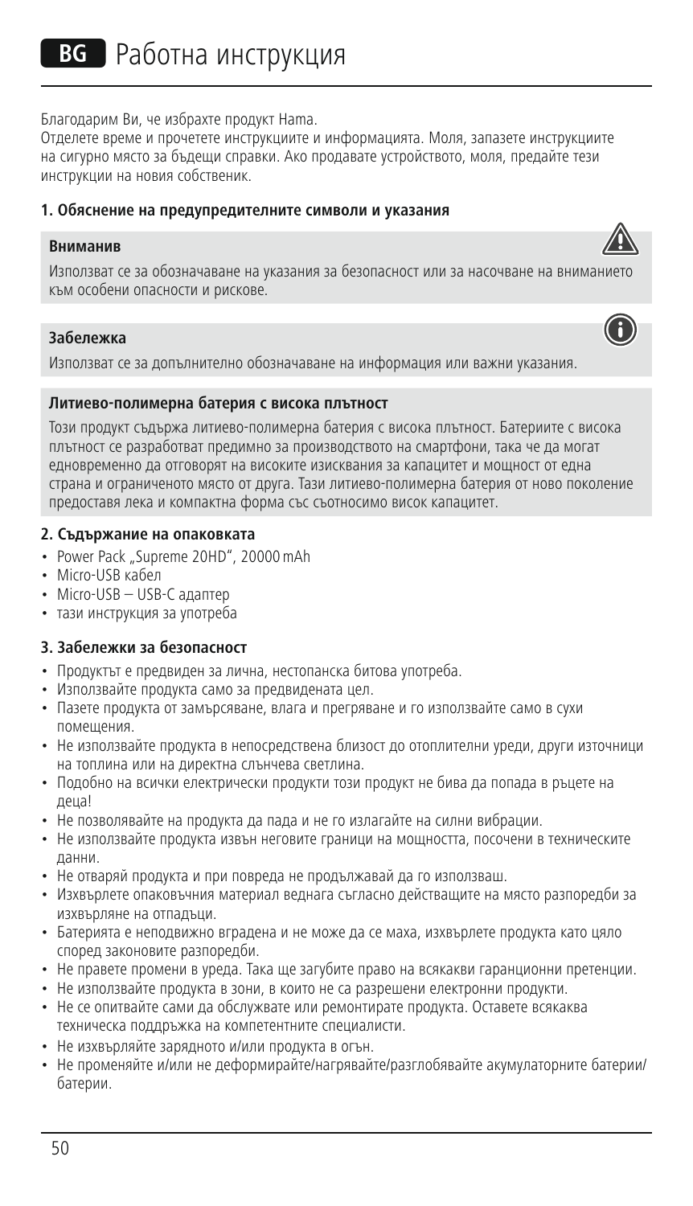# BG Работна инструкция

Благодарим Ви, че избрахте продукт Hama.
Отделете време и прочетете инструкциите и информацията. Моля, запазете инструкциите на сигурно място за бъдещи справки. Ако продавате устройството, моля, предайте тези инструкции на новия собственик.

## 1. Обяснение на предупредителните символи и указания

**Вниманив**

Използват се за обозначаване на указания за безопасност или за насочване на вниманието към особени опасности и рискове.

**Забележка**

Използват се за допълнително обозначаване на информация или важни указания.

**Литиево-полимерна батерия с висока плътност**

Този продукт съдържа литиево-полимерна батерия с висока плътност. Батериите с висока плътност се разработват предимно за производството на смартфони, така че да могат едновременно да отговорят на високите изисквания за капацитет и мощност от една страна и ограниченото място от друга. Тази литиево-полимерна батерия от ново поколение предоставя лека и компактна форма със сътносимо висок капацитет.

## 2. Съдържание на опаковката

- Power Pack „Supreme 20HD", 20000 mAh
- Micro-USB кабел
- Micro-USB – USB-C адаптер
- тази инструкция за употреба

## 3. Забележки за безопасност

- Продуктът е предвиден за лична, нестопанска битова употреба.
- Използвайте продукта само за предвидената цел.
- Пазете продукта от замърсяване, влага и прегряване и го използвайте само в сухи помещения.
- Не използвайте продукта в непосредствена близост до отоплителни уреди, други източници на топлина или на директна слънчева светлина.
- Подобно на всички електрически продукти този продукт не бива да попада в ръцете на деца!
- Не позволявайте на продукта да пада и не го излагайте на силни вибрации.
- Не използвайте продукта извън неговите граници на мощността, посочени в техническите данни.
- Не отваряй продукта и при повреда не продължавай да го използваш.
- Изхвърлете опаковъчния материал веднага съгласно действащите на място разпоредби за изхвърляне на отпадъци.
- Батерията е неподвижно вградена и не може да се маха, изхвърлете продукта като цяло според законовите разпоредби.
- Не правете промени в уреда. Така ще загубите право на всякакви гаранционни претенции.
- Не използвайте продукта в зони, в които не са разрешени електронни продукти.
- Не се опитвайте сами да обслужвате или ремонтирате продукта. Оставете всякаква техническа поддръжка на компетентните специалисти.
- Не изхвърляйте зарядното и/или продукта в огън.
- Не променяйте и/или не деформирайте/нагрявайте/разглобявайте акумулаторните батерии/ батерии.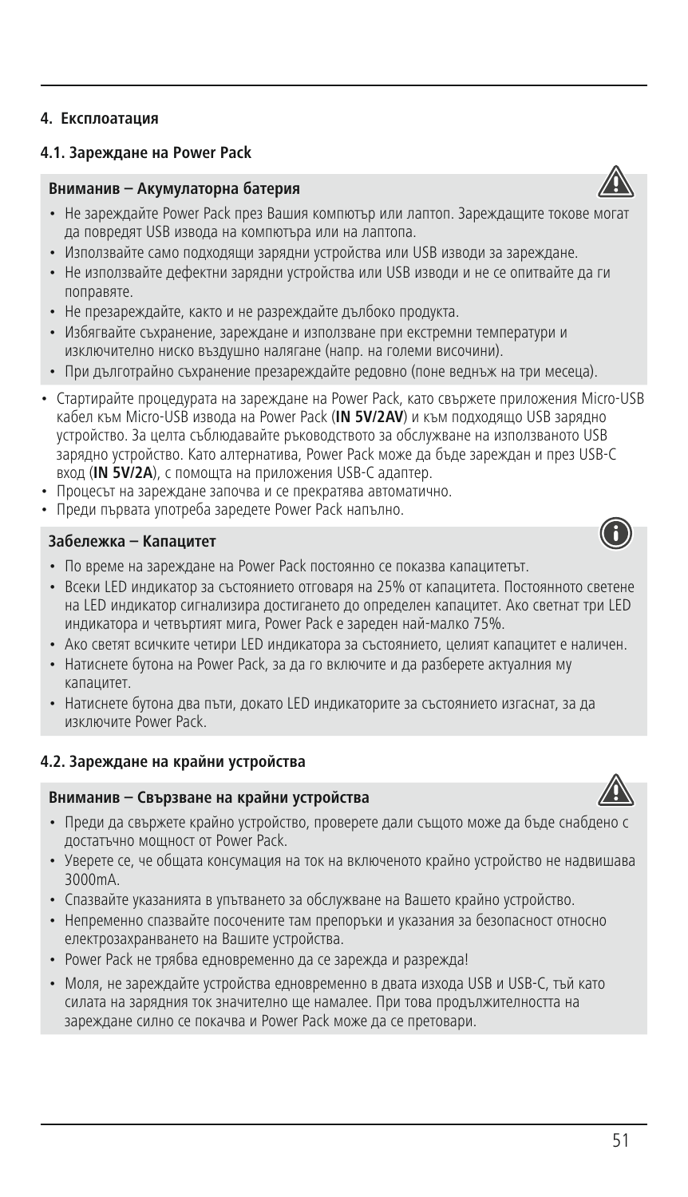## 4. Експлоатация

### 4.1. Зареждане на Power Pack

**Вниманив – Акумулаторна батерия**

- Не зареждайте Power Pack през Вашия компютър или лаптоп. Зареждащите токове могат да повредят USB извода на компютъра или на лаптопа.
- Използвайте само подходящи зарядни устройства или USB изводи за зареждане.
- Не използвайте дефектни зарядни устройства или USB изводи и не се опитвайте да ги поправяте.
- Не презареждайте, както и не разреждайте дълбоко продукта.
- Избягвайте съхранение, зареждане и използване при екстремни температури и изключително ниско въздушно налягане (напр. на големи височини).
- При дълготрайно съхранение презареждайте редовно (поне веднъж на три месеца).

- Стартирайте процедурата на зареждане на Power Pack, като свържете приложения Micro-USB кабел към Micro-USB извода на Power Pack (**IN 5V/2AV**) и към подходящо USB зарядно устройство. За целта съблюдавайте ръководството за обслужване на използваното USB зарядно устройство. Като алтернатива, Power Pack може да бъде зареждан и през USB-C вход (**IN 5V/2A**), с помощта на приложения USB-C адаптер.
- Процесът на зареждане започва и се прекратява автоматично.
- Преди първата употреба заредете Power Pack напълно.

**Забележка – Капацитет**

- По време на зареждане на Power Pack постоянно се показва капацитетът.
- Всеки LED индикатор за състоянието отговаря на 25% от капацитета. Постоянното светене на LED индикатор сигнализира достигането до определен капацитет. Ако светнат три LED индикатора и четвъртият мига, Power Pack е зареден най-малко 75%.
- Ако светят всичките четири LED индикатора за състоянието, целият капацитет е наличен.
- Натиснете бутона на Power Pack, за да го включите и да разберете актуалния му капацитет.
- Натиснете бутона два пъти, докато LED индикаторите за състоянието изгаснат, за да изключите Power Pack.

### 4.2. Зареждане на крайни устройства

**Вниманив – Свързване на крайни устройства**

- Преди да свържете крайно устройство, проверете дали същото може да бъде снабдено с достатъчно мощност от Power Pack.
- Уверете се, че общата консумация на ток на включеното крайно устройство не надвишава 3000mA.
- Спазвайте указанията в упътването за обслужване на Вашето крайно устройство.
- Непременно спазвайте посочените там препоръки и указания за безопасност относно електрозахранването на Вашите устройства.
- Power Pack не трябва едновременно да се зарежда и разрежда!
- Моля, не зареждайте устройства едновременно в двата изхода USB и USB-C, тъй като силата на зарядния ток значително ще намалее. При това продължителността на зареждане силно се покачва и Power Pack може да се претовари.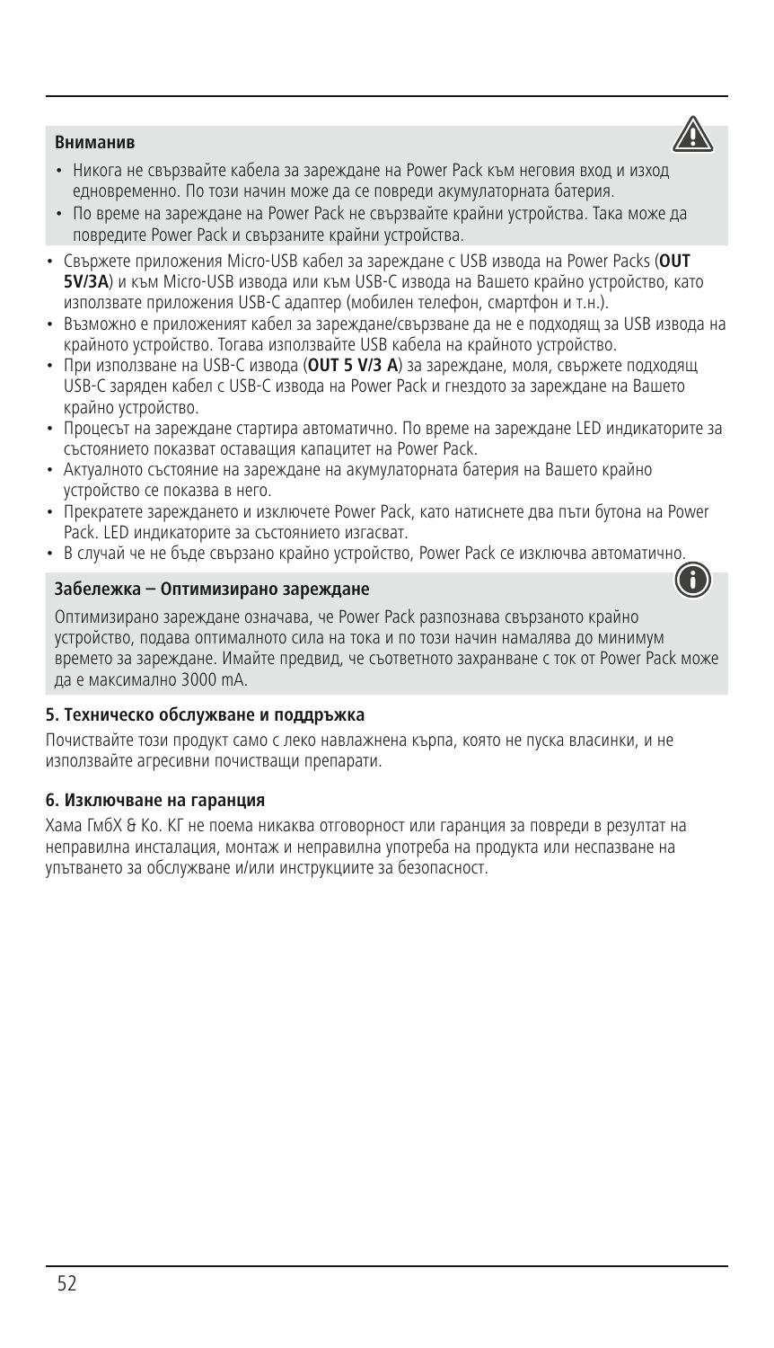**Вниманив**

- Никога не свързвайте кабела за зареждане на Power Pack към неговия вход и изход едновременно. По този начин може да се повреди акумулаторната батерия.
- По време на зареждане на Power Pack не свързвайте крайни устройства. Така може да повредите Power Pack и свързаните крайни устройства.

- Свържете приложения Micro-USB кабел за зареждане с USB извода на Power Packs (**OUT 5V/3A**) и към Micro-USB извода или към USB-C извода на Вашето крайно устройство, като използвате приложения USB-C адаптер (мобилен телефон, смартфон и т.н.).
- Възможно е приложеният кабел за зареждане/свързване да не е подходящ за USB извода на крайното устройство. Тогава използвайте USB кабела на крайното устройство.
- При използване на USB-C извода (**OUT 5 V/3 A**) за зареждане, моля, свържете подходящ USB-C заряден кабел с USB-C извода на Power Pack и гнездото за зареждане на Вашето крайно устройство.
- Процесът на зареждане стартира автоматично. По време на зареждане LED индикаторите за състоянието показват оставащия капацитет на Power Pack.
- Актуалното състояние на зареждане на акумулаторната батерия на Вашето крайно устройство се показва в него.
- Прекратете зареждането и изключете Power Pack, като натиснете два пъти бутона на Power Pack. LED индикаторите за състоянието изгасват.
- В случай че не бъде свързано крайно устройство, Power Pack се изключва автоматично.

**Забележка – Оптимизирано зареждане**

Оптимизирано зареждане означава, че Power Pack разпознава свързаното крайно устройство, подава оптималното сила на тока и по този начин намалява до минимум времето за зареждане. Имайте предвид, че съответното захранване с ток от Power Pack може да е максимално 3000 mA.

**5. Техническо обслужване и поддръжка**

Почиствайте този продукт само с леко навлажнена кърпа, която не пуска власинки, и не използвайте агресивни почистващи препарати.

**6. Изключване на гаранция**

Хама ГмбХ & Ко. КГ не поема никаква отговорност или гаранция за повреди в резултат на неправилна инсталация, монтаж и неправилна употреба на продукта или неспазване на упътването за обслужване и/или инструкциите за безопасност.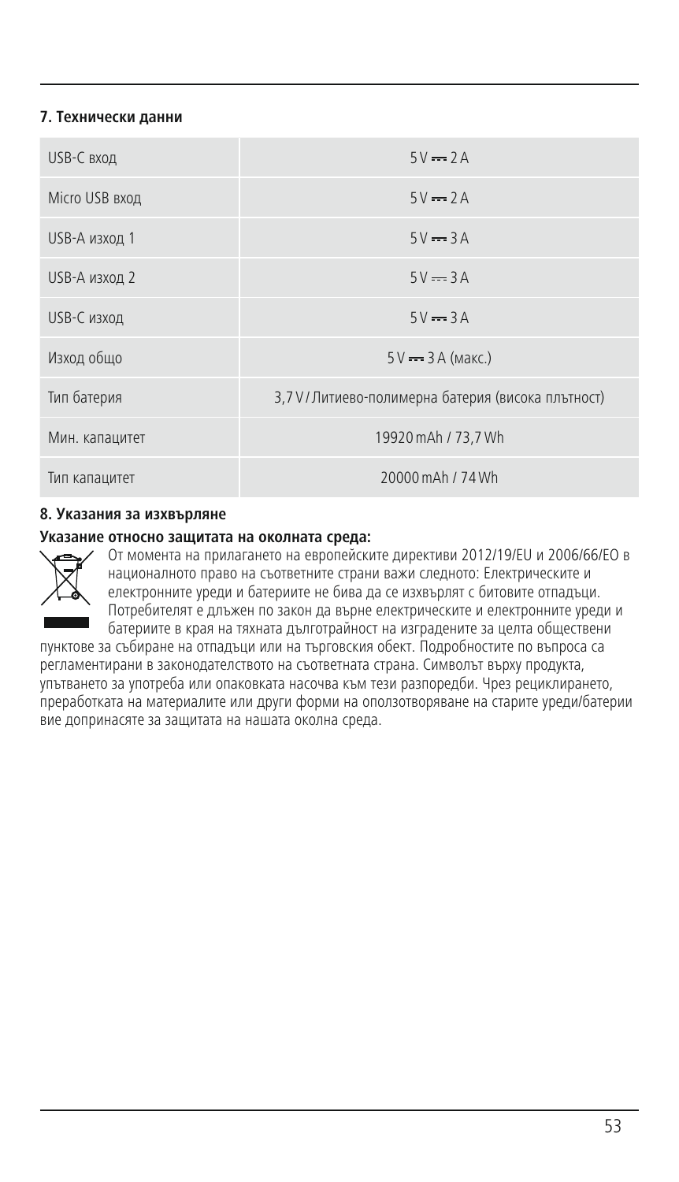## 7. Технически данни

| | |
|---|---|
| USB-C вход | 5 V ⎓ 2 A |
| Micro USB вход | 5 V ⎓ 2 A |
| USB-A изход 1 | 5 V ⎓ 3 A |
| USB-A изход 2 | 5 V ⎓ 3 A |
| USB-C изход | 5 V ⎓ 3 A |
| Изход общо | 5 V ⎓ 3 A (макс.) |
| Тип батерия | 3,7 V / Литиево-полимерна батерия (висока плътност) |
| Мин. капацитет | 19920 mAh / 73,7 Wh |
| Тип капацитет | 20000 mAh / 74 Wh |

## 8. Указания за изхвърляне

**Указание относно защитата на околната среда:**

От момента на прилагането на европейските директиви 2012/19/EU и 2006/66/EO в националното право на съответните страни важи следното: Електрическите и електронните уреди и батериите не бива да се изхвърлят с битовите отпадъци. Потребителят е длъжен по закон да върне електрическите и електронните уреди и батериите в края на тяхната дълготрайност на изградените за целта обществени пунктове за събиране на отпадъци или на търговския обект. Подробностите по въпроса са регламентирани в законодателството на съответната страна. Символът върху продукта, упътването за употреба или опаковката насочва към тези разпоредби. Чрез рециклирането, преработката на материалите или други форми на оползотворяване на старите уреди/батерии вие допринасяте за защитата на нашата околна среда.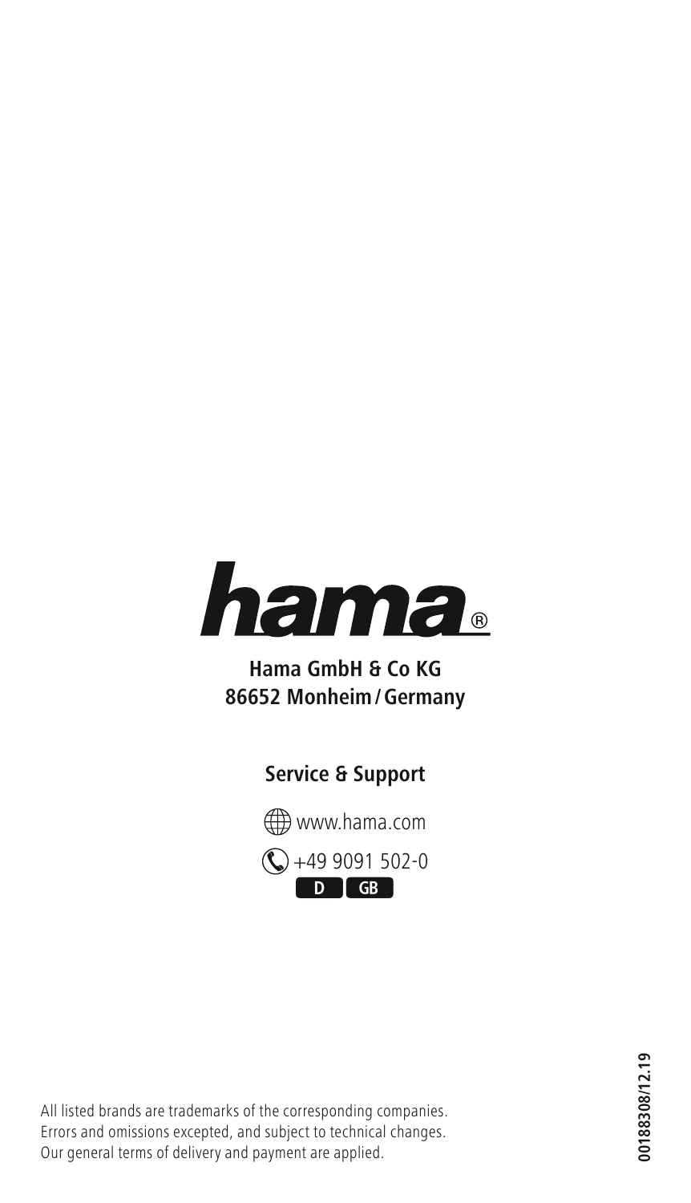hama®

**Hama GmbH & Co KG**
**86652 Monheim / Germany**

**Service & Support**

www.hama.com

+49 9091 502-0

D GB

All listed brands are trademarks of the corresponding companies.
Errors and omissions excepted, and subject to technical changes.
Our general terms of delivery and payment are applied.

00188308/12.19